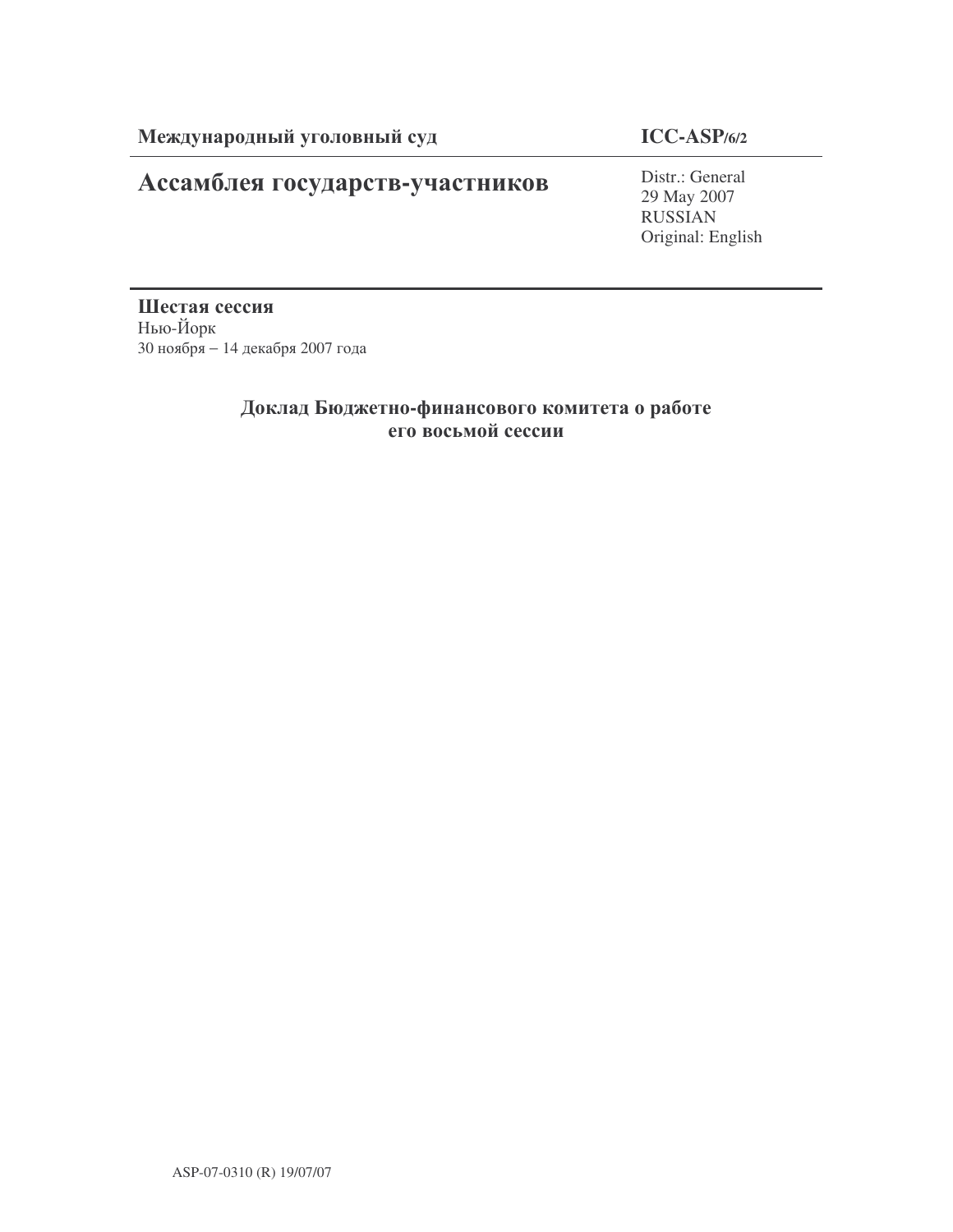**Международный уголовный суд** **ICC-ASP/6/2**

# Ассамблея государств-участников

Distr.: General
29 May 2007
RUSSIAN
Original: English

**Шестая сессия**
Нью-Йорк
30 ноября – 14 декабря 2007 года

## Доклад Бюджетно-финансового комитета о работе его восьмой сессии

ASP-07-0310 (R) 19/07/07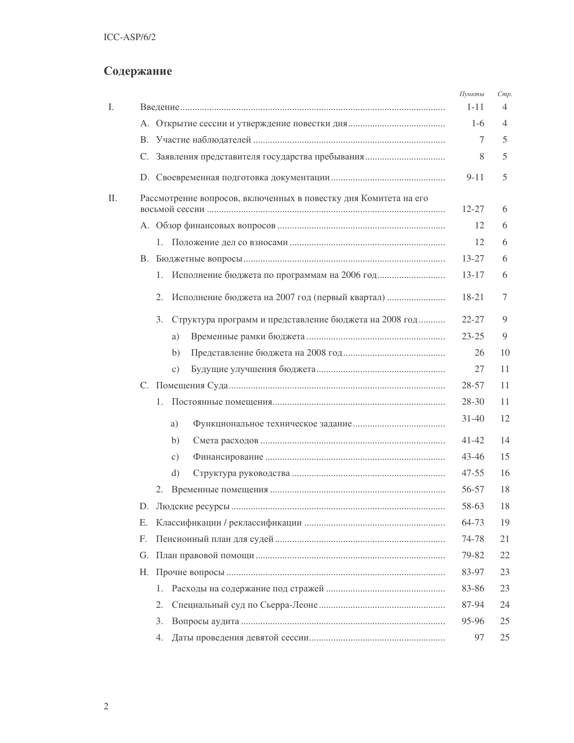## Содержание

| | | *Пункты* | *Стр.* |
|---|---|---|---|
| I. | Введение | 1-11 | 4 |
| | A. Открытие сессии и утверждение повестки дня | 1-6 | 4 |
| | B. Участие наблюдателей | 7 | 5 |
| | C. Заявления представителя государства пребывания | 8 | 5 |
| | D. Своевременная подготовка документации | 9-11 | 5 |
| II. | Рассмотрение вопросов, включенных в повестку дня Комитета на его восьмой сессии | 12-27 | 6 |
| | A. Обзор финансовых вопросов | 12 | 6 |
| | 1. Положение дел со взносами | 12 | 6 |
| | B. Бюджетные вопросы | 13-27 | 6 |
| | 1. Исполнение бюджета по программам на 2006 год | 13-17 | 6 |
| | 2. Исполнение бюджета на 2007 год (первый квартал) | 18-21 | 7 |
| | 3. Структура программ и представление бюджета на 2008 год | 22-27 | 9 |
| | a) Временные рамки бюджета | 23-25 | 9 |
| | b) Представление бюджета на 2008 год | 26 | 10 |
| | c) Будущие улучшения бюджета | 27 | 11 |
| | C. Помещения Суда | 28-57 | 11 |
| | 1. Постоянные помещения | 28-30 | 11 |
| | a) Функциональное техническое задание | 31-40 | 12 |
| | b) Смета расходов | 41-42 | 14 |
| | c) Финансирование | 43-46 | 15 |
| | d) Структура руководства | 47-55 | 16 |
| | 2. Временные помещения | 56-57 | 18 |
| | D. Людские ресурсы | 58-63 | 18 |
| | E. Классификации / реклассификации | 64-73 | 19 |
| | F. Пенсионный план для судей | 74-78 | 21 |
| | G. План правовой помощи | 79-82 | 22 |
| | H. Прочие вопросы | 83-97 | 23 |
| | 1. Расходы на содержание под стражей | 83-86 | 23 |
| | 2. Специальный суд по Сьерра-Леоне | 87-94 | 24 |
| | 3. Вопросы аудита | 95-96 | 25 |
| | 4. Даты проведения девятой сессии | 97 | 25 |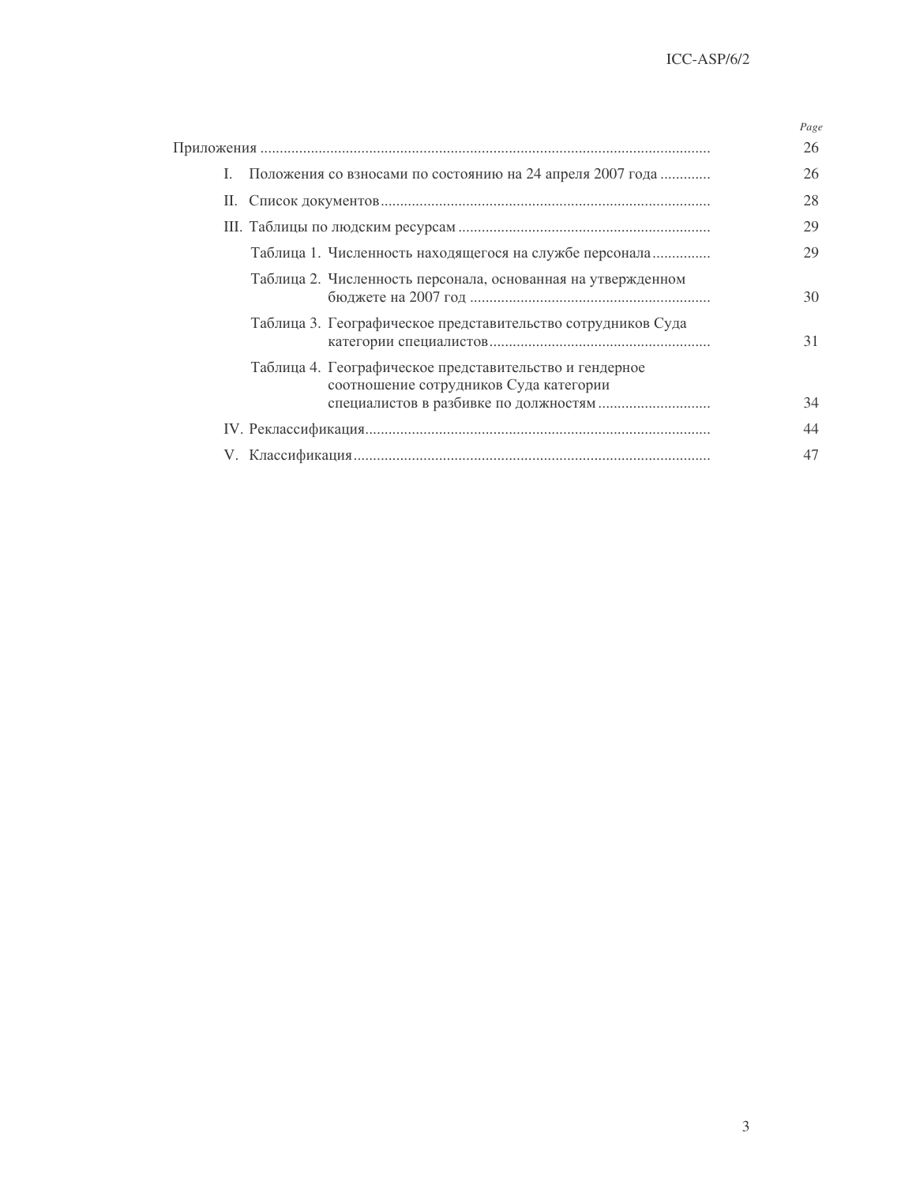| | Page |
|---|---|
| Приложения | 26 |
| I. Положения со взносами по состоянию на 24 апреля 2007 года | 26 |
| II. Список документов | 28 |
| III. Таблицы по людским ресурсам | 29 |
| Таблица 1. Численность находящегося на службе персонала | 29 |
| Таблица 2. Численность персонала, основанная на утвержденном бюджете на 2007 год | 30 |
| Таблица 3. Географическое представительство сотрудников Суда категории специалистов | 31 |
| Таблица 4. Географическое представительство и гендерное соотношение сотрудников Суда категории специалистов в разбивке по должностям | 34 |
| IV. Реклассификация | 44 |
| V. Классификация | 47 |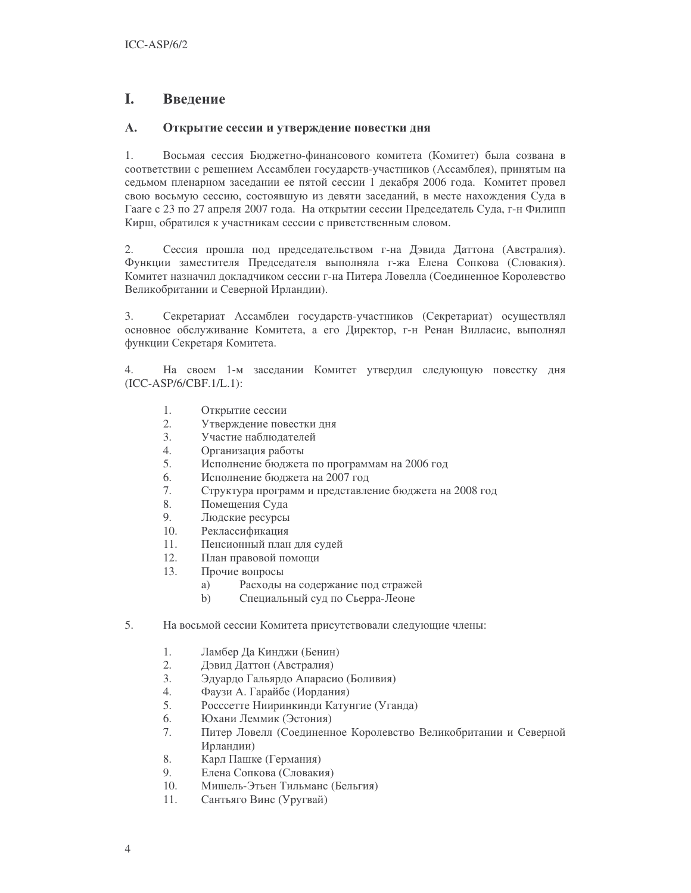# I. Введение

## A. Открытие сессии и утверждение повестки дня

1. Восьмая сессия Бюджетно-финансового комитета (Комитет) была созвана в соответствии с решением Ассамблеи государств-участников (Ассамблея), принятым на седьмом пленарном заседании ее пятой сессии 1 декабря 2006 года. Комитет провел свою восьмую сессию, состоявшую из девяти заседаний, в месте нахождения Суда в Гааге с 23 по 27 апреля 2007 года. На открытии сессии Председатель Суда, г-н Филипп Кирш, обратился к участникам сессии с приветственным словом.

2. Сессия прошла под председательством г-на Дэвида Даттона (Австралия). Функции заместителя Председателя выполняла г-жа Елена Сопкова (Словакия). Комитет назначил докладчиком сессии г-на Питера Ловелла (Соединенное Королевство Великобритании и Северной Ирландии).

3. Секретариат Ассамблеи государств-участников (Секретариат) осуществлял основное обслуживание Комитета, а его Директор, г-н Ренан Вилласис, выполнял функции Секретаря Комитета.

4. На своем 1-м заседании Комитет утвердил следующую повестку дня (ICC-ASP/6/CBF.1/L.1):

1. Открытие сессии
2. Утверждение повестки дня
3. Участие наблюдателей
4. Организация работы
5. Исполнение бюджета по программам на 2006 год
6. Исполнение бюджета на 2007 год
7. Структура программ и представление бюджета на 2008 год
8. Помещения Суда
9. Людские ресурсы
10. Реклассификация
11. Пенсионный план для судей
12. План правовой помощи
13. Прочие вопросы
    a) Расходы на содержание под стражей
    b) Специальный суд по Сьерра-Леоне

5. На восьмой сессии Комитета присутствовали следующие члены:

1. Ламбер Да Кинджи (Бенин)
2. Дэвид Даттон (Австралия)
3. Эдуардо Гальярдо Апарасио (Боливия)
4. Фаузи А. Гарайбе (Иордания)
5. Росссетте Нииринкинди Катунгие (Уганда)
6. Юхани Леммик (Эстония)
7. Питер Ловелл (Соединенное Королевство Великобритании и Северной Ирландии)
8. Карл Пашке (Германия)
9. Елена Сопкова (Словакия)
10. Мишель-Этьен Тильманс (Бельгия)
11. Сантьяго Винс (Уругвай)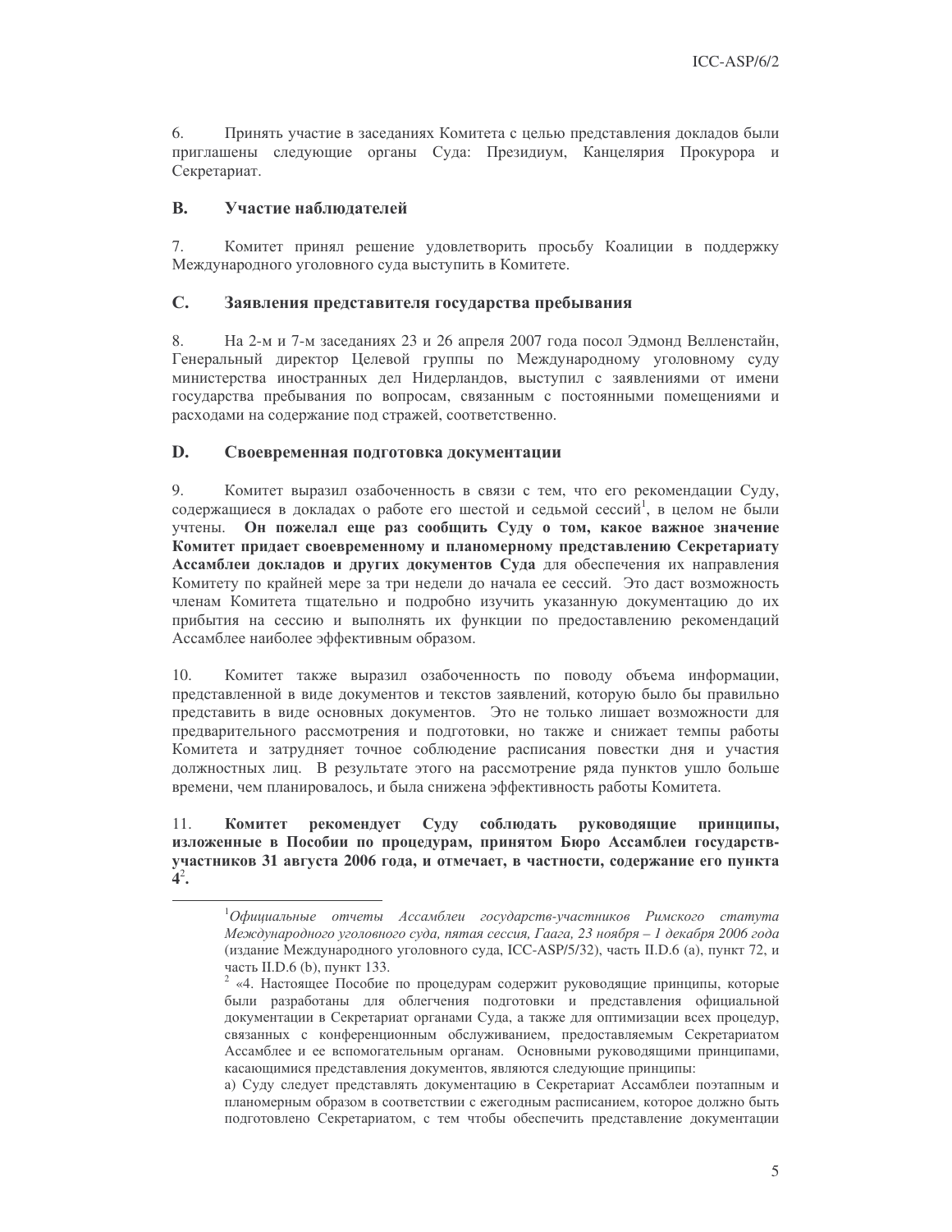6. Принять участие в заседаниях Комитета с целью представления докладов были приглашены следующие органы Суда: Президиум, Канцелярия Прокурора и Секретариат.

## B. Участие наблюдателей

7. Комитет принял решение удовлетворить просьбу Коалиции в поддержку Международного уголовного суда выступить в Комитете.

## C. Заявления представителя государства пребывания

8. На 2-м и 7-м заседаниях 23 и 26 апреля 2007 года посол Эдмонд Велленстайн, Генеральный директор Целевой группы по Международному уголовному суду министерства иностранных дел Нидерландов, выступил с заявлениями от имени государства пребывания по вопросам, связанным с постоянными помещениями и расходами на содержание под стражей, соответственно.

## D. Своевременная подготовка документации

9. Комитет выразил озабоченность в связи с тем, что его рекомендации Суду, содержащиеся в докладах о работе его шестой и седьмой сессий[1], в целом не были учтены. **Он пожелал еще раз сообщить Суду о том, какое важное значение Комитет придает своевременному и планомерному представлению Секретариату Ассамблеи докладов и других документов Суда** для обеспечения их направления Комитету по крайней мере за три недели до начала ее сессий. Это даст возможность членам Комитета тщательно и подробно изучить указанную документацию до их прибытия на сессию и выполнять их функции по предоставлению рекомендаций Ассамблее наиболее эффективным образом.

10. Комитет также выразил озабоченность по поводу объема информации, представленной в виде документов и текстов заявлений, которую было бы правильно представить в виде основных документов. Это не только лишает возможности для предварительного рассмотрения и подготовки, но также и снижает темпы работы Комитета и затрудняет точное соблюдение расписания повестки дня и участия должностных лиц. В результате этого на рассмотрение ряда пунктов ушло больше времени, чем планировалось, и была снижена эффективность работы Комитета.

11. **Комитет рекомендует Суду соблюдать руководящие принципы, изложенные в Пособии по процедурам, принятом Бюро Ассамблеи государств-участников 31 августа 2006 года, и отмечает, в частности, содержание его пункта 4**[2].

---

[1] *Официальные отчеты Ассамблеи государств-участников Римского статута Международного уголовного суда, пятая сессия, Гаага, 23 ноября – 1 декабря 2006 года* (издание Международного уголовного суда, ICC-ASP/5/32), часть II.D.6 (a), пункт 72, и часть II.D.6 (b), пункт 133.

[2] «4. Настоящее Пособие по процедурам содержит руководящие принципы, которые были разработаны для облегчения подготовки и представления официальной документации в Секретариат органами Суда, а также для оптимизации всех процедур, связанных с конференционным обслуживанием, предоставляемым Секретариатом Ассамблее и ее вспомогательным органам. Основными руководящими принципами, касающимися представления документов, являются следующие принципы:

а) Суду следует представлять документацию в Секретариат Ассамблеи поэтапным и планомерным образом в соответствии с ежегодным расписанием, которое должно быть подготовлено Секретариатом, с тем чтобы обеспечить представление документации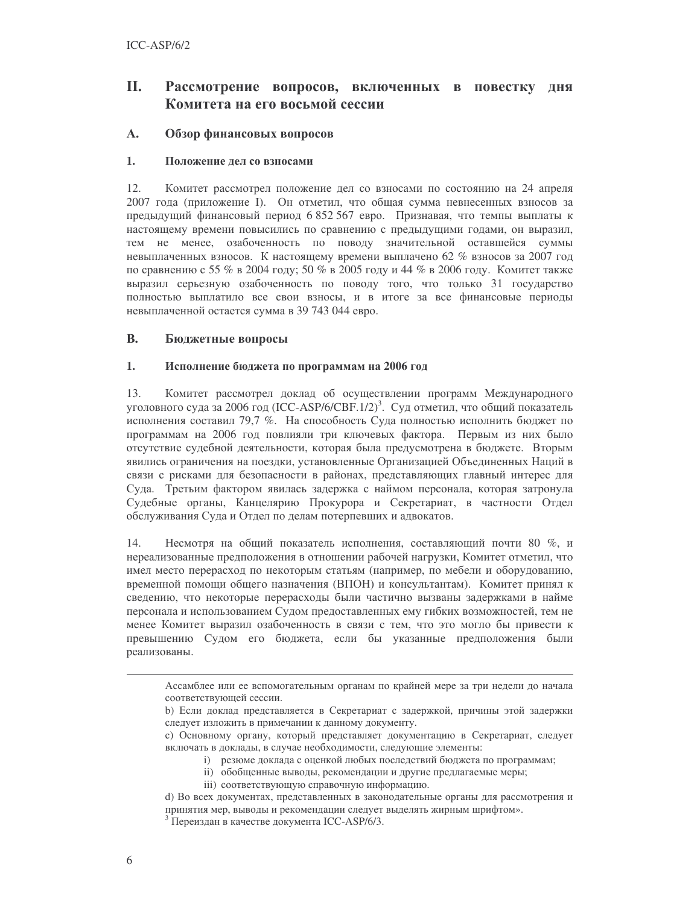## II. Рассмотрение вопросов, включенных в повестку дня Комитета на его восьмой сессии

### A. Обзор финансовых вопросов

#### 1. Положение дел со взносами

12. Комитет рассмотрел положение дел со взносами по состоянию на 24 апреля 2007 года (приложение I). Он отметил, что общая сумма невнесенных взносов за предыдущий финансовый период 6 852 567 евро. Признавая, что темпы выплаты к настоящему времени повысились по сравнению с предыдущими годами, он выразил, тем не менее, озабоченность по поводу значительной оставшейся суммы невыплаченных взносов. К настоящему времени выплачено 62 % взносов за 2007 год по сравнению с 55 % в 2004 году; 50 % в 2005 году и 44 % в 2006 году. Комитет также выразил серьезную озабоченность по поводу того, что только 31 государство полностью выплатило все свои взносы, и в итоге за все финансовые периоды невыплаченной остается сумма в 39 743 044 евро.

### B. Бюджетные вопросы

#### 1. Исполнение бюджета по программам на 2006 год

13. Комитет рассмотрел доклад об осуществлении программ Международного уголовного суда за 2006 год (ICC-ASP/6/CBF.1/2)[3]. Суд отметил, что общий показатель исполнения составил 79,7 %. На способность Суда полностью исполнить бюджет по программам на 2006 год повлияли три ключевых фактора. Первым из них было отсутствие судебной деятельности, которая была предусмотрена в бюджете. Вторым явились ограничения на поездки, установленные Организацией Объединенных Наций в связи с рисками для безопасности в районах, представляющих главный интерес для Суда. Третьим фактором явилась задержка с наймом персонала, которая затронула Судебные органы, Канцелярию Прокурора и Секретариат, в частности Отдел обслуживания Суда и Отдел по делам потерпевших и адвокатов.

14. Несмотря на общий показатель исполнения, составляющий почти 80 %, и нереализованные предположения в отношении рабочей нагрузки, Комитет отметил, что имел место перерасход по некоторым статьям (например, по мебели и оборудованию, временной помощи общего назначения (ВПОН) и консультантам). Комитет принял к сведению, что некоторые перерасходы были частично вызваны задержками в найме персонала и использованием Судом предоставленных ему гибких возможностей, тем не менее Комитет выразил озабоченность в связи с тем, что это могло бы привести к превышению Судом его бюджета, если бы указанные предположения были реализованы.

---

Ассамблее или ее вспомогательным органам по крайней мере за три недели до начала соответствующей сессии.

b) Если доклад представляется в Секретариат с задержкой, причины этой задержки следует изложить в примечании к данному документу.

c) Основному органу, который представляет документацию в Секретариат, следует включать в доклады, в случае необходимости, следующие элементы:

i) резюме доклада с оценкой любых последствий бюджета по программам;

ii) обобщенные выводы, рекомендации и другие предлагаемые меры;

iii) соответствующую справочную информацию.

d) Во всех документах, представленных в законодательные органы для рассмотрения и принятия мер, выводы и рекомендации следует выделять жирным шрифтом».

[3] Переиздан в качестве документа ICC-ASP/6/3.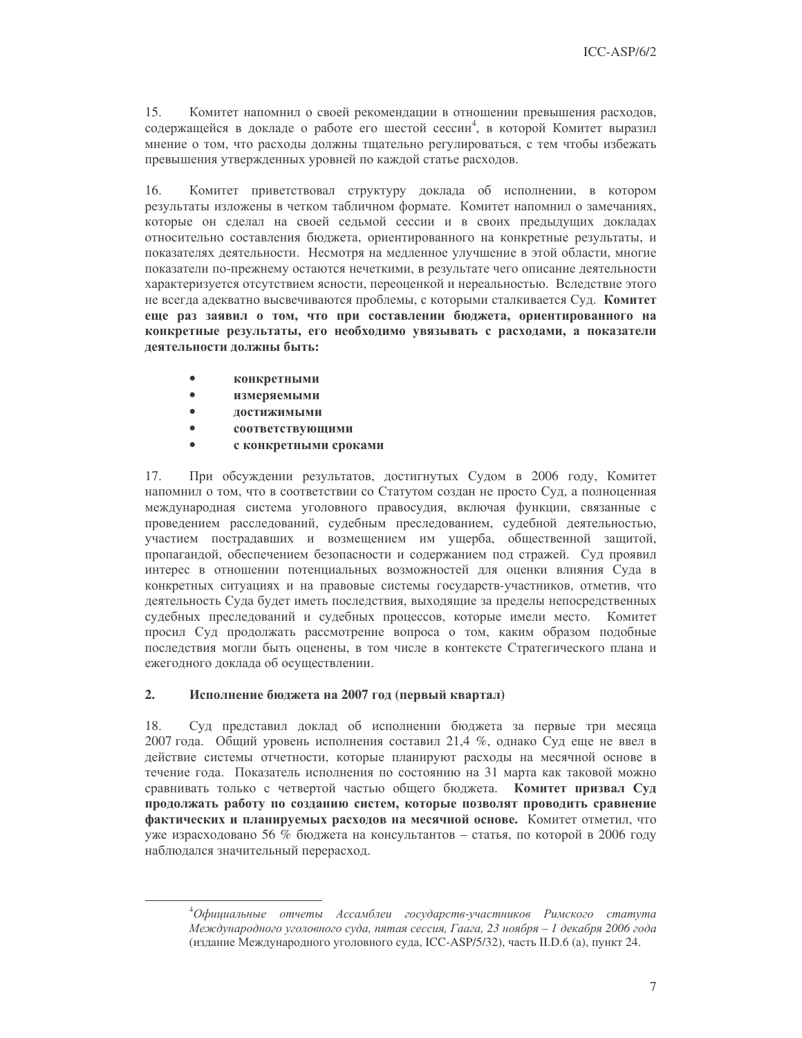15. Комитет напомнил о своей рекомендации в отношении превышения расходов, содержащейся в докладе о работе его шестой сессии[4], в которой Комитет выразил мнение о том, что расходы должны тщательно регулироваться, с тем чтобы избежать превышения утвержденных уровней по каждой статье расходов.

16. Комитет приветствовал структуру доклада об исполнении, в котором результаты изложены в четком табличном формате. Комитет напомнил о замечаниях, которые он сделал на своей седьмой сессии и в своих предыдущих докладах относительно составления бюджета, ориентированного на конкретные результаты, и показателях деятельности. Несмотря на медленное улучшение в этой области, многие показатели по-прежнему остаются нечеткими, в результате чего описание деятельности характеризуется отсутствием ясности, переоценкой и нереальностью. Вследствие этого не всегда адекватно высвечиваются проблемы, с которыми сталкивается Суд. **Комитет еще раз заявил о том, что при составлении бюджета, ориентированного на конкретные результаты, его необходимо увязывать с расходами, а показатели деятельности должны быть:**

- **конкретными**
- **измеряемыми**
- **достижимыми**
- **соответствующими**
- **с конкретными сроками**

17. При обсуждении результатов, достигнутых Судом в 2006 году, Комитет напомнил о том, что в соответствии со Статутом создан не просто Суд, а полноценная международная система уголовного правосудия, включая функции, связанные с проведением расследований, судебным преследованием, судебной деятельностью, участием пострадавших и возмещением им ущерба, общественной защитой, пропагандой, обеспечением безопасности и содержанием под стражей. Суд проявил интерес в отношении потенциальных возможностей для оценки влияния Суда в конкретных ситуациях и на правовые системы государств-участников, отметив, что деятельность Суда будет иметь последствия, выходящие за пределы непосредственных судебных преследований и судебных процессов, которые имели место. Комитет просил Суд продолжать рассмотрение вопроса о том, каким образом подобные последствия могли быть оценены, в том числе в контексте Стратегического плана и ежегодного доклада об осуществлении.

## 2. Исполнение бюджета на 2007 год (первый квартал)

18. Суд представил доклад об исполнении бюджета за первые три месяца 2007 года. Общий уровень исполнения составил 21,4 %, однако Суд еще не ввел в действие системы отчетности, которые планируют расходы на месячной основе в течение года. Показатель исполнения по состоянию на 31 марта как таковой можно сравнивать только с четвертой частью общего бюджета. **Комитет призвал Суд продолжать работу по созданию систем, которые позволят проводить сравнение фактических и планируемых расходов на месячной основе.** Комитет отметил, что уже израсходовано 56 % бюджета на консультантов – статья, по которой в 2006 году наблюдался значительный перерасход.

---

[4] *Официальные отчеты Ассамблеи государств-участников Римского статута Международного уголовного суда, пятая сессия, Гаага, 23 ноября – 1 декабря 2006 года* (издание Международного уголовного суда, ICC-ASP/5/32), часть II.D.6 (a), пункт 24.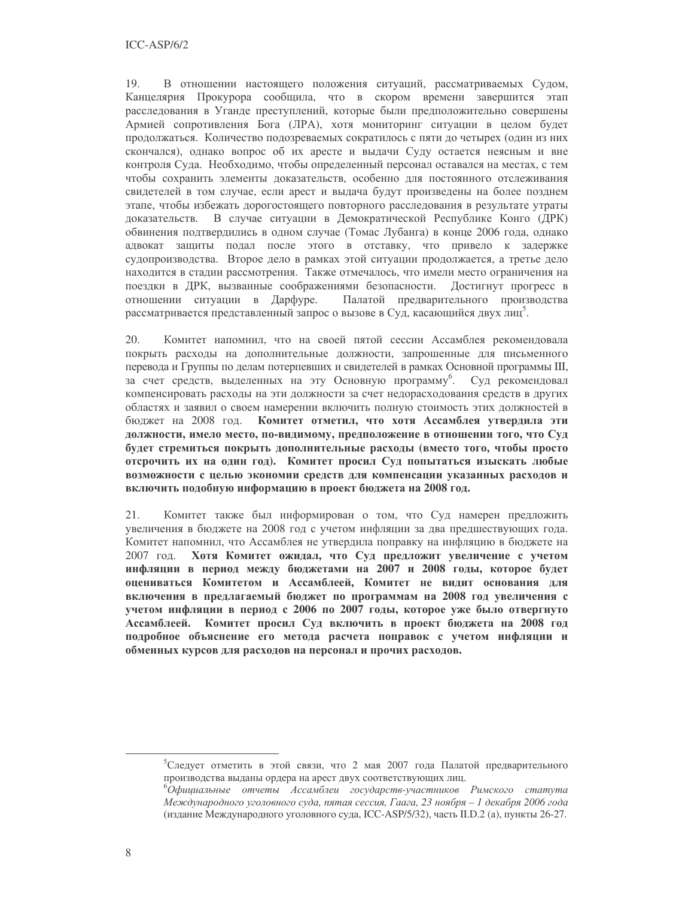19. В отношении настоящего положения ситуаций, рассматриваемых Судом, Канцелярия Прокурора сообщила, что в скором времени завершится этап расследования в Уганде преступлений, которые были предположительно совершены Армией сопротивления Бога (ЛРА), хотя мониторинг ситуации в целом будет продолжаться. Количество подозреваемых сократилось с пяти до четырех (один из них скончался), однако вопрос об их аресте и выдачи Суду остается неясным и вне контроля Суда. Необходимо, чтобы определенный персонал оставался на местах, с тем чтобы сохранить элементы доказательств, особенно для постоянного отслеживания свидетелей в том случае, если арест и выдача будут произведены на более позднем этапе, чтобы избежать дорогостоящего повторного расследования в результате утраты доказательств. В случае ситуации в Демократической Республике Конго (ДРК) обвинения подтвердились в одном случае (Томас Лубанга) в конце 2006 года, однако адвокат защиты подал после этого в отставку, что привело к задержке судопроизводства. Второе дело в рамках этой ситуации продолжается, а третье дело находится в стадии рассмотрения. Также отмечалось, что имели место ограничения на поездки в ДРК, вызванные соображениями безопасности. Достигнут прогресс в отношении ситуации в Дарфуре. Палатой предварительного производства рассматривается представленный запрос о вызове в Суд, касающийся двух лиц[5].

20. Комитет напомнил, что на своей пятой сессии Ассамблея рекомендовала покрыть расходы на дополнительные должности, запрошенные для письменного перевода и Группы по делам потерпевших и свидетелей в рамках Основной программы III, за счет средств, выделенных на эту Основную программу[6]. Суд рекомендовал компенсировать расходы на эти должности за счет недорасходования средств в других областях и заявил о своем намерении включить полную стоимость этих должностей в бюджет на 2008 год. **Комитет отметил, что хотя Ассамблея утвердила эти должности, имело место, по-видимому, предположение в отношении того, что Суд будет стремиться покрыть дополнительные расходы (вместо того, чтобы просто отсрочить их на один год). Комитет просил Суд попытаться изыскать любые возможности с целью экономии средств для компенсации указанных расходов и включить подобную информацию в проект бюджета на 2008 год.**

21. Комитет также был информирован о том, что Суд намерен предложить увеличения в бюджете на 2008 год с учетом инфляции за два предшествующих года. Комитет напомнил, что Ассамблея не утвердила поправку на инфляцию в бюджете на 2007 год. **Хотя Комитет ожидал, что Суд предложит увеличение с учетом инфляции в период между бюджетами на 2007 и 2008 годы, которое будет оцениваться Комитетом и Ассамблеей, Комитет не видит основания для включения в предлагаемый бюджет по программам на 2008 год увеличения с учетом инфляции в период с 2006 по 2007 годы, которое уже было отвергнуто Ассамблеей. Комитет просил Суд включить в проект бюджета на 2008 год подробное объяснение его метода расчета поправок с учетом инфляции и обменных курсов для расходов на персонал и прочих расходов.**

---

[5] Следует отметить в этой связи, что 2 мая 2007 года Палатой предварительного производства выданы ордера на арест двух соответствующих лиц.

[6] *Официальные отчеты Ассамблеи государств-участников Римского статута Международного уголовного суда, пятая сессия, Гаага, 23 ноября – 1 декабря 2006 года* (издание Международного уголовного суда, ICC-ASP/5/32), часть II.D.2 (a), пункты 26-27.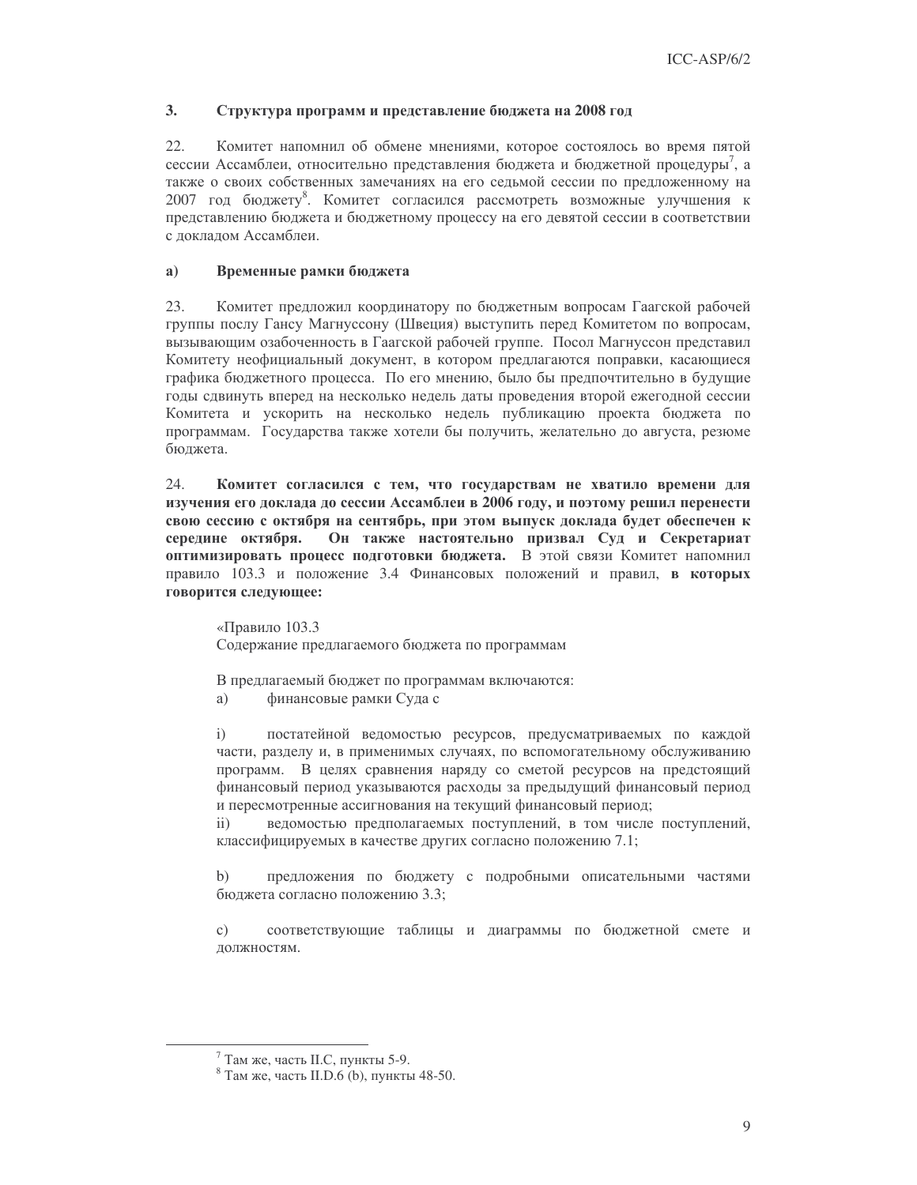## 3. Структура программ и представление бюджета на 2008 год

22. Комитет напомнил об обмене мнениями, которое состоялось во время пятой сессии Ассамблеи, относительно представления бюджета и бюджетной процедуры[7], а также о своих собственных замечаниях на его седьмой сессии по предложенному на 2007 год бюджету[8]. Комитет согласился рассмотреть возможные улучшения к представлению бюджета и бюджетному процессу на его девятой сессии в соответствии с докладом Ассамблеи.

### a) Временные рамки бюджета

23. Комитет предложил координатору по бюджетным вопросам Гаагской рабочей группы послу Гансу Магнуссону (Швеция) выступить перед Комитетом по вопросам, вызывающим озабоченность в Гаагской рабочей группе. Посол Магнуссон представил Комитету неофициальный документ, в котором предлагаются поправки, касающиеся графика бюджетного процесса. По его мнению, было бы предпочтительно в будущие годы сдвинуть вперед на несколько недель даты проведения второй ежегодной сессии Комитета и ускорить на несколько недель публикацию проекта бюджета по программам. Государства также хотели бы получить, желательно до августа, резюме бюджета.

24. **Комитет согласился с тем, что государствам не хватило времени для изучения его доклада до сессии Ассамблеи в 2006 году, и поэтому решил перенести свою сессию с октября на сентябрь, при этом выпуск доклада будет обеспечен к середине октября. Он также настоятельно призвал Суд и Секретариат оптимизировать процесс подготовки бюджета.** В этой связи Комитет напомнил правило 103.3 и положение 3.4 Финансовых положений и правил, **в которых говорится следующее:**

> «Правило 103.3
> Содержание предлагаемого бюджета по программам
>
> В предлагаемый бюджет по программам включаются:
>
> a) финансовые рамки Суда с
>
> i) постатейной ведомостью ресурсов, предусматриваемых по каждой части, разделу и, в применимых случаях, по вспомогательному обслуживанию программ. В целях сравнения наряду со сметой ресурсов на предстоящий финансовый период указываются расходы за предыдущий финансовый период и пересмотренные ассигнования на текущий финансовый период;
>
> ii) ведомостью предполагаемых поступлений, в том числе поступлений, классифицируемых в качестве других согласно положению 7.1;
>
> b) предложения по бюджету с подробными описательными частями бюджета согласно положению 3.3;
>
> c) соответствующие таблицы и диаграммы по бюджетной смете и должностям.

---

[7] Там же, часть II.C, пункты 5-9.

[8] Там же, часть II.D.6 (b), пункты 48-50.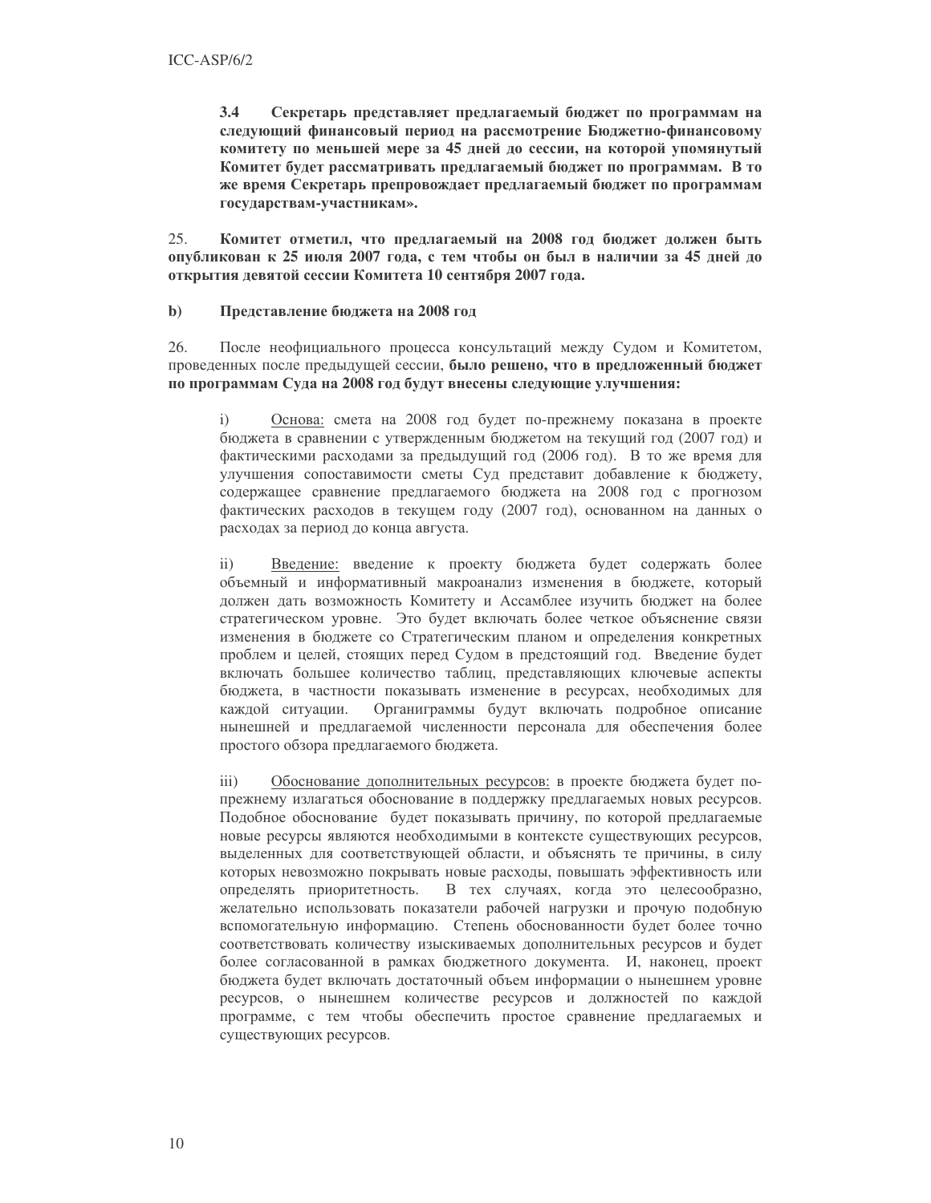**3.4 Секретарь представляет предлагаемый бюджет по программам на следующий финансовый период на рассмотрение Бюджетно-финансовому комитету по меньшей мере за 45 дней до сессии, на которой упомянутый Комитет будет рассматривать предлагаемый бюджет по программам. В то же время Секретарь препровождает предлагаемый бюджет по программам государствам-участникам».**

25. **Комитет отметил, что предлагаемый на 2008 год бюджет должен быть опубликован к 25 июля 2007 года, с тем чтобы он был в наличии за 45 дней до открытия девятой сессии Комитета 10 сентября 2007 года.**

**b) Представление бюджета на 2008 год**

26. После неофициального процесса консультаций между Судом и Комитетом, проведенных после предыдущей сессии, **было решено, что в предложенный бюджет по программам Суда на 2008 год будут внесены следующие улучшения:**

i) Основа: смета на 2008 год будет по-прежнему показана в проекте бюджета в сравнении с утвержденным бюджетом на текущий год (2007 год) и фактическими расходами за предыдущий год (2006 год). В то же время для улучшения сопоставимости сметы Суд представит добавление к бюджету, содержащее сравнение предлагаемого бюджета на 2008 год с прогнозом фактических расходов в текущем году (2007 год), основанном на данных о расходах за период до конца августа.

ii) Введение: введение к проекту бюджета будет содержать более объемный и информативный макроанализ изменения в бюджете, который должен дать возможность Комитету и Ассамблее изучить бюджет на более стратегическом уровне. Это будет включать более четкое объяснение связи изменения в бюджете со Стратегическим планом и определения конкретных проблем и целей, стоящих перед Судом в предстоящий год. Введение будет включать большее количество таблиц, представляющих ключевые аспекты бюджета, в частности показывать изменение в ресурсах, необходимых для каждой ситуации. Органиграммы будут включать подробное описание нынешней и предлагаемой численности персонала для обеспечения более простого обзора предлагаемого бюджета.

iii) Обоснование дополнительных ресурсов: в проекте бюджета будет по-прежнему излагаться обоснование в поддержку предлагаемых новых ресурсов. Подобное обоснование будет показывать причину, по которой предлагаемые новые ресурсы являются необходимыми в контексте существующих ресурсов, выделенных для соответствующей области, и объяснять те причины, в силу которых невозможно покрывать новые расходы, повышать эффективность или определять приоритетность. В тех случаях, когда это целесообразно, желательно использовать показатели рабочей нагрузки и прочую подобную вспомогательную информацию. Степень обоснованности будет более точно соответствовать количеству изыскиваемых дополнительных ресурсов и будет более согласованной в рамках бюджетного документа. И, наконец, проект бюджета будет включать достаточный объем информации о нынешнем уровне ресурсов, о нынешнем количестве ресурсов и должностей по каждой программе, с тем чтобы обеспечить простое сравнение предлагаемых и существующих ресурсов.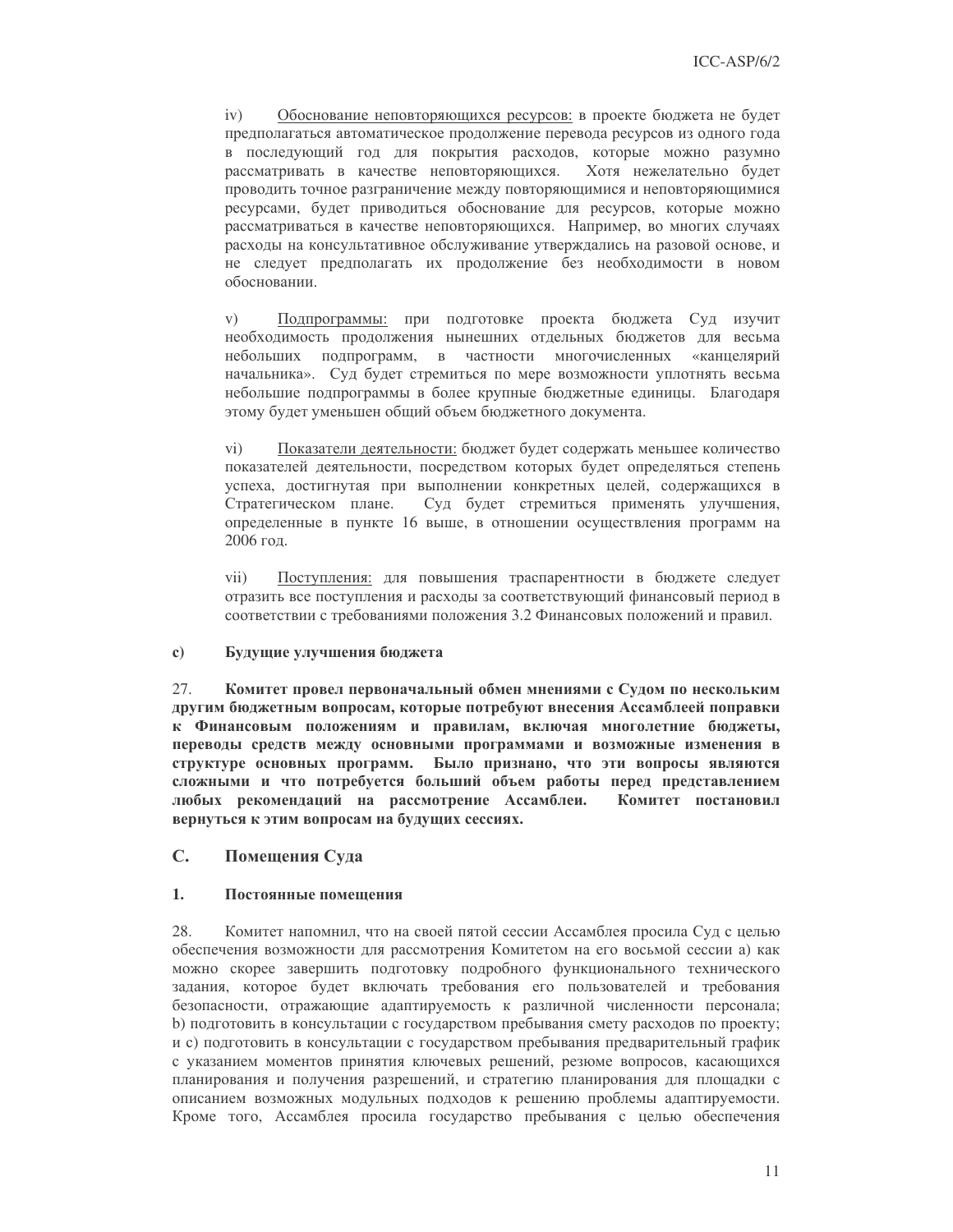iv) Обоснование неповторяющихся ресурсов: в проекте бюджета не будет предполагаться автоматическое продолжение перевода ресурсов из одного года в последующий год для покрытия расходов, которые можно разумно рассматривать в качестве неповторяющихся. Хотя нежелательно будет проводить точное разграничение между повторяющимися и неповторяющимися ресурсами, будет приводиться обоснование для ресурсов, которые можно рассматриваться в качестве неповторяющихся. Например, во многих случаях расходы на консультативное обслуживание утверждались на разовой основе, и не следует предполагать их продолжение без необходимости в новом обосновании.

v) Подпрограммы: при подготовке проекта бюджета Суд изучит необходимость продолжения нынешних отдельных бюджетов для весьма небольших подпрограмм, в частности многочисленных «канцелярий начальника». Суд будет стремиться по мере возможности уплотнять весьма небольшие подпрограммы в более крупные бюджетные единицы. Благодаря этому будет уменьшен общий объем бюджетного документа.

vi) Показатели деятельности: бюджет будет содержать меньшее количество показателей деятельности, посредством которых будет определяться степень успеха, достигнутая при выполнении конкретных целей, содержащихся в Стратегическом плане. Суд будет стремиться применять улучшения, определенные в пункте 16 выше, в отношении осуществления программ на 2006 год.

vii) Поступления: для повышения траспарентности в бюджете следует отразить все поступления и расходы за соответствующий финансовый период в соответствии с требованиями положения 3.2 Финансовых положений и правил.

#### c) Будущие улучшения бюджета

27. **Комитет провел первоначальный обмен мнениями с Судом по нескольким другим бюджетным вопросам, которые потребуют внесения Ассамблеей поправки к Финансовым положениям и правилам, включая многолетние бюджеты, переводы средств между основными программами и возможные изменения в структуре основных программ. Было признано, что эти вопросы являются сложными и что потребуется больший объем работы перед представлением любых рекомендаций на рассмотрение Ассамблеи. Комитет постановил вернуться к этим вопросам на будущих сессиях.**

## C. Помещения Суда

### 1. Постоянные помещения

28. Комитет напомнил, что на своей пятой сессии Ассамблея просила Суд с целью обеспечения возможности для рассмотрения Комитетом на его восьмой сессии а) как можно скорее завершить подготовку подробного функционального технического задания, которое будет включать требования его пользователей и требования безопасности, отражающие адаптируемость к различной численности персонала; b) подготовить в консультации с государством пребывания смету расходов по проекту; и с) подготовить в консультации с государством пребывания предварительный график с указанием моментов принятия ключевых решений, резюме вопросов, касающихся планирования и получения разрешений, и стратегию планирования для площадки с описанием возможных модульных подходов к решению проблемы адаптируемости. Кроме того, Ассамблея просила государство пребывания с целью обеспечения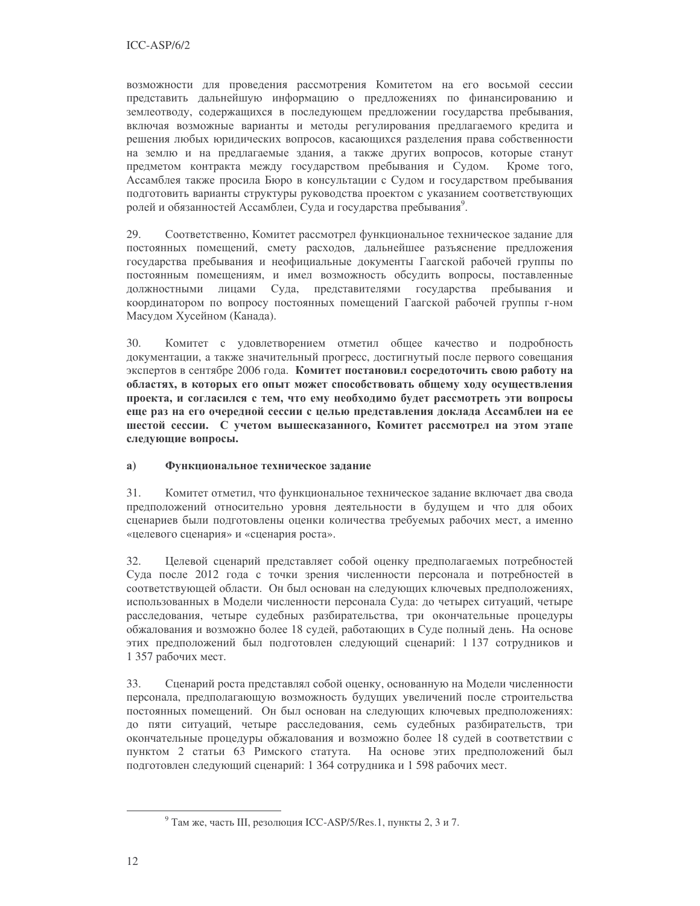возможности для проведения рассмотрения Комитетом на его восьмой сессии представить дальнейшую информацию о предложениях по финансированию и землеотводу, содержащихся в последующем предложении государства пребывания, включая возможные варианты и методы регулирования предлагаемого кредита и решения любых юридических вопросов, касающихся разделения права собственности на землю и на предлагаемые здания, а также других вопросов, которые станут предметом контракта между государством пребывания и Судом. Кроме того, Ассамблея также просила Бюро в консультации с Судом и государством пребывания подготовить варианты структуры руководства проектом с указанием соответствующих ролей и обязанностей Ассамблеи, Суда и государства пребывания[9].

29. Соответственно, Комитет рассмотрел функциональное техническое задание для постоянных помещений, смету расходов, дальнейшее разъяснение предложения государства пребывания и неофициальные документы Гаагской рабочей группы по постоянным помещениям, и имел возможность обсудить вопросы, поставленные должностными лицами Суда, представителями государства пребывания и координатором по вопросу постоянных помещений Гаагской рабочей группы г-ном Масудом Хусейном (Канада).

30. Комитет с удовлетворением отметил общее качество и подробность документации, а также значительный прогресс, достигнутый после первого совещания экспертов в сентябре 2006 года. **Комитет постановил сосредоточить свою работу на областях, в которых его опыт может способствовать общему ходу осуществления проекта, и согласился с тем, что ему необходимо будет рассмотреть эти вопросы еще раз на его очередной сессии с целью представления доклада Ассамблеи на ее шестой сессии. С учетом вышесказанного, Комитет рассмотрел на этом этапе следующие вопросы.**

### a) Функциональное техническое задание

31. Комитет отметил, что функциональное техническое задание включает два свода предположений относительно уровня деятельности в будущем и что для обоих сценариев были подготовлены оценки количества требуемых рабочих мест, а именно «целевого сценария» и «сценария роста».

32. Целевой сценарий представляет собой оценку предполагаемых потребностей Суда после 2012 года с точки зрения численности персонала и потребностей в соответствующей области. Он был основан на следующих ключевых предположениях, использованных в Модели численности персонала Суда: до четырех ситуаций, четыре расследования, четыре судебных разбирательства, три окончательные процедуры обжалования и возможно более 18 судей, работающих в Суде полный день. На основе этих предположений был подготовлен следующий сценарий: 1 137 сотрудников и 1 357 рабочих мест.

33. Сценарий роста представлял собой оценку, основанную на Модели численности персонала, предполагающую возможность будущих увеличений после строительства постоянных помещений. Он был основан на следующих ключевых предположениях: до пяти ситуаций, четыре расследования, семь судебных разбирательств, три окончательные процедуры обжалования и возможно более 18 судей в соответствии с пунктом 2 статьи 63 Римского статута. На основе этих предположений был подготовлен следующий сценарий: 1 364 сотрудника и 1 598 рабочих мест.

---

[9] Там же, часть III, резолюция ICC-ASP/5/Res.1, пункты 2, 3 и 7.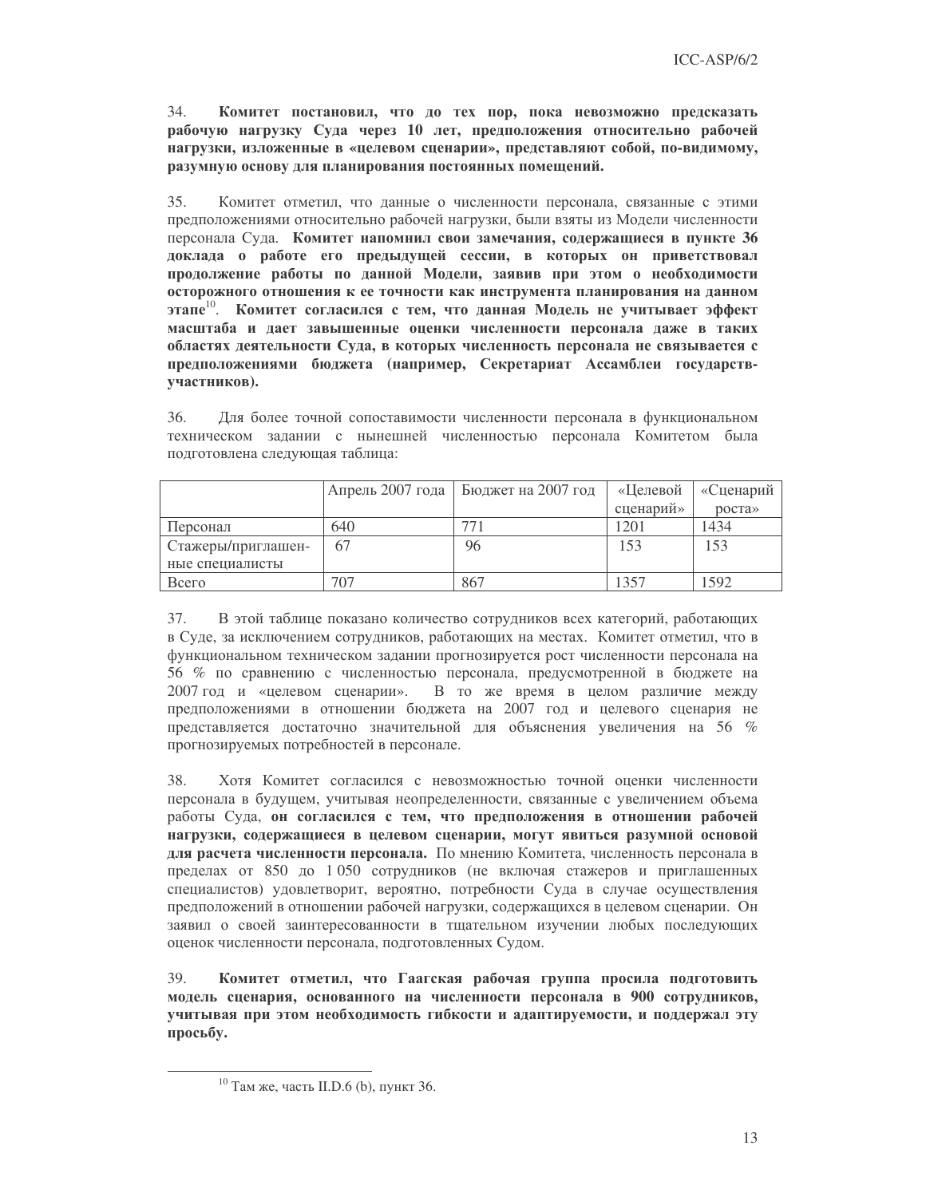34. **Комитет постановил, что до тех пор, пока невозможно предсказать рабочую нагрузку Суда через 10 лет, предположения относительно рабочей нагрузки, изложенные в «целевом сценарии», представляют собой, по-видимому, разумную основу для планирования постоянных помещений.**

35. Комитет отметил, что данные о численности персонала, связанные с этими предположениями относительно рабочей нагрузки, были взяты из Модели численности персонала Суда. **Комитет напомнил свои замечания, содержащиеся в пункте 36 доклада о работе его предыдущей сессии, в которых он приветствовал продолжение работы по данной Модели, заявив при этом о необходимости осторожного отношения к ее точности как инструмента планирования на данном этапе**[10]. **Комитет согласился с тем, что данная Модель не учитывает эффект масштаба и дает завышенные оценки численности персонала даже в таких областях деятельности Суда, в которых численность персонала не связывается с предположениями бюджета (например, Секретариат Ассамблеи государств-участников).**

36. Для более точной сопоставимости численности персонала в функциональном техническом задании с нынешней численностью персонала Комитетом была подготовлена следующая таблица:

| | Апрель 2007 года | Бюджет на 2007 год | «Целевой сценарий» | «Сценарий роста» |
|---|---|---|---|---|
| Персонал | 640 | 771 | 1201 | 1434 |
| Стажеры/приглашенные специалисты | 67 | 96 | 153 | 153 |
| Всего | 707 | 867 | 1357 | 1592 |

37. В этой таблице показано количество сотрудников всех категорий, работающих в Суде, за исключением сотрудников, работающих на местах. Комитет отметил, что в функциональном техническом задании прогнозируется рост численности персонала на 56 % по сравнению с численностью персонала, предусмотренной в бюджете на 2007 год и «целевом сценарии». В то же время в целом различие между предположениями в отношении бюджета на 2007 год и целевого сценария не представляется достаточно значительной для объяснения увеличения на 56 % прогнозируемых потребностей в персонале.

38. Хотя Комитет согласился с невозможностью точной оценки численности персонала в будущем, учитывая неопределенности, связанные с увеличением объема работы Суда, **он согласился с тем, что предположения в отношении рабочей нагрузки, содержащиеся в целевом сценарии, могут явиться разумной основой для расчета численности персонала.** По мнению Комитета, численность персонала в пределах от 850 до 1 050 сотрудников (не включая стажеров и приглашенных специалистов) удовлетворит, вероятно, потребности Суда в случае осуществления предположений в отношении рабочей нагрузки, содержащихся в целевом сценарии. Он заявил о своей заинтересованности в тщательном изучении любых последующих оценок численности персонала, подготовленных Судом.

39. **Комитет отметил, что Гаагская рабочая группа просила подготовить модель сценария, основанного на численности персонала в 900 сотрудников, учитывая при этом необходимость гибкости и адаптируемости, и поддержал эту просьбу.**

[10] Там же, часть II.D.6 (b), пункт 36.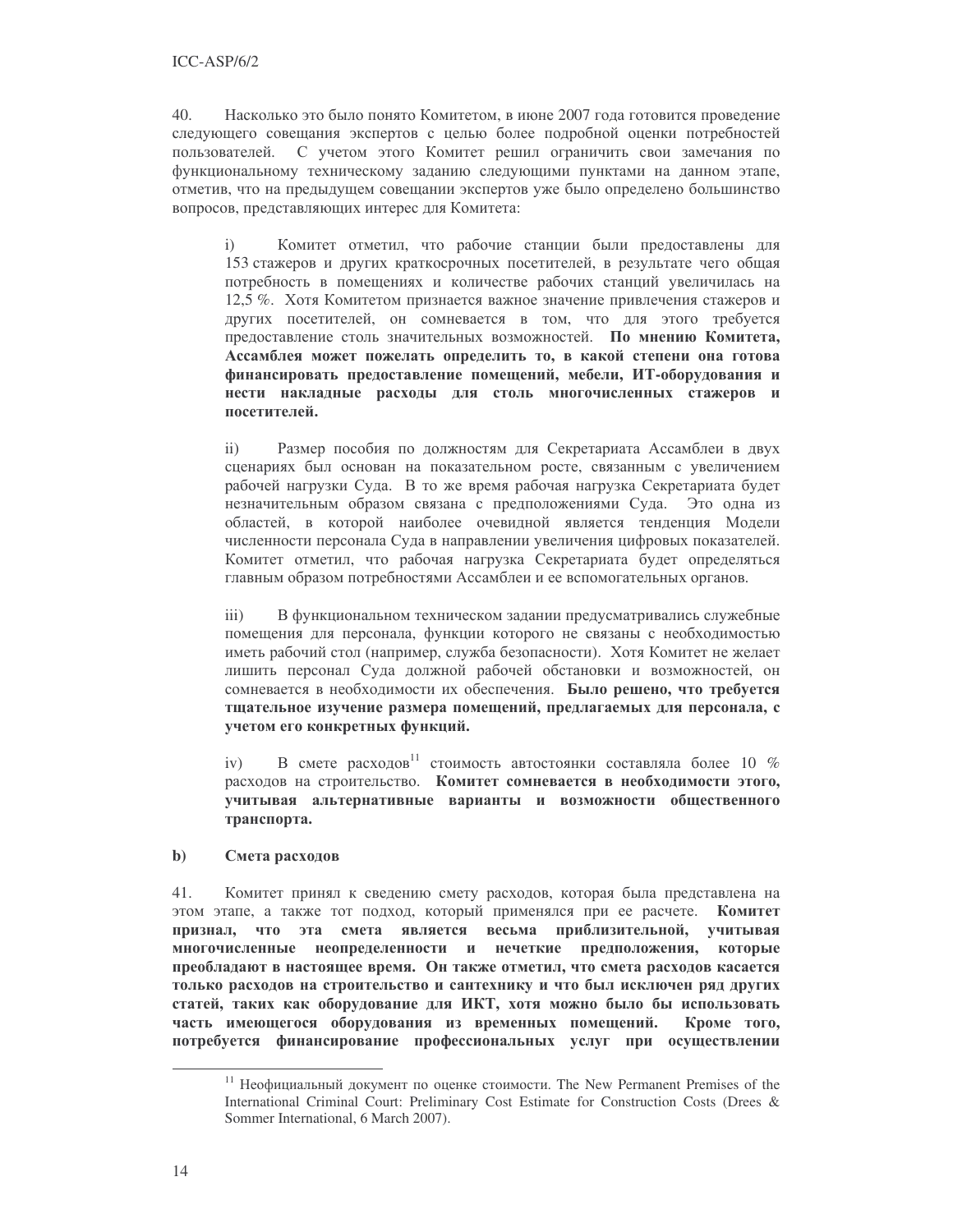40. Насколько это было понято Комитетом, в июне 2007 года готовится проведение следующего совещания экспертов с целью более подробной оценки потребностей пользователей. С учетом этого Комитет решил ограничить свои замечания по функциональному техническому заданию следующими пунктами на данном этапе, отметив, что на предыдущем совещании экспертов уже было определено большинство вопросов, представляющих интерес для Комитета:

i) Комитет отметил, что рабочие станции были предоставлены для 153 стажеров и других краткосрочных посетителей, в результате чего общая потребность в помещениях и количестве рабочих станций увеличилась на 12,5 %. Хотя Комитетом признается важное значение привлечения стажеров и других посетителей, он сомневается в том, что для этого требуется предоставление столь значительных возможностей. **По мнению Комитета, Ассамблея может пожелать определить то, в какой степени она готова финансировать предоставление помещений, мебели, ИТ-оборудования и нести накладные расходы для столь многочисленных стажеров и посетителей.**

ii) Размер пособия по должностям для Секретариата Ассамблеи в двух сценариях был основан на показательном росте, связанным с увеличением рабочей нагрузки Суда. В то же время рабочая нагрузка Секретариата будет незначительным образом связана с предположениями Суда. Это одна из областей, в которой наиболее очевидной является тенденция Модели численности персонала Суда в направлении увеличения цифровых показателей. Комитет отметил, что рабочая нагрузка Секретариата будет определяться главным образом потребностями Ассамблеи и ее вспомогательных органов.

iii) В функциональном техническом задании предусматривались служебные помещения для персонала, функции которого не связаны с необходимостью иметь рабочий стол (например, служба безопасности). Хотя Комитет не желает лишить персонал Суда должной рабочей обстановки и возможностей, он сомневается в необходимости их обеспечения. **Было решено, что требуется тщательное изучение размера помещений, предлагаемых для персонала, с учетом его конкретных функций.**

iv) В смете расходов[11] стоимость автостоянки составляла более 10 % расходов на строительство. **Комитет сомневается в необходимости этого, учитывая альтернативные варианты и возможности общественного транспорта.**

### b) Смета расходов

41. Комитет принял к сведению смету расходов, которая была представлена на этом этапе, а также тот подход, который применялся при ее расчете. **Комитет признал, что эта смета является весьма приблизительной, учитывая многочисленные неопределенности и нечеткие предположения, которые преобладают в настоящее время. Он также отметил, что смета расходов касается только расходов на строительство и сантехнику и что был исключен ряд других статей, таких как оборудование для ИКТ, хотя можно было бы использовать часть имеющегося оборудования из временных помещений. Кроме того, потребуется финансирование профессиональных услуг при осуществлении**

---

[11] Неофициальный документ по оценке стоимости. The New Permanent Premises of the International Criminal Court: Preliminary Cost Estimate for Construction Costs (Drees & Sommer International, 6 March 2007).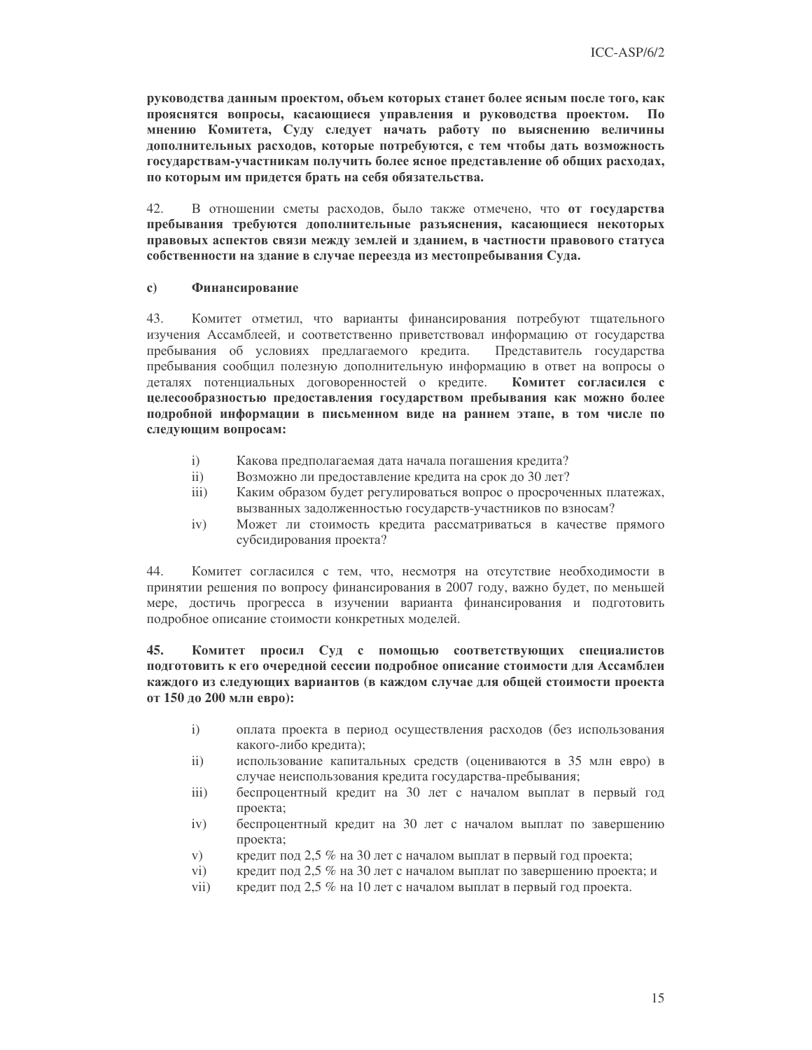**руководства данным проектом, объем которых станет более ясным после того, как прояснятся вопросы, касающиеся управления и руководства проектом. По мнению Комитета, Суду следует начать работу по выяснению величины дополнительных расходов, которые потребуются, с тем чтобы дать возможность государствам-участникам получить более ясное представление об общих расходах, по которым им придется брать на себя обязательства.**

42. В отношении сметы расходов, было также отмечено, что **от государства пребывания требуются дополнительные разъяснения, касающиеся некоторых правовых аспектов связи между землей и зданием, в частности правового статуса собственности на здание в случае переезда из местопребывания Суда.**

### c) Финансирование

43. Комитет отметил, что варианты финансирования потребуют тщательного изучения Ассамблеей, и соответственно приветствовал информацию от государства пребывания об условиях предлагаемого кредита. Представитель государства пребывания сообщил полезную дополнительную информацию в ответ на вопросы о деталях потенциальных договоренностей о кредите. **Комитет согласился с целесообразностью предоставления государством пребывания как можно более подробной информации в письменном виде на раннем этапе, в том числе по следующим вопросам:**

- i) Какова предполагаемая дата начала погашения кредита?
- ii) Возможно ли предоставление кредита на срок до 30 лет?
- iii) Каким образом будет регулироваться вопрос о просроченных платежах, вызванных задолженностью государств-участников по взносам?
- iv) Может ли стоимость кредита рассматриваться в качестве прямого субсидирования проекта?

44. Комитет согласился с тем, что, несмотря на отсутствие необходимости в принятии решения по вопросу финансирования в 2007 году, важно будет, по меньшей мере, достичь прогресса в изучении варианта финансирования и подготовить подробное описание стоимости конкретных моделей.

**45. Комитет просил Суд с помощью соответствующих специалистов подготовить к его очередной сессии подробное описание стоимости для Ассамблеи каждого из следующих вариантов (в каждом случае для общей стоимости проекта от 150 до 200 млн евро):**

- i) оплата проекта в период осуществления расходов (без использования какого-либо кредита);
- ii) использование капитальных средств (оцениваются в 35 млн евро) в случае неиспользования кредита государства-пребывания;
- iii) беспроцентный кредит на 30 лет с началом выплат в первый год проекта;
- iv) беспроцентный кредит на 30 лет с началом выплат по завершению проекта;
- v) кредит под 2,5 % на 30 лет с началом выплат в первый год проекта;
- vi) кредит под 2,5 % на 30 лет с началом выплат по завершению проекта; и
- vii) кредит под 2,5 % на 10 лет с началом выплат в первый год проекта.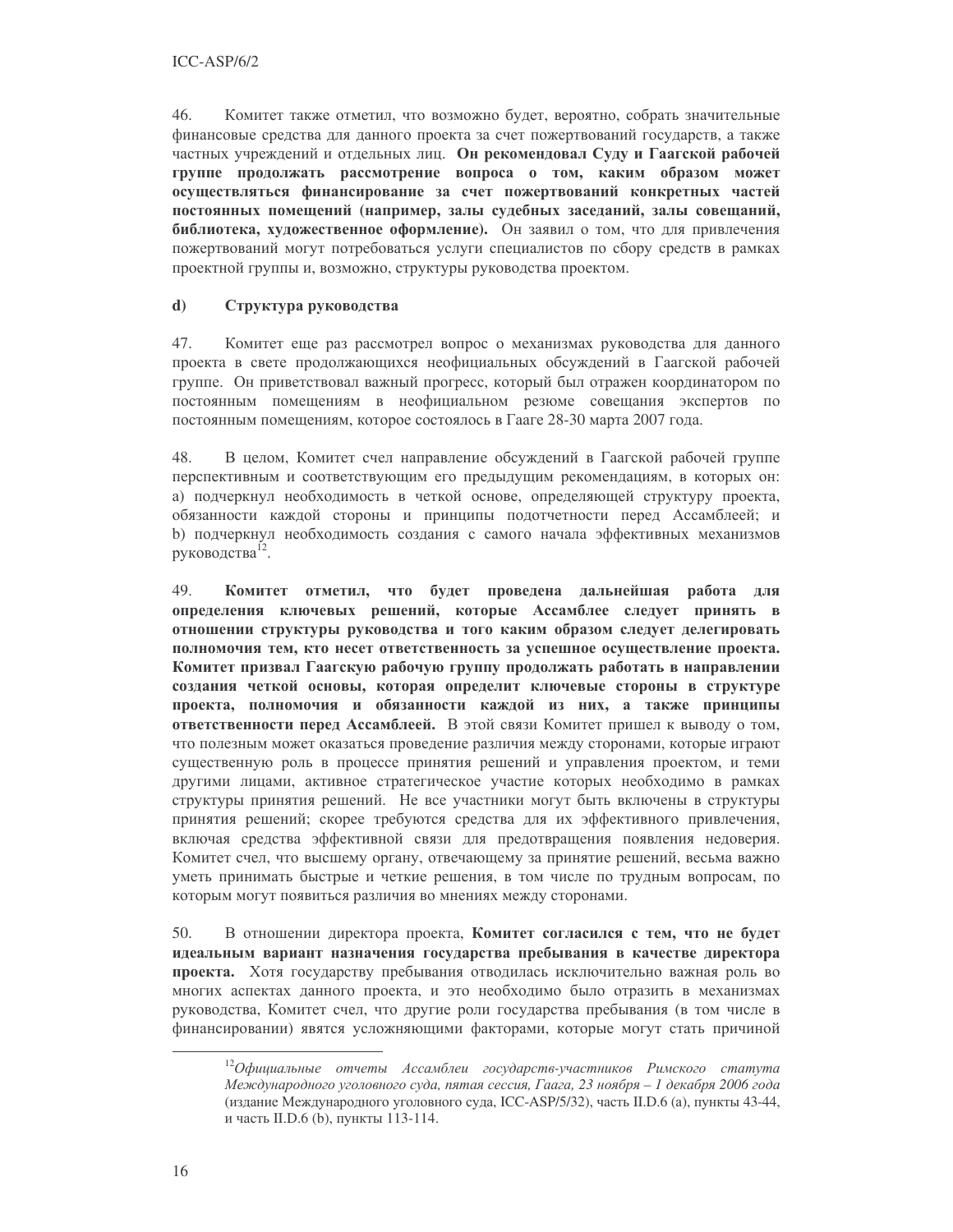46. Комитет также отметил, что возможно будет, вероятно, собрать значительные финансовые средства для данного проекта за счет пожертвований государств, а также частных учреждений и отдельных лиц. **Он рекомендовал Суду и Гаагской рабочей группе продолжать рассмотрение вопроса о том, каким образом может осуществляться финансирование за счет пожертвований конкретных частей постоянных помещений (например, залы судебных заседаний, залы совещаний, библиотека, художественное оформление).** Он заявил о том, что для привлечения пожертвований могут потребоваться услуги специалистов по сбору средств в рамках проектной группы и, возможно, структуры руководства проектом.

### d) Структура руководства

47. Комитет еще раз рассмотрел вопрос о механизмах руководства для данного проекта в свете продолжающихся неофициальных обсуждений в Гаагской рабочей группе. Он приветствовал важный прогресс, который был отражен координатором по постоянным помещениям в неофициальном резюме совещания экспертов по постоянным помещениям, которое состоялось в Гааге 28-30 марта 2007 года.

48. В целом, Комитет счел направление обсуждений в Гаагской рабочей группе перспективным и соответствующим его предыдущим рекомендациям, в которых он: a) подчеркнул необходимость в четкой основе, определяющей структуру проекта, обязанности каждой стороны и принципы подотчетности перед Ассамблеей; и b) подчеркнул необходимость создания с самого начала эффективных механизмов руководства[12].

49. **Комитет отметил, что будет проведена дальнейшая работа для определения ключевых решений, которые Ассамблее следует принять в отношении структуры руководства и того каким образом следует делегировать полномочия тем, кто несет ответственность за успешное осуществление проекта. Комитет призвал Гаагскую рабочую группу продолжать работать в направлении создания четкой основы, которая определит ключевые стороны в структуре проекта, полномочия и обязанности каждой из них, а также принципы ответственности перед Ассамблеей.** В этой связи Комитет пришел к выводу о том, что полезным может оказаться проведение различия между сторонами, которые играют существенную роль в процессе принятия решений и управления проектом, и теми другими лицами, активное стратегическое участие которых необходимо в рамках структуры принятия решений. Не все участники могут быть включены в структуры принятия решений; скорее требуются средства для их эффективного привлечения, включая средства эффективной связи для предотвращения появления недоверия. Комитет счел, что высшему органу, отвечающему за принятие решений, весьма важно уметь принимать быстрые и четкие решения, в том числе по трудным вопросам, по которым могут появиться различия во мнениях между сторонами.

50. В отношении директора проекта, **Комитет согласился с тем, что не будет идеальным вариант назначения государства пребывания в качестве директора проекта.** Хотя государству пребывания отводилась исключительно важная роль во многих аспектах данного проекта, и это необходимо было отразить в механизмах руководства, Комитет счел, что другие роли государства пребывания (в том числе в финансировании) явятся усложняющими факторами, которые могут стать причиной

---

[12] *Официальные отчеты Ассамблеи государств-участников Римского статута Международного уголовного суда, пятая сессия, Гаага, 23 ноября – 1 декабря 2006 года* (издание Международного уголовного суда, ICC-ASP/5/32), часть II.D.6 (a), пункты 43-44, и часть II.D.6 (b), пункты 113-114.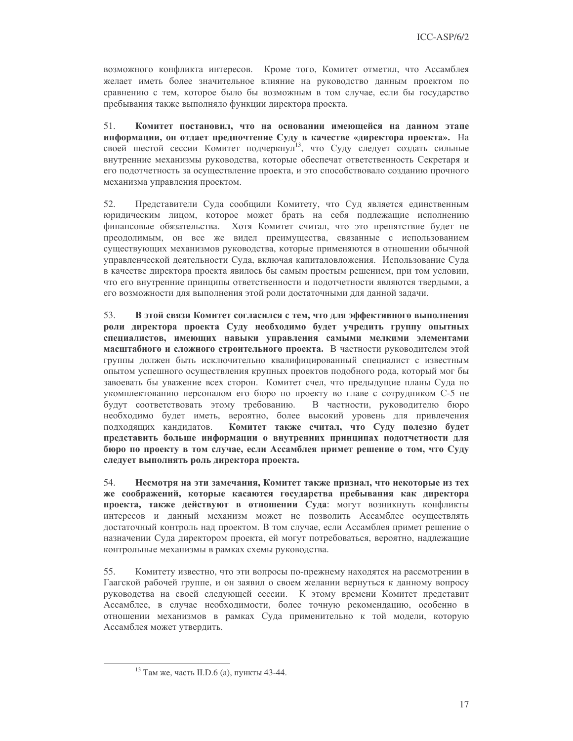возможного конфликта интересов. Кроме того, Комитет отметил, что Ассамблея желает иметь более значительное влияние на руководство данным проектом по сравнению с тем, которое было бы возможным в том случае, если бы государство пребывания также выполняло функции директора проекта.

51. **Комитет постановил, что на основании имеющейся на данном этапе информации, он отдает предпочтение Суду в качестве «директора проекта».** На своей шестой сессии Комитет подчеркнул[13], что Суду следует создать сильные внутренние механизмы руководства, которые обеспечат ответственность Секретаря и его подотчетность за осуществление проекта, и это способствовало созданию прочного механизма управления проектом.

52. Представители Суда сообщили Комитету, что Суд является единственным юридическим лицом, которое может брать на себя подлежащие исполнению финансовые обязательства. Хотя Комитет считал, что это препятствие будет не преодолимым, он все же видел преимущества, связанные с использованием существующих механизмов руководства, которые применяются в отношении обычной управленческой деятельности Суда, включая капиталовложения. Использование Суда в качестве директора проекта явилось бы самым простым решением, при том условии, что его внутренние принципы ответственности и подотчетности являются твердыми, а его возможности для выполнения этой роли достаточными для данной задачи.

53. **В этой связи Комитет согласился с тем, что для эффективного выполнения роли директора проекта Суду необходимо будет учредить группу опытных специалистов, имеющих навыки управления самыми мелкими элементами масштабного и сложного строительного проекта.** В частности руководителем этой группы должен быть исключительно квалифицированный специалист с известным опытом успешного осуществления крупных проектов подобного рода, который мог бы завоевать бы уважение всех сторон. Комитет счел, что предыдущие планы Суда по укомплектованию персоналом его бюро по проекту во главе с сотрудником С-5 не будут соответствовать этому требованию. В частности, руководителю бюро необходимо будет иметь, вероятно, более высокий уровень для привлечения подходящих кандидатов. **Комитет также считал, что Суду полезно будет представить больше информации о внутренних принципах подотчетности для бюро по проекту в том случае, если Ассамблея примет решение о том, что Суду следует выполнять роль директора проекта.**

54. **Несмотря на эти замечания, Комитет также признал, что некоторые из тех же соображений, которые касаются государства пребывания как директора проекта, также действуют в отношении Суда**: могут возникнуть конфликты интересов и данный механизм может не позволить Ассамблее осуществлять достаточный контроль над проектом. В том случае, если Ассамблея примет решение о назначении Суда директором проекта, ей могут потребоваться, вероятно, надлежащие контрольные механизмы в рамках схемы руководства.

55. Комитету известно, что эти вопросы по-прежнему находятся на рассмотрении в Гаагской рабочей группе, и он заявил о своем желании вернуться к данному вопросу руководства на своей следующей сессии. К этому времени Комитет представит Ассамблее, в случае необходимости, более точную рекомендацию, особенно в отношении механизмов в рамках Суда применительно к той модели, которую Ассамблея может утвердить.

---

[13] Там же, часть II.D.6 (a), пункты 43-44.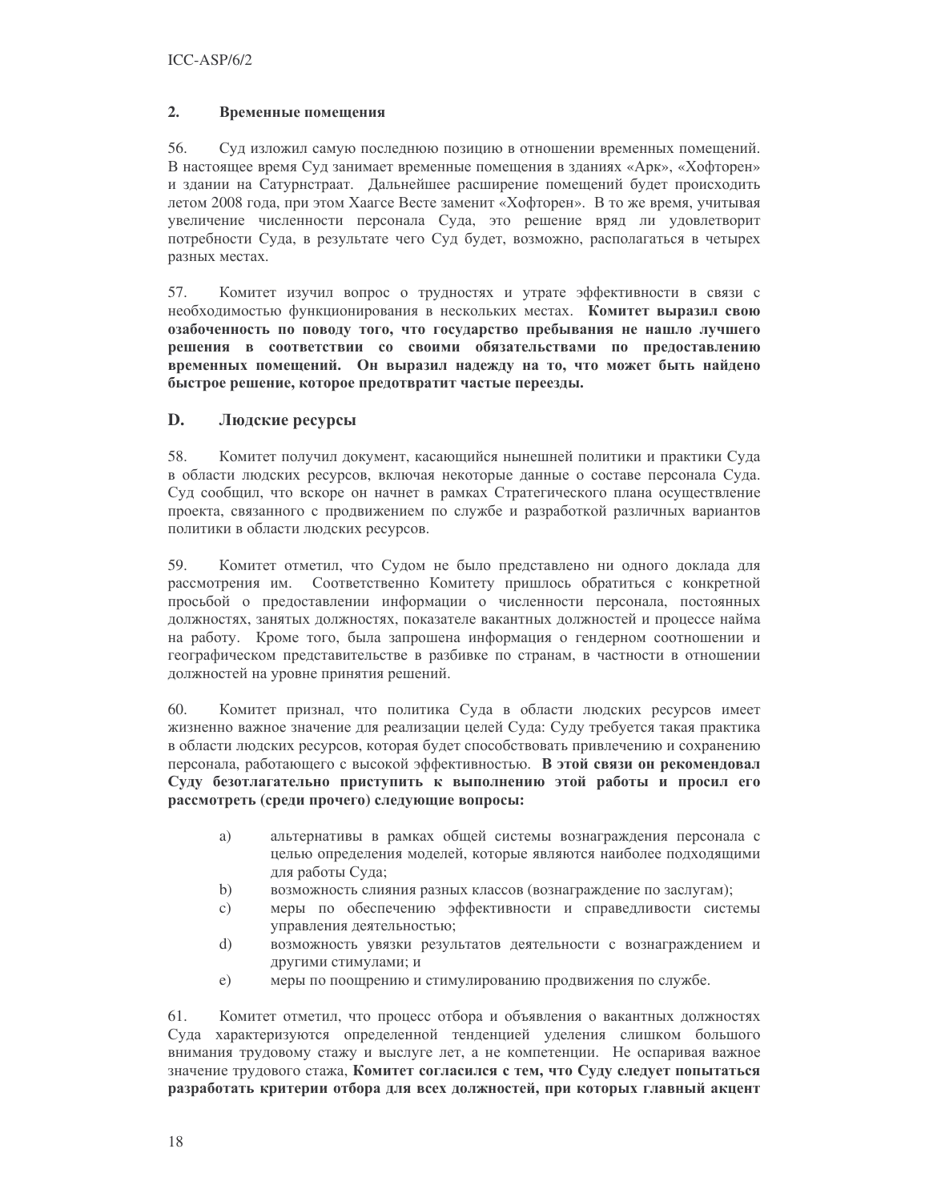### 2. Временные помещения

56. Суд изложил самую последнюю позицию в отношении временных помещений. В настоящее время Суд занимает временные помещения в зданиях «Арк», «Хофторен» и здании на Сатурнстраат. Дальнейшее расширение помещений будет происходить летом 2008 года, при этом Хаагсе Весте заменит «Хофторен». В то же время, учитывая увеличение численности персонала Суда, это решение вряд ли удовлетворит потребности Суда, в результате чего Суд будет, возможно, располагаться в четырех разных местах.

57. Комитет изучил вопрос о трудностях и утрате эффективности в связи с необходимостью функционирования в нескольких местах. **Комитет выразил свою озабоченность по поводу того, что государство пребывания не нашло лучшего решения в соответствии со своими обязательствами по предоставлению временных помещений. Он выразил надежду на то, что может быть найдено быстрое решение, которое предотвратит частые переезды.**

## D. Людские ресурсы

58. Комитет получил документ, касающийся нынешней политики и практики Суда в области людских ресурсов, включая некоторые данные о составе персонала Суда. Суд сообщил, что вскоре он начнет в рамках Стратегического плана осуществление проекта, связанного с продвижением по службе и разработкой различных вариантов политики в области людских ресурсов.

59. Комитет отметил, что Судом не было представлено ни одного доклада для рассмотрения им. Соответственно Комитету пришлось обратиться с конкретной просьбой о предоставлении информации о численности персонала, постоянных должностях, занятых должностях, показателе вакантных должностей и процессе найма на работу. Кроме того, была запрошена информация о гендерном соотношении и географическом представительстве в разбивке по странам, в частности в отношении должностей на уровне принятия решений.

60. Комитет признал, что политика Суда в области людских ресурсов имеет жизненно важное значение для реализации целей Суда: Суду требуется такая практика в области людских ресурсов, которая будет способствовать привлечению и сохранению персонала, работающего с высокой эффективностью. **В этой связи он рекомендовал Суду безотлагательно приступить к выполнению этой работы и просил его рассмотреть (среди прочего) следующие вопросы:**

a) альтернативы в рамках общей системы вознаграждения персонала с целью определения моделей, которые являются наиболее подходящими для работы Суда;

b) возможность слияния разных классов (вознаграждение по заслугам);

c) меры по обеспечению эффективности и справедливости системы управления деятельностью;

d) возможность увязки результатов деятельности с вознаграждением и другими стимулами; и

e) меры по поощрению и стимулированию продвижения по службе.

61. Комитет отметил, что процесс отбора и объявления о вакантных должностях Суда характеризуются определенной тенденцией уделения слишком большого внимания трудовому стажу и выслуге лет, а не компетенции. Не оспаривая важное значение трудового стажа, **Комитет согласился с тем, что Суду следует попытаться разработать критерии отбора для всех должностей, при которых главный акцент**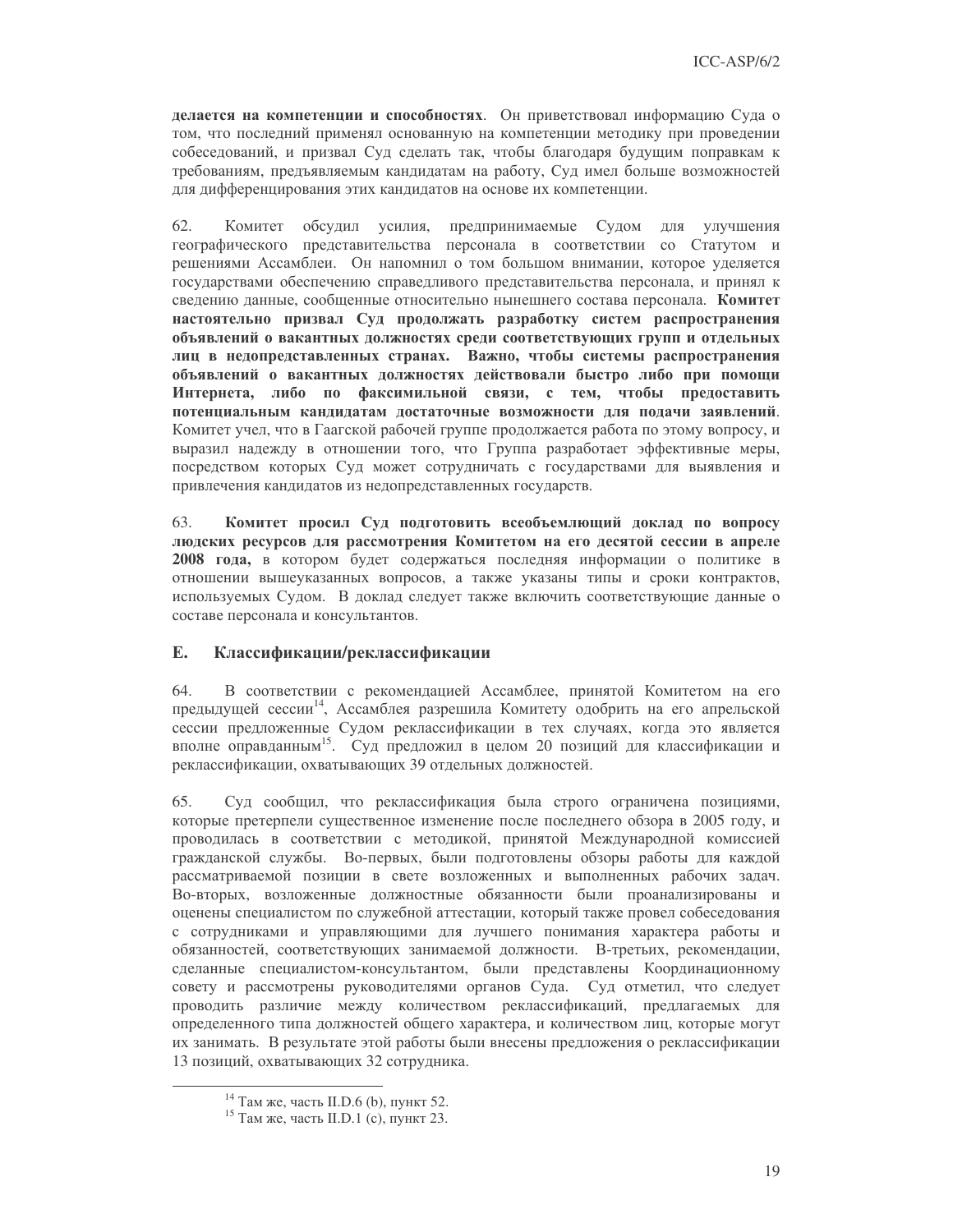**делается на компетенции и способностях**. Он приветствовал информацию Суда о том, что последний применял основанную на компетенции методику при проведении собеседований, и призвал Суд сделать так, чтобы благодаря будущим поправкам к требованиям, предъявляемым кандидатам на работу, Суд имел больше возможностей для дифференцирования этих кандидатов на основе их компетенции.

62. Комитет обсудил усилия, предпринимаемые Судом для улучшения географического представительства персонала в соответствии со Статутом и решениями Ассамблеи. Он напомнил о том большом внимании, которое уделяется государствами обеспечению справедливого представительства персонала, и принял к сведению данные, сообщенные относительно нынешнего состава персонала. **Комитет настоятельно призвал Суд продолжать разработку систем распространения объявлений о вакантных должностях среди соответствующих групп и отдельных лиц в недопредставленных странах. Важно, чтобы системы распространения объявлений о вакантных должностях действовали быстро либо при помощи Интернета, либо по факсимильной связи, с тем, чтобы предоставить потенциальным кандидатам достаточные возможности для подачи заявлений**. Комитет учел, что в Гаагской рабочей группе продолжается работа по этому вопросу, и выразил надежду в отношении того, что Группа разработает эффективные меры, посредством которых Суд может сотрудничать с государствами для выявления и привлечения кандидатов из недопредставленных государств.

63. **Комитет просил Суд подготовить всеобъемлющий доклад по вопросу людских ресурсов для рассмотрения Комитетом на его десятой сессии в апреле 2008 года,** в котором будет содержаться последняя информации о политике в отношении вышеуказанных вопросов, а также указаны типы и сроки контрактов, используемых Судом. В доклад следует также включить соответствующие данные о составе персонала и консультантов.

## E. Классификации/реклассификации

64. В соответствии с рекомендацией Ассамблее, принятой Комитетом на его предыдущей сессии[14], Ассамблея разрешила Комитету одобрить на его апрельской сессии предложенные Судом реклассификации в тех случаях, когда это является вполне оправданным[15]. Суд предложил в целом 20 позиций для классификации и реклассификации, охватывающих 39 отдельных должностей.

65. Суд сообщил, что реклассификация была строго ограничена позициями, которые претерпели существенное изменение после последнего обзора в 2005 году, и проводилась в соответствии с методикой, принятой Международной комиссией гражданской службы. Во-первых, были подготовлены обзоры работы для каждой рассматриваемой позиции в свете возложенных и выполненных рабочих задач. Во-вторых, возложенные должностные обязанности были проанализированы и оценены специалистом по служебной аттестации, который также провел собеседования с сотрудниками и управляющими для лучшего понимания характера работы и обязанностей, соответствующих занимаемой должности. В-третьих, рекомендации, сделанные специалистом-консультантом, были представлены Координационному совету и рассмотрены руководителями органов Суда. Суд отметил, что следует проводить различие между количеством реклассификаций, предлагаемых для определенного типа должностей общего характера, и количеством лиц, которые могут их занимать. В результате этой работы были внесены предложения о реклассификации 13 позиций, охватывающих 32 сотрудника.

---

[14] Там же, часть II.D.6 (b), пункт 52.

[15] Там же, часть II.D.1 (c), пункт 23.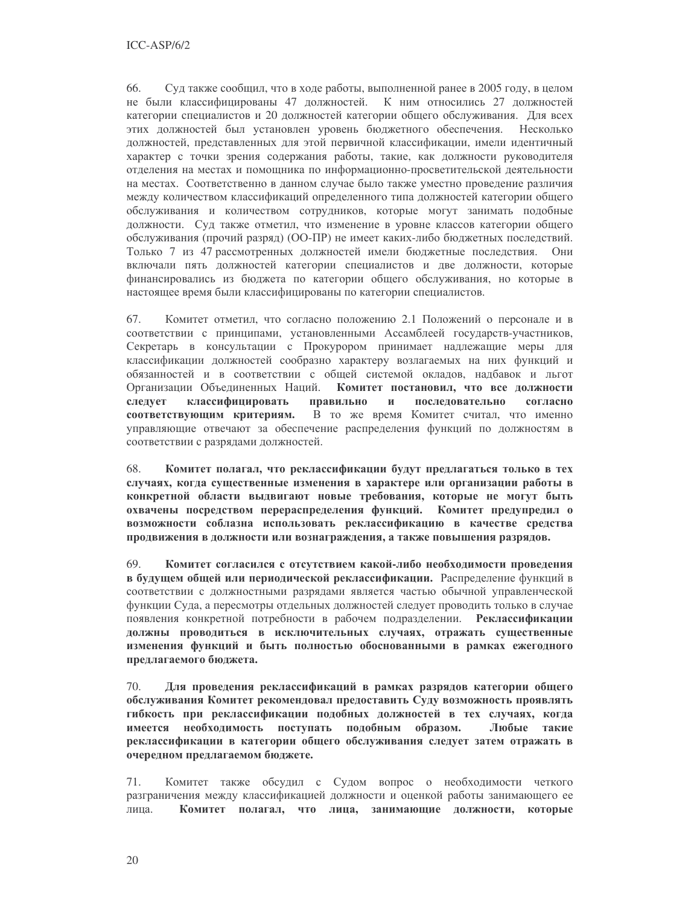66. Суд также сообщил, что в ходе работы, выполненной ранее в 2005 году, в целом не были классифицированы 47 должностей. К ним относились 27 должностей категории специалистов и 20 должностей категории общего обслуживания. Для всех этих должностей был установлен уровень бюджетного обеспечения. Несколько должностей, представленных для этой первичной классификации, имели идентичный характер с точки зрения содержания работы, такие, как должности руководителя отделения на местах и помощника по информационно-просветительской деятельности на местах. Соответственно в данном случае было также уместно проведение различия между количеством классификаций определенного типа должностей категории общего обслуживания и количеством сотрудников, которые могут занимать подобные должности. Суд также отметил, что изменение в уровне классов категории общего обслуживания (прочий разряд) (ОО-ПР) не имеет каких-либо бюджетных последствий. Только 7 из 47 рассмотренных должностей имели бюджетные последствия. Они включали пять должностей категории специалистов и две должности, которые финансировались из бюджета по категории общего обслуживания, но которые в настоящее время были классифицированы по категории специалистов.

67. Комитет отметил, что согласно положению 2.1 Положений о персонале и в соответствии с принципами, установленными Ассамблеей государств-участников, Секретарь в консультации с Прокурором принимает надлежащие меры для классификации должностей сообразно характеру возлагаемых на них функций и обязанностей и в соответствии с общей системой окладов, надбавок и льгот Организации Объединенных Наций. **Комитет постановил, что все должности следует классифицировать правильно и последовательно согласно соответствующим критериям.** В то же время Комитет считал, что именно управляющие отвечают за обеспечение распределения функций по должностям в соответствии с разрядами должностей.

68. **Комитет полагал, что реклассификации будут предлагаться только в тех случаях, когда существенные изменения в характере или организации работы в конкретной области выдвигают новые требования, которые не могут быть охвачены посредством перераспределения функций. Комитет предупредил о возможности соблазна использовать реклассификацию в качестве средства продвижения в должности или вознаграждения, а также повышения разрядов.**

69. **Комитет согласился с отсутствием какой-либо необходимости проведения в будущем общей или периодической реклассификации.** Распределение функций в соответствии с должностными разрядами является частью обычной управленческой функции Суда, а пересмотры отдельных должностей следует проводить только в случае появления конкретной потребности в рабочем подразделении. **Реклассификации должны проводиться в исключительных случаях, отражать существенные изменения функций и быть полностью обоснованными в рамках ежегодного предлагаемого бюджета.**

70. **Для проведения реклассификаций в рамках разрядов категории общего обслуживания Комитет рекомендовал предоставить Суду возможность проявлять гибкость при реклассификации подобных должностей в тех случаях, когда имеется необходимость поступать подобным образом. Любые такие реклассификации в категории общего обслуживания следует затем отражать в очередном предлагаемом бюджете.**

71. Комитет также обсудил с Судом вопрос о необходимости четкого разграничения между классификацией должности и оценкой работы занимающего ее лица. **Комитет полагал, что лица, занимающие должности, которые**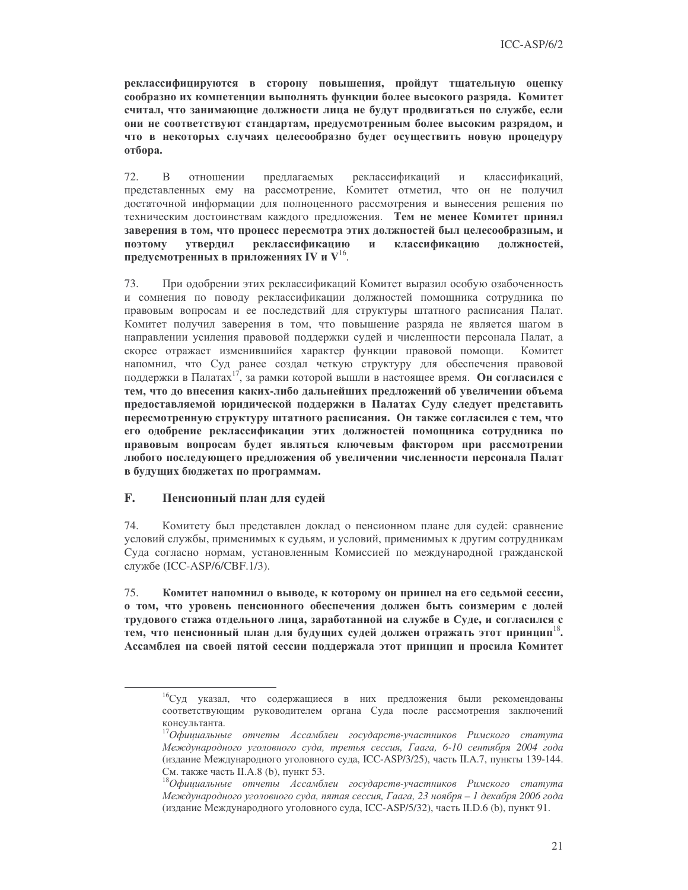**реклассифицируются в сторону повышения, пройдут тщательную оценку сообразно их компетенции выполнять функции более высокого разряда. Комитет считал, что занимающие должности лица не будут продвигаться по службе, если они не соответствуют стандартам, предусмотренным более высоким разрядом, и что в некоторых случаях целесообразно будет осуществить новую процедуру отбора.**

72. В отношении предлагаемых реклассификаций и классификаций, представленных ему на рассмотрение, Комитет отметил, что он не получил достаточной информации для полноценного рассмотрения и вынесения решения по техническим достоинствам каждого предложения. **Тем не менее Комитет принял заверения в том, что процесс пересмотра этих должностей был целесообразным, и поэтому утвердил реклассификацию и классификацию должностей, предусмотренных в приложениях IV и V**[16].

73. При одобрении этих реклассификаций Комитет выразил особую озабоченность и сомнения по поводу реклассификации должностей помощника сотрудника по правовым вопросам и ее последствий для структуры штатного расписания Палат. Комитет получил заверения в том, что повышение разряда не является шагом в направлении усиления правовой поддержки судей и численности персонала Палат, а скорее отражает изменившийся характер функции правовой помощи. Комитет напомнил, что Суд ранее создал четкую структуру для обеспечения правовой поддержки в Палатах[17], за рамки которой вышли в настоящее время. **Он согласился с тем, что до внесения каких-либо дальнейших предложений об увеличении объема предоставляемой юридической поддержки в Палатах Суду следует представить пересмотренную структуру штатного расписания. Он также согласился с тем, что его одобрение реклассификации этих должностей помощника сотрудника по правовым вопросам будет являться ключевым фактором при рассмотрении любого последующего предложения об увеличении численности персонала Палат в будущих бюджетах по программам.**

## F. Пенсионный план для судей

74. Комитету был представлен доклад о пенсионном плане для судей: сравнение условий службы, применимых к судьям, и условий, применимых к другим сотрудникам Суда согласно нормам, установленным Комиссией по международной гражданской службе (ICC-ASP/6/CBF.1/3).

75. **Комитет напомнил о выводе, к которому он пришел на его седьмой сессии, о том, что уровень пенсионного обеспечения должен быть соизмерим с долей трудового стажа отдельного лица, заработанной на службе в Суде, и согласился с тем, что пенсионный план для будущих судей должен отражать этот принцип**[18]**. Ассамблея на своей пятой сессии поддержала этот принцип и просила Комитет**

---

[16] Суд указал, что содержащиеся в них предложения были рекомендованы соответствующим руководителем органа Суда после рассмотрения заключений консультанта.

[17] *Официальные отчеты Ассамблеи государств-участников Римского статута Международного уголовного суда, третья сессия, Гаага, 6-10 сентября 2004 года* (издание Международного уголовного суда, ICC-ASP/3/25), часть II.A.7, пункты 139-144. См. также часть II.A.8 (b), пункт 53.

[18] *Официальные отчеты Ассамблеи государств-участников Римского статута Международного уголовного суда, пятая сессия, Гаага, 23 ноября – 1 декабря 2006 года* (издание Международного уголовного суда, ICC-ASP/5/32), часть II.D.6 (b), пункт 91.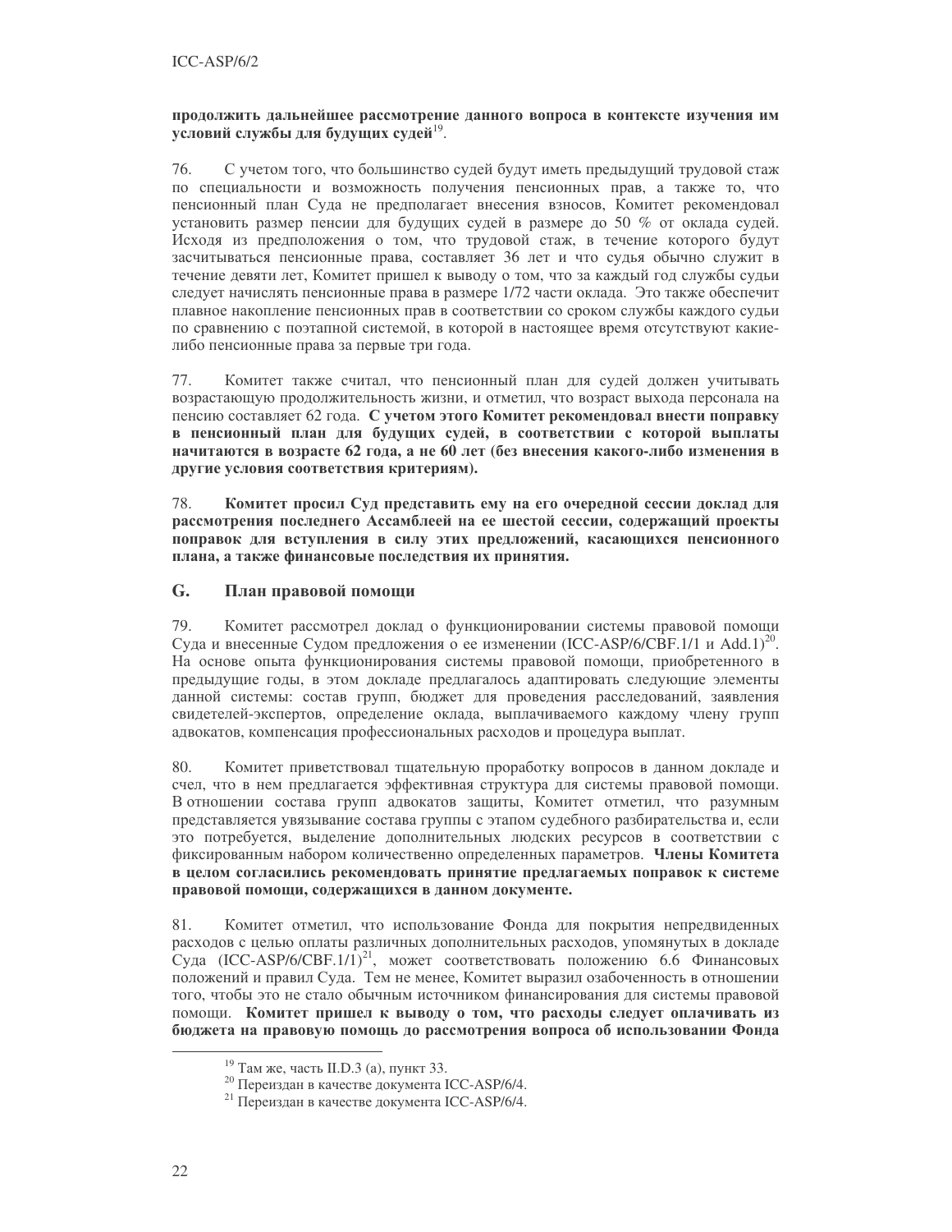**продолжить дальнейшее рассмотрение данного вопроса в контексте изучения им условий службы для будущих судей**[19].

76. С учетом того, что большинство судей будут иметь предыдущий трудовой стаж по специальности и возможность получения пенсионных прав, а также то, что пенсионный план Суда не предполагает внесения взносов, Комитет рекомендовал установить размер пенсии для будущих судей в размере до 50 % от оклада судей. Исходя из предположения о том, что трудовой стаж, в течение которого будут засчитываться пенсионные права, составляет 36 лет и что судья обычно служит в течение девяти лет, Комитет пришел к выводу о том, что за каждый год службы судьи следует начислять пенсионные права в размере 1/72 части оклада. Это также обеспечит плавное накопление пенсионных прав в соответствии со сроком службы каждого судьи по сравнению с поэтапной системой, в которой в настоящее время отсутствуют какие-либо пенсионные права за первые три года.

77. Комитет также считал, что пенсионный план для судей должен учитывать возрастающую продолжительность жизни, и отметил, что возраст выхода персонала на пенсию составляет 62 года. **С учетом этого Комитет рекомендовал внести поправку в пенсионный план для будущих судей, в соответствии с которой выплаты начитаются в возрасте 62 года, а не 60 лет (без внесения какого-либо изменения в другие условия соответствия критериям).**

78. **Комитет просил Суд представить ему на его очередной сессии доклад для рассмотрения последнего Ассамблеей на ее шестой сессии, содержащий проекты поправок для вступления в силу этих предложений, касающихся пенсионного плана, а также финансовые последствия их принятия.**

## G. План правовой помощи

79. Комитет рассмотрел доклад о функционировании системы правовой помощи Суда и внесенные Судом предложения о ее изменении (ICC-ASP/6/CBF.1/1 и Add.1)[20]. На основе опыта функционирования системы правовой помощи, приобретенного в предыдущие годы, в этом докладе предлагалось адаптировать следующие элементы данной системы: состав групп, бюджет для проведения расследований, заявления свидетелей-экспертов, определение оклада, выплачиваемого каждому члену групп адвокатов, компенсация профессиональных расходов и процедура выплат.

80. Комитет приветствовал тщательную проработку вопросов в данном докладе и счел, что в нем предлагается эффективная структура для системы правовой помощи. В отношении состава групп адвокатов защиты, Комитет отметил, что разумным представляется увязывание состава группы с этапом судебного разбирательства и, если это потребуется, выделение дополнительных людских ресурсов в соответствии с фиксированным набором количественно определенных параметров. **Члены Комитета в целом согласились рекомендовать принятие предлагаемых поправок к системе правовой помощи, содержащихся в данном документе.**

81. Комитет отметил, что использование Фонда для покрытия непредвиденных расходов с целью оплаты различных дополнительных расходов, упомянутых в докладе Суда (ICC-ASP/6/CBF.1/1)[21], может соответствовать положению 6.6 Финансовых положений и правил Суда. Тем не менее, Комитет выразил озабоченность в отношении того, чтобы это не стало обычным источником финансирования для системы правовой помощи. **Комитет пришел к выводу о том, что расходы следует оплачивать из бюджета на правовую помощь до рассмотрения вопроса об использовании Фонда**

[19] Там же, часть II.D.3 (a), пункт 33.

[20] Переиздан в качестве документа ICC-ASP/6/4.

[21] Переиздан в качестве документа ICC-ASP/6/4.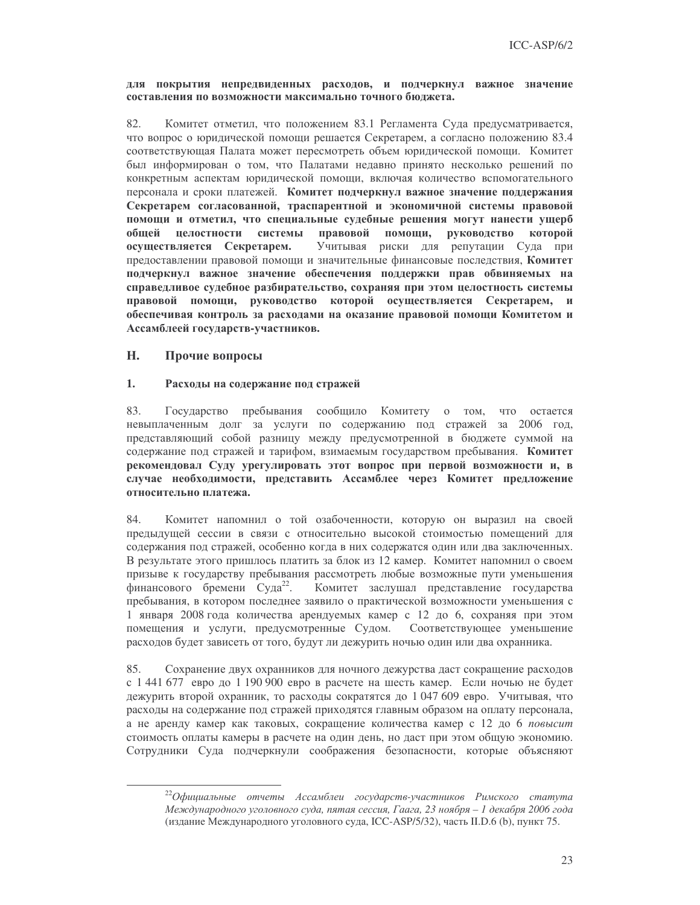**для покрытия непредвиденных расходов, и подчеркнул важное значение составления по возможности максимально точного бюджета.**

82. Комитет отметил, что положением 83.1 Регламента Суда предусматривается, что вопрос о юридической помощи решается Секретарем, а согласно положению 83.4 соответствующая Палата может пересмотреть объем юридической помощи. Комитет был информирован о том, что Палатами недавно принято несколько решений по конкретным аспектам юридической помощи, включая количество вспомогательного персонала и сроки платежей. **Комитет подчеркнул важное значение поддержания Секретарем согласованной, траспарентной и экономичной системы правовой помощи и отметил, что специальные судебные решения могут нанести ущерб общей целостности системы правовой помощи, руководство которой осуществляется Секретарем.** Учитывая риски для репутации Суда при предоставлении правовой помощи и значительные финансовые последствия, **Комитет подчеркнул важное значение обеспечения поддержки прав обвиняемых на справедливое судебное разбирательство, сохраняя при этом целостность системы правовой помощи, руководство которой осуществляется Секретарем, и обеспечивая контроль за расходами на оказание правовой помощи Комитетом и Ассамблеей государств-участников.**

## H. Прочие вопросы

### 1. Расходы на содержание под стражей

83. Государство пребывания сообщило Комитету о том, что остается невыплаченным долг за услуги по содержанию под стражей за 2006 год, представляющий собой разницу между предусмотренной в бюджете суммой на содержание под стражей и тарифом, взимаемым государством пребывания. **Комитет рекомендовал Суду урегулировать этот вопрос при первой возможности и, в случае необходимости, представить Ассамблее через Комитет предложение относительно платежа.**

84. Комитет напомнил о той озабоченности, которую он выразил на своей предыдущей сессии в связи с относительно высокой стоимостью помещений для содержания под стражей, особенно когда в них содержатся один или два заключенных. В результате этого пришлось платить за блок из 12 камер. Комитет напомнил о своем призыве к государству пребывания рассмотреть любые возможные пути уменьшения финансового бремени Суда[22]. Комитет заслушал представление государства пребывания, в котором последнее заявило о практической возможности уменьшения с 1 января 2008 года количества арендуемых камер с 12 до 6, сохраняя при этом помещения и услуги, предусмотренные Судом. Соответствующее уменьшение расходов будет зависеть от того, будут ли дежурить ночью один или два охранника.

85. Сохранение двух охранников для ночного дежурства даст сокращение расходов с 1 441 677 евро до 1 190 900 евро в расчете на шесть камер. Если ночью не будет дежурить второй охранник, то расходы сократятся до 1 047 609 евро. Учитывая, что расходы на содержание под стражей приходятся главным образом на оплату персонала, а не аренду камер как таковых, сокращение количества камер с 12 до 6 *повысит* стоимость оплаты камеры в расчете на один день, но даст при этом общую экономию. Сотрудники Суда подчеркнули соображения безопасности, которые объясняют

---

[22] *Официальные отчеты Ассамблеи государств-участников Римского статута Международного уголовного суда, пятая сессия, Гаага, 23 ноября – 1 декабря 2006 года* (издание Международного уголовного суда, ICC-ASP/5/32), часть II.D.6 (b), пункт 75.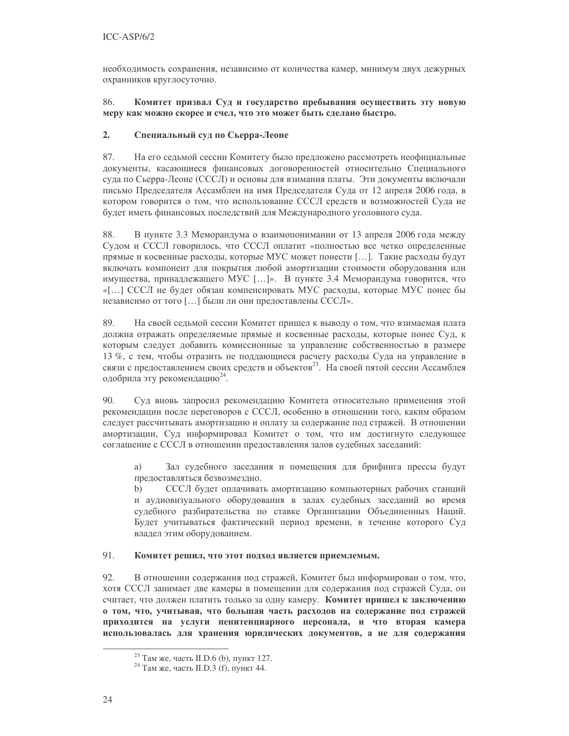необходимость сохранения, независимо от количества камер, минимум двух дежурных охранников круглосуточно.

86. **Комитет призвал Суд и государство пребывания осуществить эту новую меру как можно скорее и счел, что это может быть сделано быстро.**

## 2. Специальный суд по Сьерра-Леоне

87. На его седьмой сессии Комитету было предложено рассмотреть неофициальные документы, касающиеся финансовых договоренностей относительно Специального суда по Сьерра-Леоне (СССЛ) и основы для взимания платы. Эти документы включали письмо Председателя Ассамблеи на имя Председателя Суда от 12 апреля 2006 года, в котором говорится о том, что использование СССЛ средств и возможностей Суда не будет иметь финансовых последствий для Международного уголовного суда.

88. В пункте 3.3 Меморандума о взаимопонимании от 13 апреля 2006 года между Судом и СССЛ говорилось, что СССЛ оплатит «полностью все четко определенные прямые и косвенные расходы, которые МУС может понести […]. Такие расходы будут включать компонент для покрытия любой амортизации стоимости оборудования или имущества, принадлежащего МУС […]». В пункте 3.4 Меморандума говорится, что «[…] СССЛ не будет обязан компенсировать МУС расходы, которые МУС понес бы независимо от того […] были ли они предоставлены СССЛ».

89. На своей седьмой сессии Комитет пришел к выводу о том, что взимаемая плата должна отражать определяемые прямые и косвенные расходы, которые понес Суд, к которым следует добавить комиссионные за управление собственностью в размере 13 %, с тем, чтобы отразить не поддающиеся расчету расходы Суда на управление в связи с предоставлением своих средств и объектов[23]. На своей пятой сессии Ассамблея одобрила эту рекомендацию[24].

90. Суд вновь запросил рекомендацию Комитета относительно применения этой рекомендации после переговоров с СССЛ, особенно в отношении того, каким образом следует рассчитывать амортизацию и оплату за содержание под стражей. В отношении амортизации, Суд информировал Комитет о том, что им достигнуто следующее соглашение с СССЛ в отношении предоставления залов судебных заседаний:

a) Зал судебного заседания и помещения для брифинга прессы будут предоставляться безвозмездно.

b) СССЛ будет оплачивать амортизацию компьютерных рабочих станций и аудиовизуального оборудования в залах судебных заседаний во время судебного разбирательства по ставке Организации Объединенных Наций. Будет учитываться фактический период времени, в течение которого Суд владел этим оборудованием.

91. **Комитет решил, что этот подход является приемлемым.**

92. В отношении содержания под стражей, Комитет был информирован о том, что, хотя СССЛ занимает две камеры в помещении для содержания под стражей Суда, он считает, что должен платить только за одну камеру. **Комитет пришел к заключению о том, что, учитывая, что большая часть расходов на содержание под стражей приходится на услуги пенитенциарного персонала, и что вторая камера использовалась для хранения юридических документов, а не для содержания**

---

[23] Там же, часть II.D.6 (b), пункт 127.

[24] Там же, часть II.D.3 (f), пункт 44.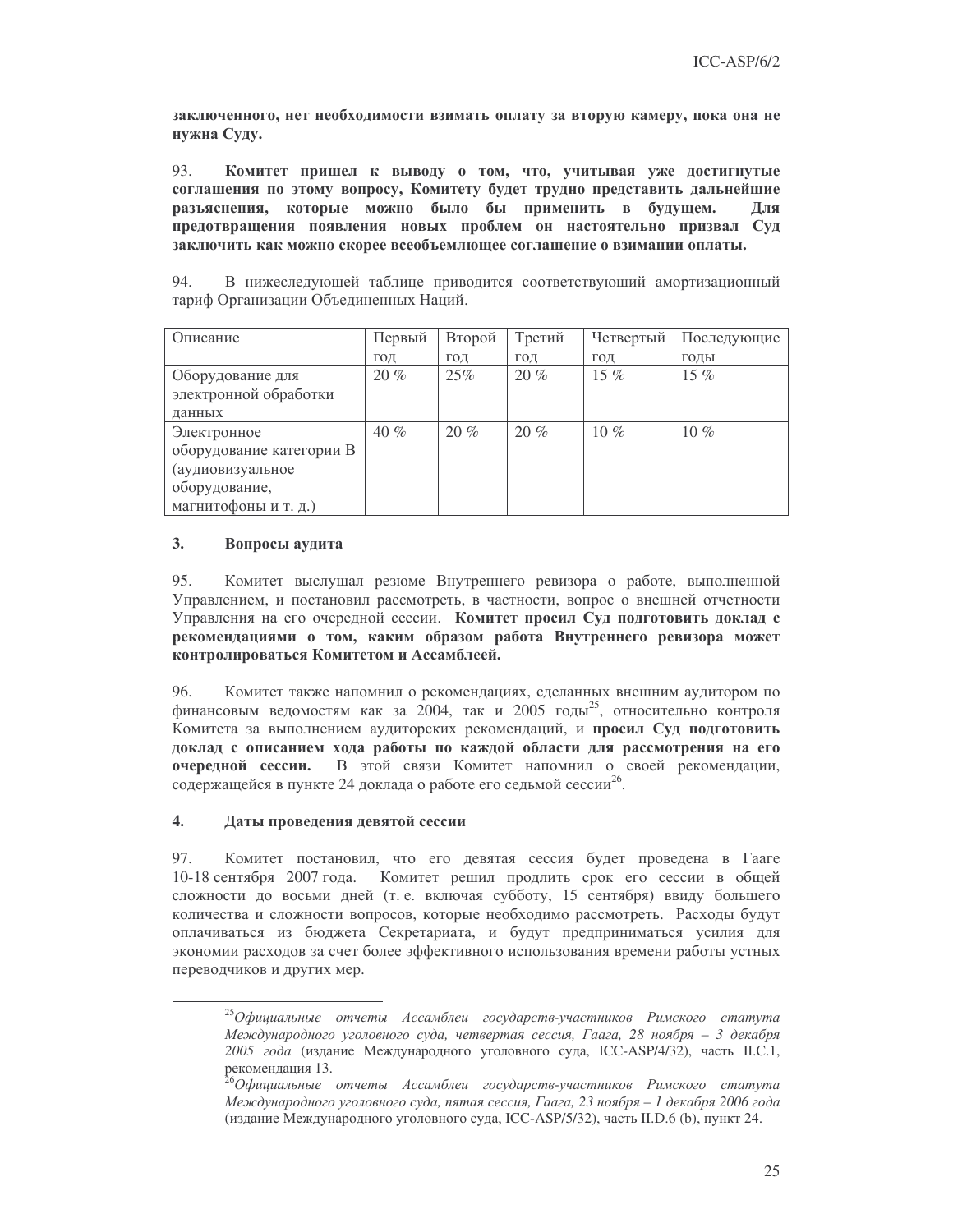**заключенного, нет необходимости взимать оплату за вторую камеру, пока она не нужна Суду.**

93. **Комитет пришел к выводу о том, что, учитывая уже достигнутые соглашения по этому вопросу, Комитету будет трудно представить дальнейшие разъяснения, которые можно было бы применить в будущем. Для предотвращения появления новых проблем он настоятельно призвал Суд заключить как можно скорее всеобъемлющее соглашение о взимании оплаты.**

94. В нижеследующей таблице приводится соответствующий амортизационный тариф Организации Объединенных Наций.

| Описание | Первый год | Второй год | Третий год | Четвертый год | Последующие годы |
|---|---|---|---|---|---|
| Оборудование для электронной обработки данных | 20 % | 25% | 20 % | 15 % | 15 % |
| Электронное оборудование категории B (аудиовизуальное оборудование, магнитофоны и т. д.) | 40 % | 20 % | 20 % | 10 % | 10 % |

### 3. Вопросы аудита

95. Комитет выслушал резюме Внутреннего ревизора о работе, выполненной Управлением, и постановил рассмотреть, в частности, вопрос о внешней отчетности Управления на его очередной сессии. **Комитет просил Суд подготовить доклад с рекомендациями о том, каким образом работа Внутреннего ревизора может контролироваться Комитетом и Ассамблеей.**

96. Комитет также напомнил о рекомендациях, сделанных внешним аудитором по финансовым ведомостям как за 2004, так и 2005 годы[25], относительно контроля Комитета за выполнением аудиторских рекомендаций, и **просил Суд подготовить доклад с описанием хода работы по каждой области для рассмотрения на его очередной сессии.** В этой связи Комитет напомнил о своей рекомендации, содержащейся в пункте 24 доклада о работе его седьмой сессии[26].

### 4. Даты проведения девятой сессии

97. Комитет постановил, что его девятая сессия будет проведена в Гааге 10-18 сентября 2007 года. Комитет решил продлить срок его сессии в общей сложности до восьми дней (т. е. включая субботу, 15 сентября) ввиду большего количества и сложности вопросов, которые необходимо рассмотреть. Расходы будут оплачиваться из бюджета Секретариата, и будут предприниматься усилия для экономии расходов за счет более эффективного использования времени работы устных переводчиков и других мер.

---

[25] *Официальные отчеты Ассамблеи государств-участников Римского статута Международного уголовного суда, четвертая сессия, Гаага, 28 ноября – 3 декабря 2005 года* (издание Международного уголовного суда, ICC-ASP/4/32), часть II.C.1, рекомендация 13.

[26] *Официальные отчеты Ассамблеи государств-участников Римского статута Международного уголовного суда, пятая сессия, Гаага, 23 ноября – 1 декабря 2006 года* (издание Международного уголовного суда, ICC-ASP/5/32), часть II.D.6 (b), пункт 24.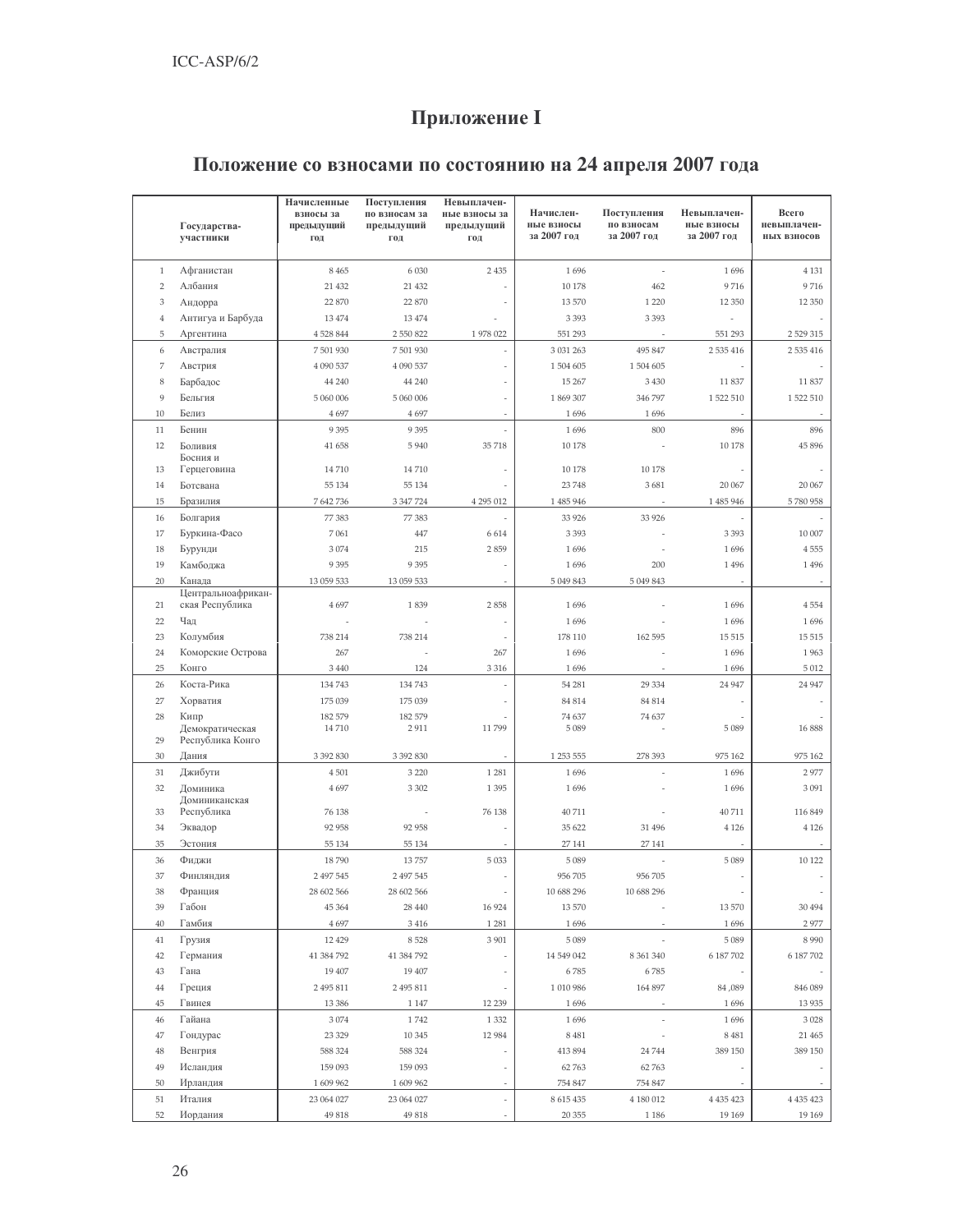# Приложение I

## Положение со взносами по состоянию на 24 апреля 2007 года

| | Государства-участники | Начисленные взносы за предыдущий год | Поступления по взносам за предыдущий год | Невыплаченные взносы за предыдущий год | Начисленные взносы за 2007 год | Поступления по взносам за 2007 год | Невыплаченные взносы за 2007 год | Всего невыплаченных взносов |
|---|---|---|---|---|---|---|---|---|
| 1 | Афганистан | 8 465 | 6 030 | 2 435 | 1 696 | - | 1 696 | 4 131 |
| 2 | Албания | 21 432 | 21 432 | - | 10 178 | 462 | 9 716 | 9 716 |
| 3 | Андорра | 22 870 | 22 870 | - | 13 570 | 1 220 | 12 350 | 12 350 |
| 4 | Антигуа и Барбуда | 13 474 | 13 474 | - | 3 393 | 3 393 | - | - |
| 5 | Аргентина | 4 528 844 | 2 550 822 | 1 978 022 | 551 293 | - | 551 293 | 2 529 315 |
| 6 | Австралия | 7 501 930 | 7 501 930 | - | 3 031 263 | 495 847 | 2 535 416 | 2 535 416 |
| 7 | Австрия | 4 090 537 | 4 090 537 | - | 1 504 605 | 1 504 605 | - | - |
| 8 | Барбадос | 44 240 | 44 240 | - | 15 267 | 3 430 | 11 837 | 11 837 |
| 9 | Бельгия | 5 060 006 | 5 060 006 | - | 1 869 307 | 346 797 | 1 522 510 | 1 522 510 |
| 10 | Белиз | 4 697 | 4 697 | - | 1 696 | 1 696 | - | - |
| 11 | Бенин | 9 395 | 9 395 | - | 1 696 | 800 | 896 | 896 |
| 12 | Боливия | 41 658 | 5 940 | 35 718 | 10 178 | - | 10 178 | 45 896 |
| 13 | Босния и Герцеговина | 14 710 | 14 710 | - | 10 178 | 10 178 | - | - |
| 14 | Ботсвана | 55 134 | 55 134 | - | 23 748 | 3 681 | 20 067 | 20 067 |
| 15 | Бразилия | 7 642 736 | 3 347 724 | 4 295 012 | 1 485 946 | - | 1 485 946 | 5 780 958 |
| 16 | Болгария | 77 383 | 77 383 | - | 33 926 | 33 926 | - | - |
| 17 | Буркина-Фасо | 7 061 | 447 | 6 614 | 3 393 | - | 3 393 | 10 007 |
| 18 | Бурунди | 3 074 | 215 | 2 859 | 1 696 | - | 1 696 | 4 555 |
| 19 | Камбоджа | 9 395 | 9 395 | - | 1 696 | 200 | 1 496 | 1 496 |
| 20 | Канада | 13 059 533 | 13 059 533 | - | 5 049 843 | 5 049 843 | - | - |
| 21 | Центральноафриканская Республика | 4 697 | 1 839 | 2 858 | 1 696 | - | 1 696 | 4 554 |
| 22 | Чад | - | - | - | 1 696 | - | 1 696 | 1 696 |
| 23 | Колумбия | 738 214 | 738 214 | - | 178 110 | 162 595 | 15 515 | 15 515 |
| 24 | Коморские Острова | 267 | - | 267 | 1 696 | - | 1 696 | 1 963 |
| 25 | Конго | 3 440 | 124 | 3 316 | 1 696 | - | 1 696 | 5 012 |
| 26 | Коста-Рика | 134 743 | 134 743 | - | 54 281 | 29 334 | 24 947 | 24 947 |
| 27 | Хорватия | 175 039 | 175 039 | - | 84 814 | 84 814 | - | - |
| 28 | Кипр | 182 579 | 182 579 | - | 74 637 | 74 637 | - | - |
| 29 | Демократическая Республика Конго | 14 710 | 2 911 | 11 799 | 5 089 | - | 5 089 | 16 888 |
| 30 | Дания | 3 392 830 | 3 392 830 | - | 1 253 555 | 278 393 | 975 162 | 975 162 |
| 31 | Джибути | 4 501 | 3 220 | 1 281 | 1 696 | - | 1 696 | 2 977 |
| 32 | Доминика | 4 697 | 3 302 | 1 395 | 1 696 | - | 1 696 | 3 091 |
| 33 | Доминиканская Республика | 76 138 | - | 76 138 | 40 711 | - | 40 711 | 116 849 |
| 34 | Эквадор | 92 958 | 92 958 | - | 35 622 | 31 496 | 4 126 | 4 126 |
| 35 | Эстония | 55 134 | 55 134 | - | 27 141 | 27 141 | - | - |
| 36 | Фиджи | 18 790 | 13 757 | 5 033 | 5 089 | - | 5 089 | 10 122 |
| 37 | Финляндия | 2 497 545 | 2 497 545 | - | 956 705 | 956 705 | - | - |
| 38 | Франция | 28 602 566 | 28 602 566 | - | 10 688 296 | 10 688 296 | - | - |
| 39 | Габон | 45 364 | 28 440 | 16 924 | 13 570 | - | 13 570 | 30 494 |
| 40 | Гамбия | 4 697 | 3 416 | 1 281 | 1 696 | - | 1 696 | 2 977 |
| 41 | Грузия | 12 429 | 8 528 | 3 901 | 5 089 | - | 5 089 | 8 990 |
| 42 | Германия | 41 384 792 | 41 384 792 | - | 14 549 042 | 8 361 340 | 6 187 702 | 6 187 702 |
| 43 | Гана | 19 407 | 19 407 | - | 6 785 | 6 785 | - | - |
| 44 | Греция | 2 495 811 | 2 495 811 | - | 1 010 986 | 164 897 | 84 ,089 | 846 089 |
| 45 | Гвинея | 13 386 | 1 147 | 12 239 | 1 696 | - | 1 696 | 13 935 |
| 46 | Гайана | 3 074 | 1 742 | 1 332 | 1 696 | - | 1 696 | 3 028 |
| 47 | Гондурас | 23 329 | 10 345 | 12 984 | 8 481 | - | 8 481 | 21 465 |
| 48 | Венгрия | 588 324 | 588 324 | - | 413 894 | 24 744 | 389 150 | 389 150 |
| 49 | Исландия | 159 093 | 159 093 | - | 62 763 | 62 763 | - | - |
| 50 | Ирландия | 1 609 962 | 1 609 962 | - | 754 847 | 754 847 | - | - |
| 51 | Италия | 23 064 027 | 23 064 027 | - | 8 615 435 | 4 180 012 | 4 435 423 | 4 435 423 |
| 52 | Иордания | 49 818 | 49 818 | - | 20 355 | 1 186 | 19 169 | 19 169 |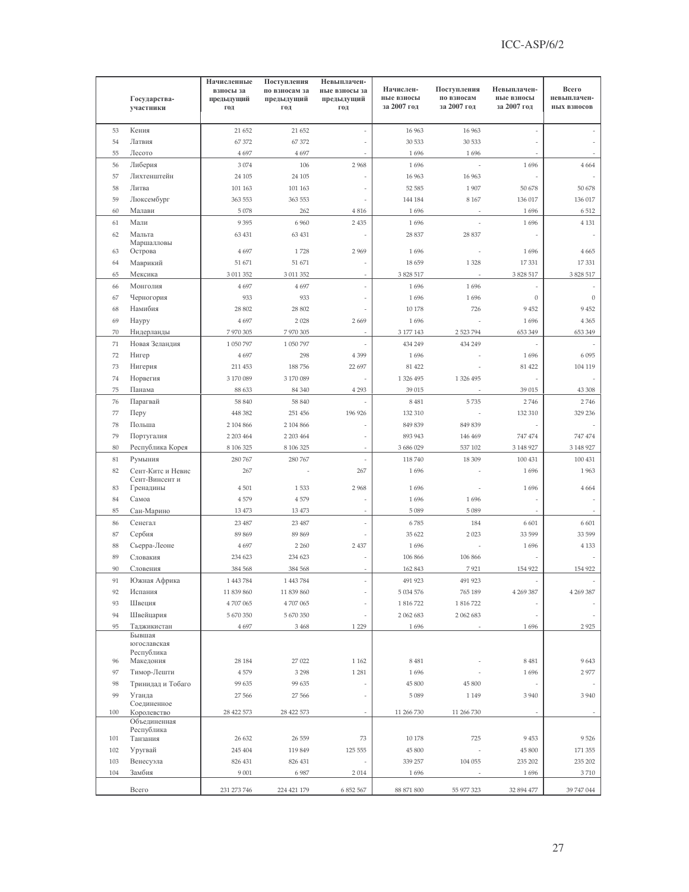| | Государства-участники | Начисленные взносы за предыдущий год | Поступления по взносам за предыдущий год | Невыплаченные взносы за предыдущий год | Начисленные взносы за 2007 год | Поступления по взносам за 2007 год | Невыплаченные взносы за 2007 год | Всего невыплаченных взносов |
|---|---|---|---|---|---|---|---|---|
| 53 | Кения | 21 652 | 21 652 | - | 16 963 | 16 963 | - | - |
| 54 | Латвия | 67 372 | 67 372 | - | 30 533 | 30 533 | - | - |
| 55 | Лесото | 4 697 | 4 697 | - | 1 696 | 1 696 | - | - |
| 56 | Либерия | 3 074 | 106 | 2 968 | 1 696 | - | 1 696 | 4 664 |
| 57 | Лихтенштейн | 24 105 | 24 105 | - | 16 963 | 16 963 | - | - |
| 58 | Литва | 101 163 | 101 163 | - | 52 585 | 1 907 | 50 678 | 50 678 |
| 59 | Люксембург | 363 553 | 363 553 | - | 144 184 | 8 167 | 136 017 | 136 017 |
| 60 | Малави | 5 078 | 262 | 4 816 | 1 696 | - | 1 696 | 6 512 |
| 61 | Мали | 9 395 | 6 960 | 2 435 | 1 696 | - | 1 696 | 4 131 |
| 62 | Мальта | 63 431 | 63 431 | - | 28 837 | 28 837 | - | - |
| 63 | Маршалловы Острова | 4 697 | 1 728 | 2 969 | 1 696 | - | 1 696 | 4 665 |
| 64 | Маврикий | 51 671 | 51 671 | - | 18 659 | 1 328 | 17 331 | 17 331 |
| 65 | Мексика | 3 011 352 | 3 011 352 | - | 3 828 517 | - | 3 828 517 | 3 828 517 |
| 66 | Монголия | 4 697 | 4 697 | - | 1 696 | 1 696 | - | - |
| 67 | Черногория | 933 | 933 | - | 1 696 | 1 696 | 0 | 0 |
| 68 | Намибия | 28 802 | 28 802 | - | 10 178 | 726 | 9 452 | 9 452 |
| 69 | Науру | 4 697 | 2 028 | 2 669 | 1 696 | - | 1 696 | 4 365 |
| 70 | Нидерланды | 7 970 305 | 7 970 305 | - | 3 177 143 | 2 523 794 | 653 349 | 653 349 |
| 71 | Новая Зеландия | 1 050 797 | 1 050 797 | - | 434 249 | 434 249 | - | - |
| 72 | Нигер | 4 697 | 298 | 4 399 | 1 696 | - | 1 696 | 6 095 |
| 73 | Нигерия | 211 453 | 188 756 | 22 697 | 81 422 | - | 81 422 | 104 119 |
| 74 | Норвегия | 3 170 089 | 3 170 089 | - | 1 326 495 | 1 326 495 | - | - |
| 75 | Панама | 88 633 | 84 340 | 4 293 | 39 015 | - | 39 015 | 43 308 |
| 76 | Парагвай | 58 840 | 58 840 | - | 8 481 | 5 735 | 2 746 | 2 746 |
| 77 | Перу | 448 382 | 251 456 | 196 926 | 132 310 | - | 132 310 | 329 236 |
| 78 | Польша | 2 104 866 | 2 104 866 | - | 849 839 | 849 839 | - | - |
| 79 | Португалия | 2 203 464 | 2 203 464 | - | 893 943 | 146 469 | 747 474 | 747 474 |
| 80 | Республика Корея | 8 106 325 | 8 106 325 | - | 3 686 029 | 537 102 | 3 148 927 | 3 148 927 |
| 81 | Румыния | 280 767 | 280 767 | - | 118 740 | 18 309 | 100 431 | 100 431 |
| 82 | Сент-Китс и Невис | 267 | - | 267 | 1 696 | - | 1 696 | 1 963 |
| 83 | Сент-Винсент и Гренадины | 4 501 | 1 533 | 2 968 | 1 696 | - | 1 696 | 4 664 |
| 84 | Самоа | 4 579 | 4 579 | - | 1 696 | 1 696 | - | - |
| 85 | Сан-Марино | 13 473 | 13 473 | - | 5 089 | 5 089 | - | - |
| 86 | Сенегал | 23 487 | 23 487 | - | 6 785 | 184 | 6 601 | 6 601 |
| 87 | Сербия | 89 869 | 89 869 | - | 35 622 | 2 023 | 33 599 | 33 599 |
| 88 | Сьерра-Леоне | 4 697 | 2 260 | 2 437 | 1 696 | - | 1 696 | 4 133 |
| 89 | Словакия | 234 623 | 234 623 | - | 106 866 | 106 866 | - | - |
| 90 | Словения | 384 568 | 384 568 | - | 162 843 | 7 921 | 154 922 | 154 922 |
| 91 | Южная Африка | 1 443 784 | 1 443 784 | - | 491 923 | 491 923 | - | - |
| 92 | Испания | 11 839 860 | 11 839 860 | - | 5 034 576 | 765 189 | 4 269 387 | 4 269 387 |
| 93 | Швеция | 4 707 065 | 4 707 065 | - | 1 816 722 | 1 816 722 | - | - |
| 94 | Швейцария | 5 670 350 | 5 670 350 | - | 2 062 683 | 2 062 683 | - | - |
| 95 | Таджикистан | 4 697 | 3 468 | 1 229 | 1 696 | - | 1 696 | 2 925 |
| 96 | Бывшая югославская Республика Македония | 28 184 | 27 022 | 1 162 | 8 481 | - | 8 481 | 9 643 |
| 97 | Тимор-Лешти | 4 579 | 3 298 | 1 281 | 1 696 | - | 1 696 | 2 977 |
| 98 | Тринидад и Тобаго | 99 635 | 99 635 | - | 45 800 | 45 800 | - | - |
| 99 | Уганда | 27 566 | 27 566 | - | 5 089 | 1 149 | 3 940 | 3 940 |
| 100 | Соединенное Королевство | 28 422 573 | 28 422 573 | - | 11 266 730 | 11 266 730 | - | - |
| 101 | Объединенная Республика Танзания | 26 632 | 26 559 | 73 | 10 178 | 725 | 9 453 | 9 526 |
| 102 | Уругвай | 245 404 | 119 849 | 125 555 | 45 800 | - | 45 800 | 171 355 |
| 103 | Венесуэла | 826 431 | 826 431 | - | 339 257 | 104 055 | 235 202 | 235 202 |
| 104 | Замбия | 9 001 | 6 987 | 2 014 | 1 696 | - | 1 696 | 3 710 |
| | Всего | 231 273 746 | 224 421 179 | 6 852 567 | 88 871 800 | 55 977 323 | 32 894 477 | 39 747 044 |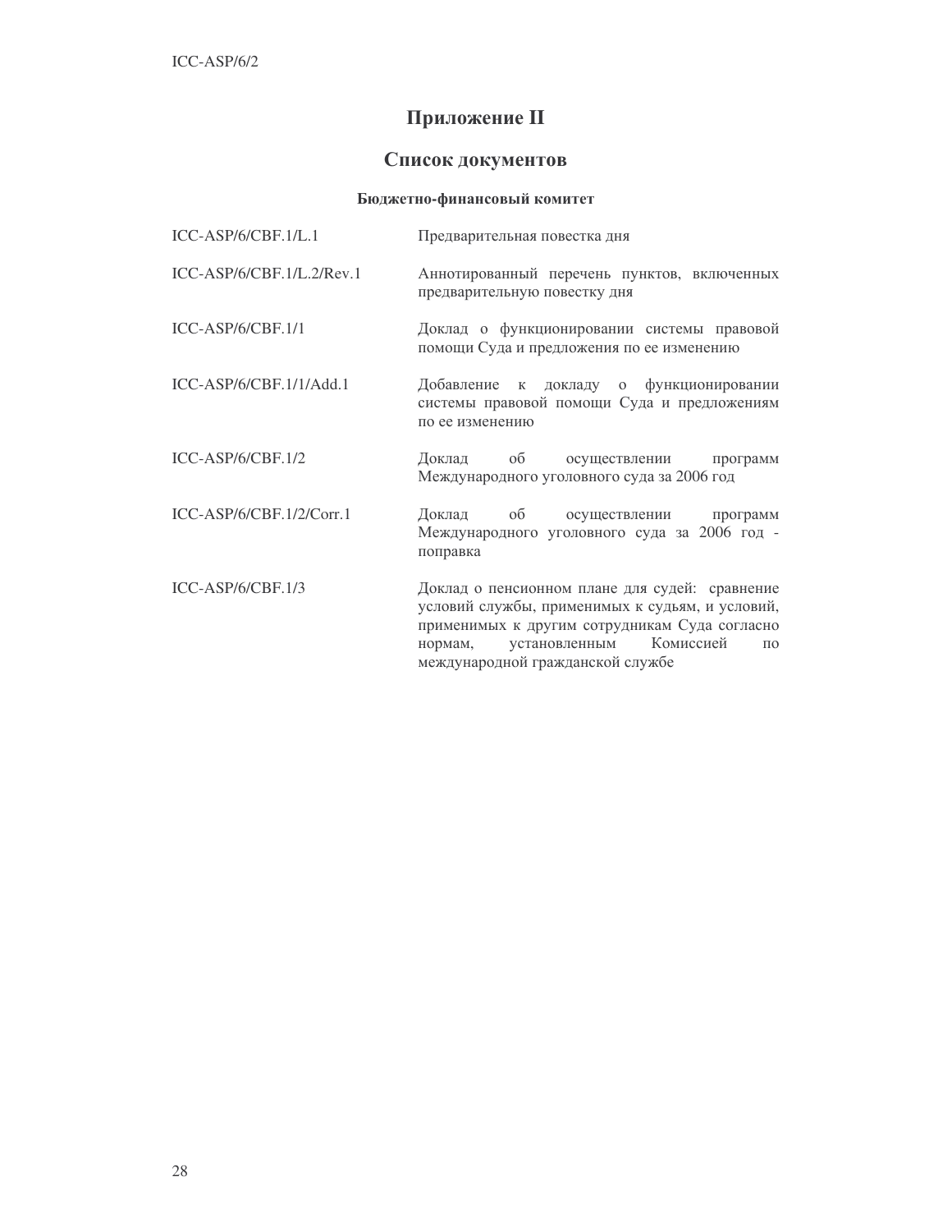# Приложение II

## Список документов

### Бюджетно-финансовый комитет

| | |
|---|---|
| ICC-ASP/6/CBF.1/L.1 | Предварительная повестка дня |
| ICC-ASP/6/CBF.1/L.2/Rev.1 | Аннотированный перечень пунктов, включенных предварительную повестку дня |
| ICC-ASP/6/CBF.1/1 | Доклад о функционировании системы правовой помощи Суда и предложения по ее изменению |
| ICC-ASP/6/CBF.1/1/Add.1 | Добавление к докладу о функционировании системы правовой помощи Суда и предложениям по ее изменению |
| ICC-ASP/6/CBF.1/2 | Доклад об осуществлении программ Международного уголовного суда за 2006 год |
| ICC-ASP/6/CBF.1/2/Corr.1 | Доклад об осуществлении программ Международного уголовного суда за 2006 год - поправка |
| ICC-ASP/6/CBF.1/3 | Доклад о пенсионном плане для судей: сравнение условий службы, применимых к судьям, и условий, применимых к другим сотрудникам Суда согласно нормам, установленным Комиссией по международной гражданской службе |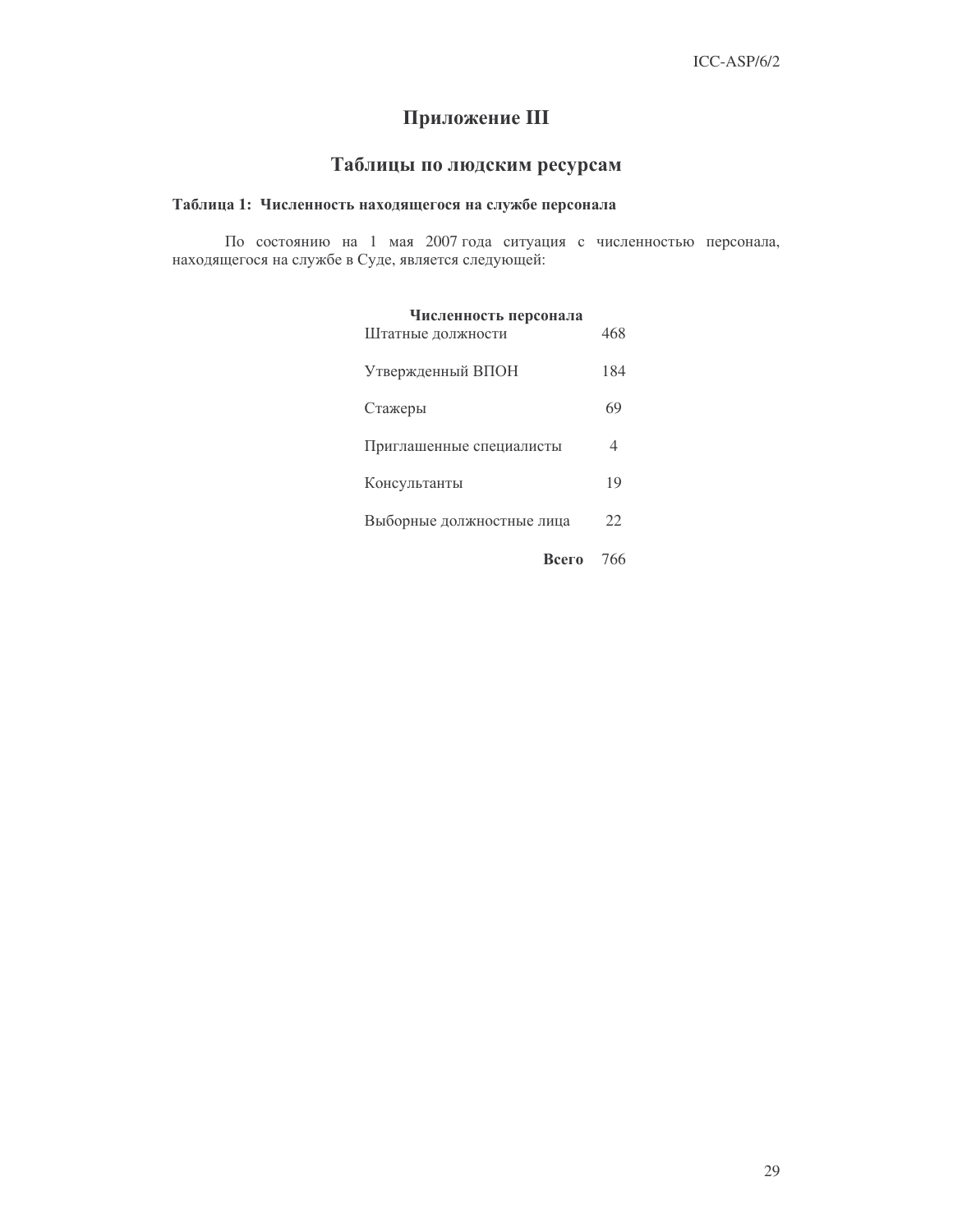# Приложение III

## Таблицы по людским ресурсам

### Таблица 1: Численность находящегося на службе персонала

По состоянию на 1 мая 2007 года ситуация с численностью персонала, находящегося на службе в Суде, является следующей:

| **Численность персонала** | |
|---|---|
| Штатные должности | 468 |
| Утвержденный ВПОН | 184 |
| Стажеры | 69 |
| Приглашенные специалисты | 4 |
| Консультанты | 19 |
| Выборные должностные лица | 22 |
| **Всего** | 766 |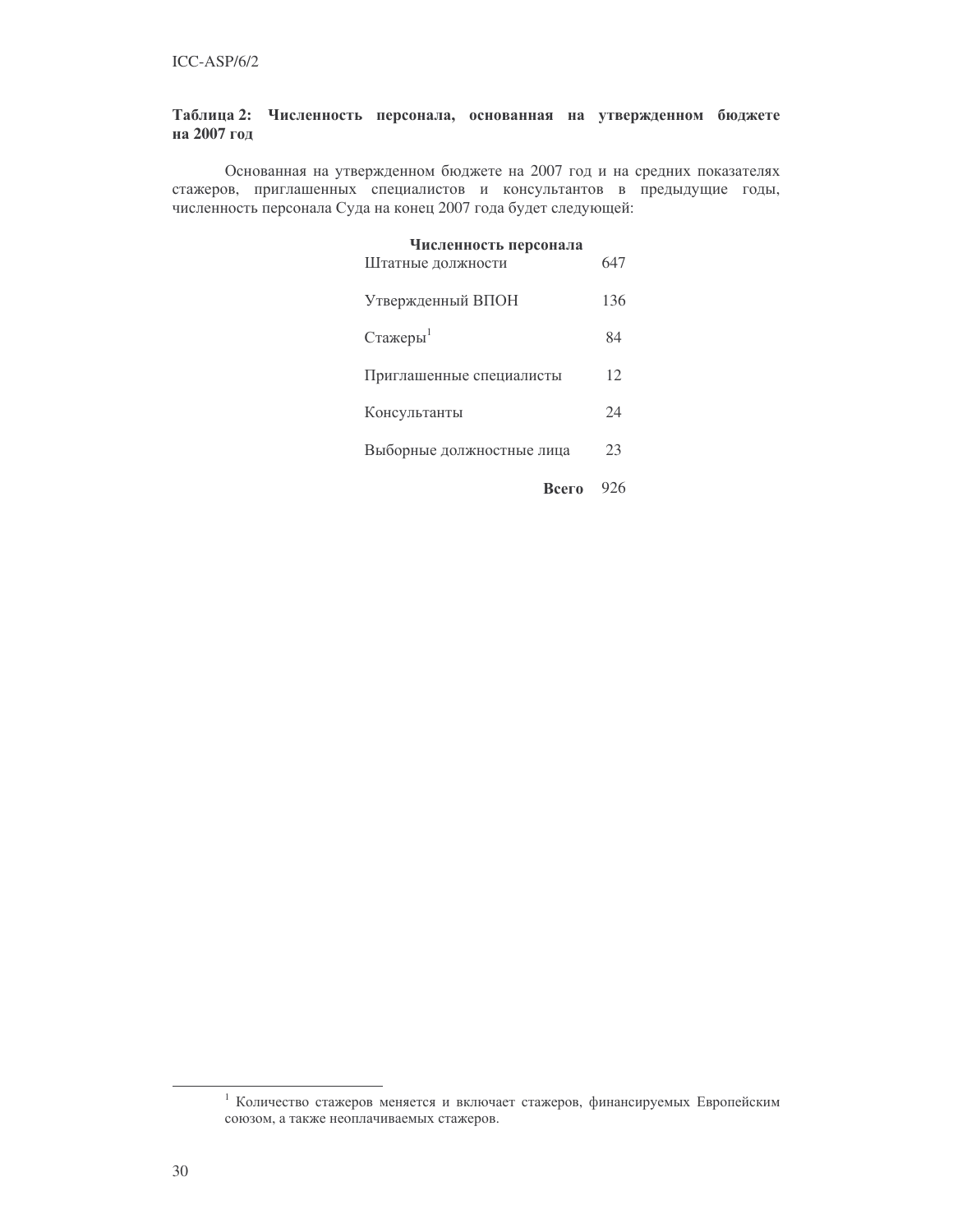**Таблица 2: Численность персонала, основанная на утвержденном бюджете на 2007 год**

Основанная на утвержденном бюджете на 2007 год и на средних показателях стажеров, приглашенных специалистов и консультантов в предыдущие годы, численность персонала Суда на конец 2007 года будет следующей:

| **Численность персонала** | |
|---|---|
| Штатные должности | 647 |
| Утвержденный ВПОН | 136 |
| Стажеры[1] | 84 |
| Приглашенные специалисты | 12 |
| Консультанты | 24 |
| Выборные должностные лица | 23 |
| **Всего** | 926 |

[1] Количество стажеров меняется и включает стажеров, финансируемых Европейским союзом, а также неоплачиваемых стажеров.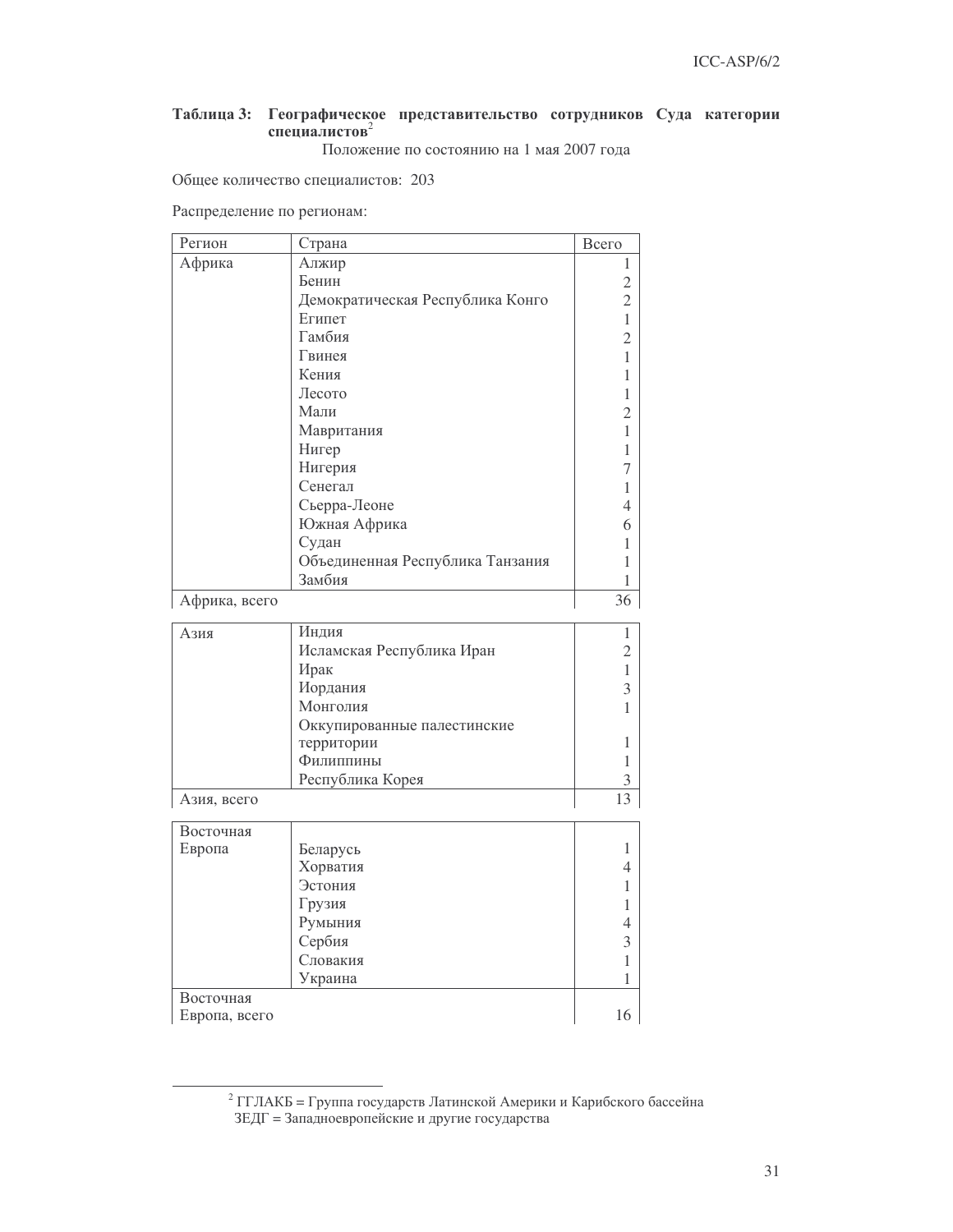**Таблица 3: Географическое представительство сотрудников Суда категории специалистов**[2]

Положение по состоянию на 1 мая 2007 года

Общее количество специалистов: 203

Распределение по регионам:

| Регион | Страна | Всего |
|---|---|---|
| Африка | Алжир | 1 |
| | Бенин | 2 |
| | Демократическая Республика Конго | 2 |
| | Египет | 1 |
| | Гамбия | 2 |
| | Гвинея | 1 |
| | Кения | 1 |
| | Лесото | 1 |
| | Мали | 2 |
| | Мавритания | 1 |
| | Нигер | 1 |
| | Нигерия | 7 |
| | Сенегал | 1 |
| | Сьерра-Леоне | 4 |
| | Южная Африка | 6 |
| | Судан | 1 |
| | Объединенная Республика Танзания | 1 |
| | Замбия | 1 |
| Африка, всего | | 36 |
| Азия | Индия | 1 |
| | Исламская Республика Иран | 2 |
| | Ирак | 1 |
| | Иордания | 3 |
| | Монголия | 1 |
| | Оккупированные палестинские территории | 1 |
| | Филиппины | 1 |
| | Республика Корея | 3 |
| Азия, всего | | 13 |
| Восточная Европа | Беларусь | 1 |
| | Хорватия | 4 |
| | Эстония | 1 |
| | Грузия | 1 |
| | Румыния | 4 |
| | Сербия | 3 |
| | Словакия | 1 |
| | Украина | 1 |
| Восточная Европа, всего | | 16 |

[2] ГГЛАКБ = Группа государств Латинской Америки и Карибского бассейна
ЗЕДГ = Западноевропейские и другие государства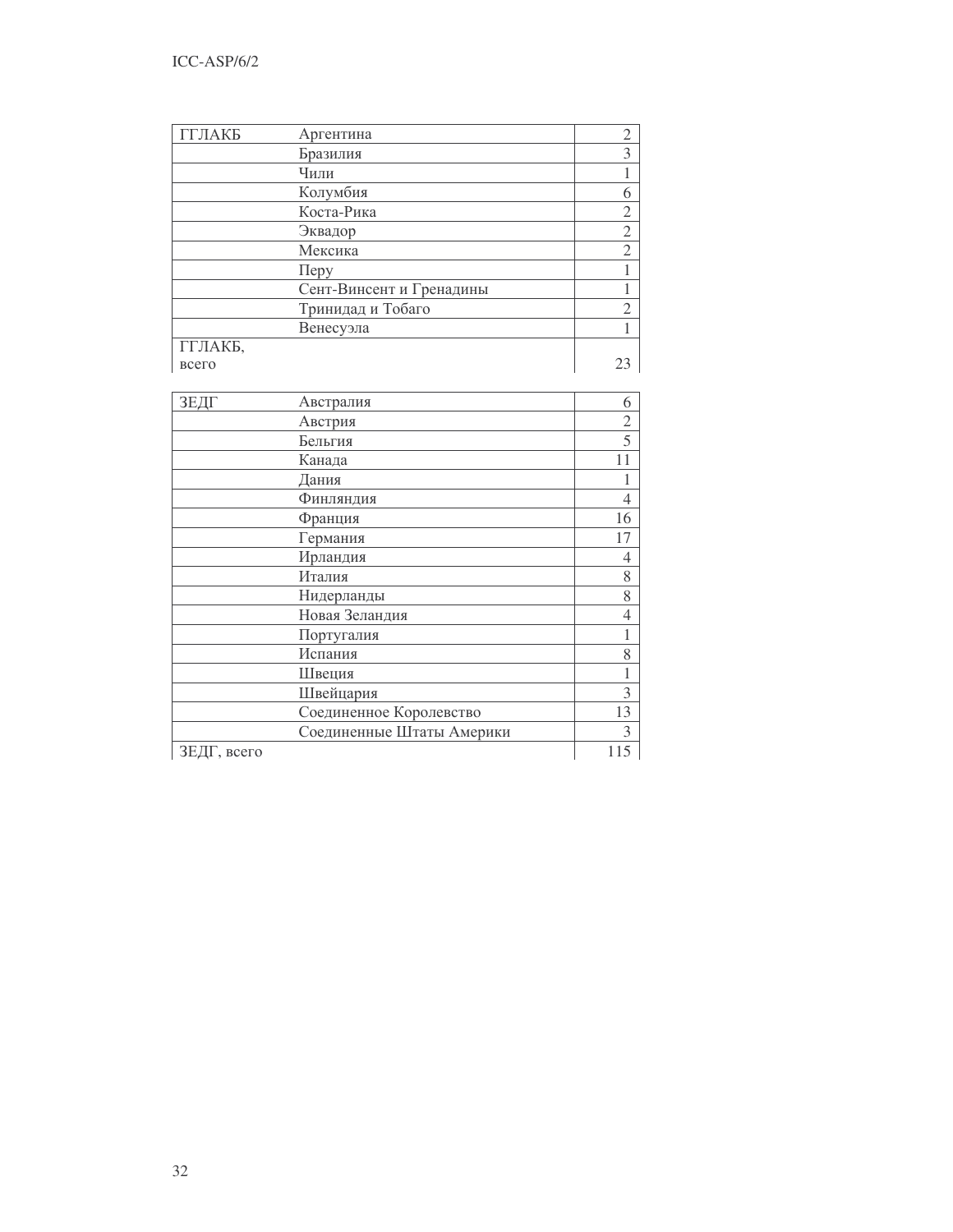| | | |
|---|---|---|
| ГГЛАКБ | Аргентина | 2 |
| | Бразилия | 3 |
| | Чили | 1 |
| | Колумбия | 6 |
| | Коста-Рика | 2 |
| | Эквадор | 2 |
| | Мексика | 2 |
| | Перу | 1 |
| | Сент-Винсент и Гренадины | 1 |
| | Тринидад и Тобаго | 2 |
| | Венесуэла | 1 |
| ГГЛАКБ, всего | | 23 |

| | | |
|---|---|---|
| ЗЕДГ | Австралия | 6 |
| | Австрия | 2 |
| | Бельгия | 5 |
| | Канада | 11 |
| | Дания | 1 |
| | Финляндия | 4 |
| | Франция | 16 |
| | Германия | 17 |
| | Ирландия | 4 |
| | Италия | 8 |
| | Нидерланды | 8 |
| | Новая Зеландия | 4 |
| | Португалия | 1 |
| | Испания | 8 |
| | Швеция | 1 |
| | Швейцария | 3 |
| | Соединенное Королевство | 13 |
| | Соединенные Штаты Америки | 3 |
| ЗЕДГ, всего | | 115 |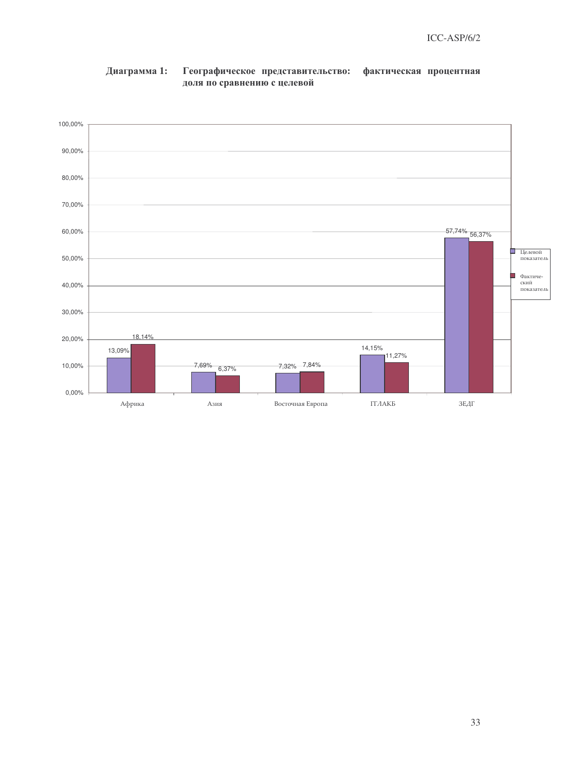**Диаграмма 1: Географическое представительство: фактическая процентная доля по сравнению с целевой**

| | Целевой показатель | Фактический показатель |
|---|---|---|
| Африка | 13,09% | 18,14% |
| Азия | 7,69% | 6,37% |
| Восточная Европа | 7,32% | 7,84% |
| ГГЛАКБ | 14,15% | 11,27% |
| ЗЕДГ | 57,74% | 56,37% |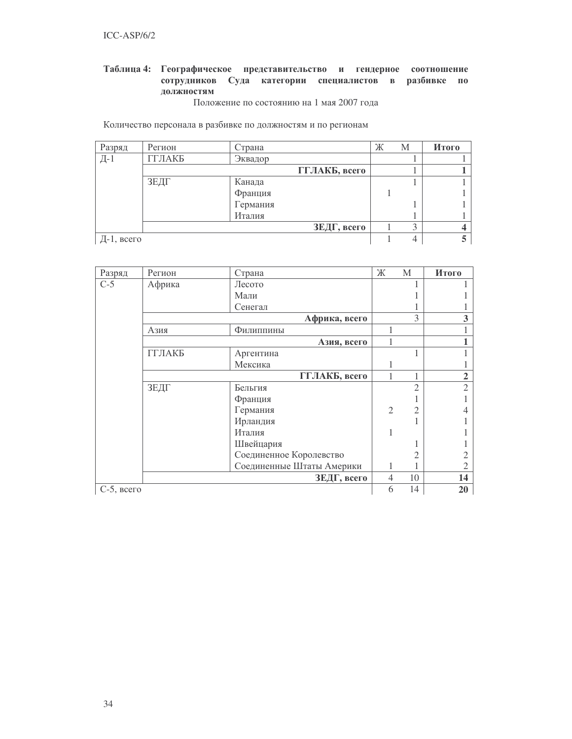**Таблица 4: Географическое представительство и гендерное соотношение сотрудников Суда категории специалистов в разбивке по должностям**

Положение по состоянию на 1 мая 2007 года

Количество персонала в разбивке по должностям и по регионам

| Разряд | Регион | Страна | Ж | М | **Итого** |
|---|---|---|---|---|---|
| Д-1 | ГГЛАКБ | Эквадор | | 1 | 1 |
| | | **ГГЛАКБ, всего** | | 1 | **1** |
| | ЗЕДГ | Канада | | 1 | 1 |
| | | Франция | 1 | | 1 |
| | | Германия | | 1 | 1 |
| | | Италия | | 1 | 1 |
| | | **ЗЕДГ, всего** | 1 | 3 | **4** |
| Д-1, всего | | | 1 | 4 | **5** |

| Разряд | Регион | Страна | Ж | М | **Итого** |
|---|---|---|---|---|---|
| С-5 | Африка | Лесото | | 1 | 1 |
| | | Мали | | 1 | 1 |
| | | Сенегал | | 1 | 1 |
| | | **Африка, всего** | | 3 | **3** |
| | Азия | Филиппины | 1 | | 1 |
| | | **Азия, всего** | 1 | | **1** |
| | ГГЛАКБ | Аргентина | | 1 | 1 |
| | | Мексика | 1 | | 1 |
| | | **ГГЛАКБ, всего** | 1 | 1 | **2** |
| | ЗЕДГ | Бельгия | | 2 | 2 |
| | | Франция | | 1 | 1 |
| | | Германия | 2 | 2 | 4 |
| | | Ирландия | | 1 | 1 |
| | | Италия | 1 | | 1 |
| | | Швейцария | | 1 | 1 |
| | | Соединенное Королевство | | 2 | 2 |
| | | Соединенные Штаты Америки | 1 | 1 | 2 |
| | | **ЗЕДГ, всего** | 4 | 10 | **14** |
| С-5, всего | | | 6 | 14 | **20** |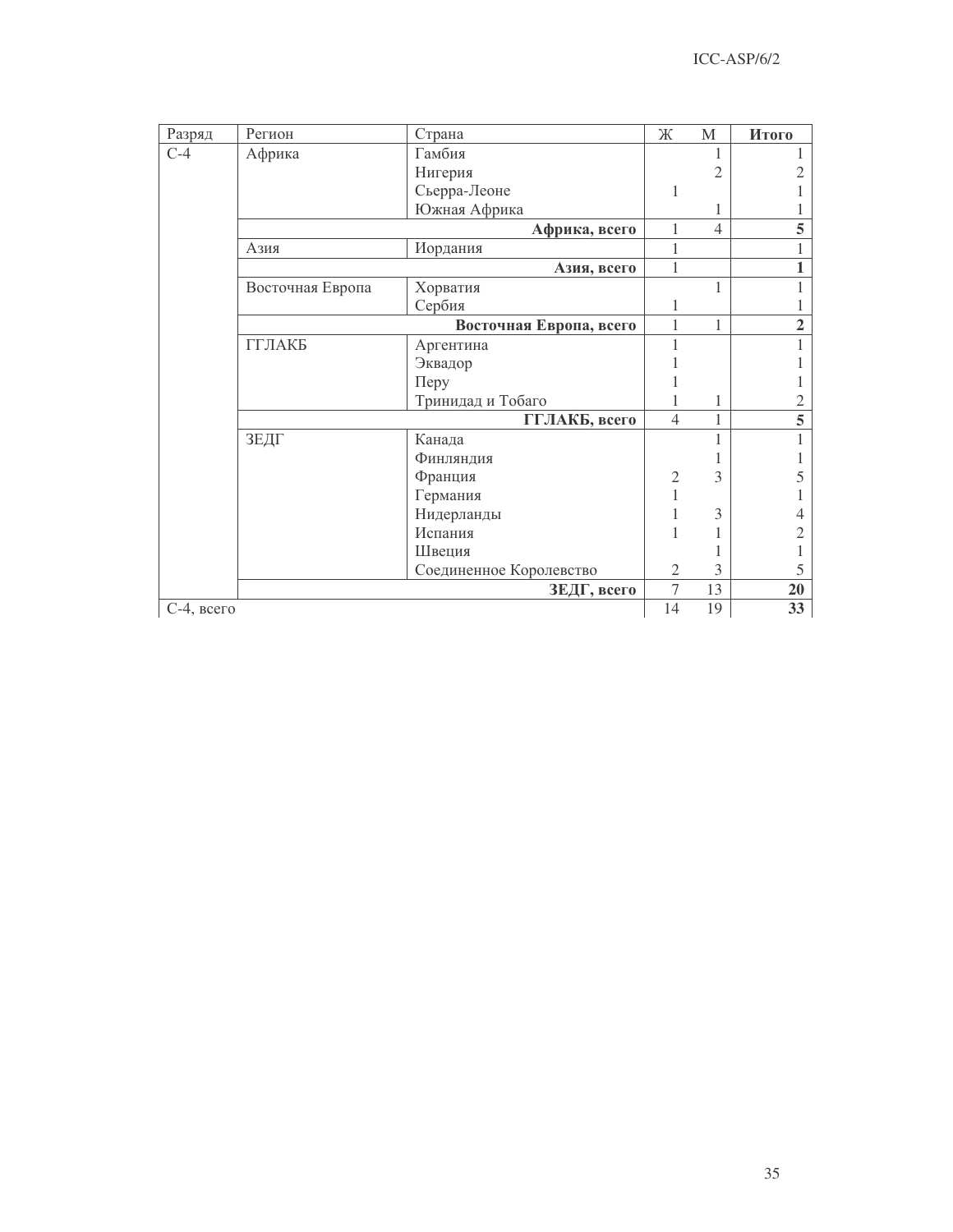| Разряд | Регион | Страна | Ж | М | **Итого** |
|---|---|---|---|---|---|
| С-4 | Африка | Гамбия | | 1 | 1 |
| | | Нигерия | | 2 | 2 |
| | | Сьерра-Леоне | 1 | | 1 |
| | | Южная Африка | | 1 | 1 |
| | | **Африка, всего** | 1 | 4 | **5** |
| | Азия | Иордания | 1 | | 1 |
| | | **Азия, всего** | 1 | | **1** |
| | Восточная Европа | Хорватия | | 1 | 1 |
| | | Сербия | 1 | | 1 |
| | | **Восточная Европа, всего** | 1 | 1 | **2** |
| | ГГЛАКБ | Аргентина | 1 | | 1 |
| | | Эквадор | 1 | | 1 |
| | | Перу | 1 | | 1 |
| | | Тринидад и Тобаго | 1 | 1 | 2 |
| | | **ГГЛАКБ, всего** | 4 | 1 | **5** |
| | ЗЕДГ | Канада | | 1 | 1 |
| | | Финляндия | | 1 | 1 |
| | | Франция | 2 | 3 | 5 |
| | | Германия | 1 | | 1 |
| | | Нидерланды | 1 | 3 | 4 |
| | | Испания | 1 | 1 | 2 |
| | | Швеция | | 1 | 1 |
| | | Соединенное Королевство | 2 | 3 | 5 |
| | | **ЗЕДГ, всего** | 7 | 13 | **20** |
| С-4, всего | | | 14 | 19 | **33** |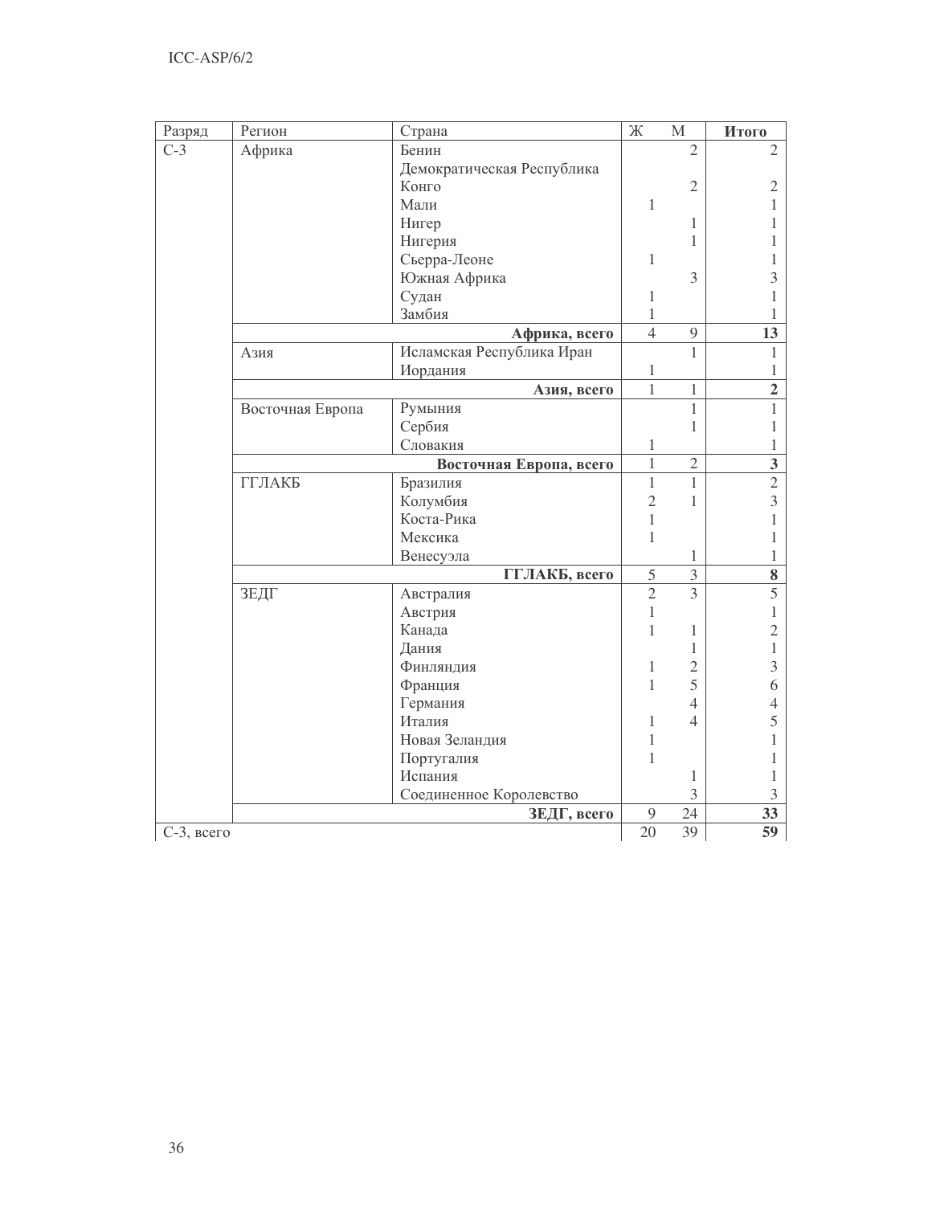| Разряд | Регион | Страна | Ж | М | **Итого** |
|---|---|---|---|---|---|
| С-3 | Африка | Бенин | | 2 | 2 |
| | | Демократическая Республика Конго | | 2 | 2 |
| | | Мали | 1 | | 1 |
| | | Нигер | | 1 | 1 |
| | | Нигерия | | 1 | 1 |
| | | Сьерра-Леоне | 1 | | 1 |
| | | Южная Африка | | 3 | 3 |
| | | Судан | 1 | | 1 |
| | | Замбия | 1 | | 1 |
| | | **Африка, всего** | 4 | 9 | **13** |
| | Азия | Исламская Республика Иран | | 1 | 1 |
| | | Иордания | 1 | | 1 |
| | | **Азия, всего** | 1 | 1 | **2** |
| | Восточная Европа | Румыния | | 1 | 1 |
| | | Сербия | | 1 | 1 |
| | | Словакия | 1 | | 1 |
| | | **Восточная Европа, всего** | 1 | 2 | **3** |
| | ГГЛАКБ | Бразилия | 1 | 1 | 2 |
| | | Колумбия | 2 | 1 | 3 |
| | | Коста-Рика | 1 | | 1 |
| | | Мексика | 1 | | 1 |
| | | Венесуэла | | 1 | 1 |
| | | **ГГЛАКБ, всего** | 5 | 3 | **8** |
| | ЗЕДГ | Австралия | 2 | 3 | 5 |
| | | Австрия | 1 | | 1 |
| | | Канада | 1 | 1 | 2 |
| | | Дания | | 1 | 1 |
| | | Финляндия | 1 | 2 | 3 |
| | | Франция | 1 | 5 | 6 |
| | | Германия | | 4 | 4 |
| | | Италия | 1 | 4 | 5 |
| | | Новая Зеландия | 1 | | 1 |
| | | Португалия | 1 | | 1 |
| | | Испания | | 1 | 1 |
| | | Соединенное Королевство | | 3 | 3 |
| | | **ЗЕДГ, всего** | 9 | 24 | **33** |
| С-3, всего | | | 20 | 39 | **59** |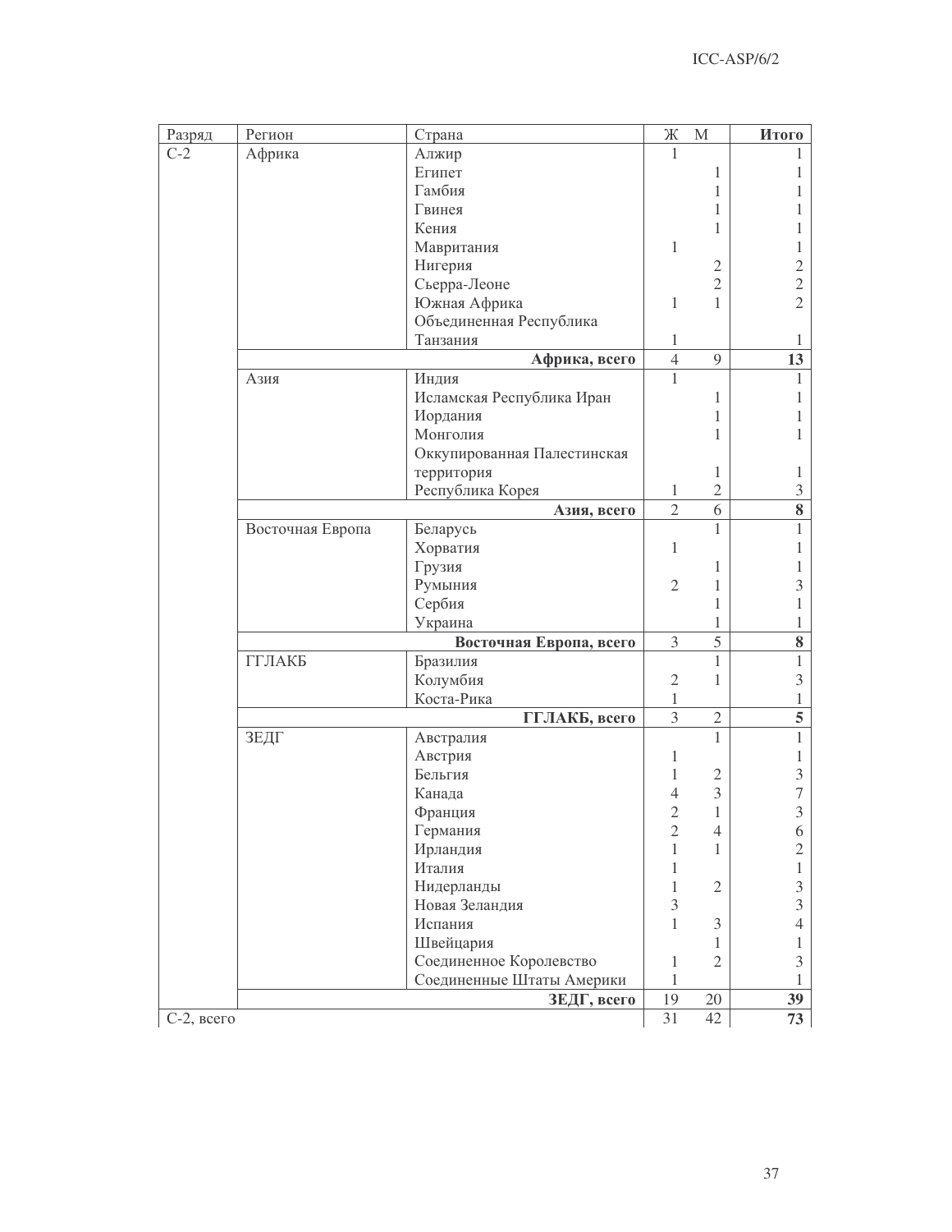| Разряд | Регион | Страна | Ж | М | Итого |
|---|---|---|---|---|---|
| С-2 | Африка | Алжир | 1 | | 1 |
| | | Египет | | 1 | 1 |
| | | Гамбия | | 1 | 1 |
| | | Гвинея | | 1 | 1 |
| | | Кения | | 1 | 1 |
| | | Мавритания | 1 | | 1 |
| | | Нигерия | | 2 | 2 |
| | | Сьерра-Леоне | | 2 | 2 |
| | | Южная Африка | 1 | 1 | 2 |
| | | Объединенная Республика Танзания | 1 | | 1 |
| | | **Африка, всего** | 4 | 9 | **13** |
| | Азия | Индия | 1 | | 1 |
| | | Исламская Республика Иран | | 1 | 1 |
| | | Иордания | | 1 | 1 |
| | | Монголия | | 1 | 1 |
| | | Оккупированная Палестинская территория | | 1 | 1 |
| | | Республика Корея | 1 | 2 | 3 |
| | | **Азия, всего** | 2 | 6 | **8** |
| | Восточная Европа | Беларусь | | 1 | 1 |
| | | Хорватия | 1 | | 1 |
| | | Грузия | | 1 | 1 |
| | | Румыния | 2 | 1 | 3 |
| | | Сербия | | 1 | 1 |
| | | Украина | | 1 | 1 |
| | | **Восточная Европа, всего** | 3 | 5 | **8** |
| | ГГЛАКБ | Бразилия | | 1 | 1 |
| | | Колумбия | 2 | 1 | 3 |
| | | Коста-Рика | 1 | | 1 |
| | | **ГГЛАКБ, всего** | 3 | 2 | **5** |
| | ЗЕДГ | Австралия | | 1 | 1 |
| | | Австрия | 1 | | 1 |
| | | Бельгия | 1 | 2 | 3 |
| | | Канада | 4 | 3 | 7 |
| | | Франция | 2 | 1 | 3 |
| | | Германия | 2 | 4 | 6 |
| | | Ирландия | 1 | 1 | 2 |
| | | Италия | 1 | | 1 |
| | | Нидерланды | 1 | 2 | 3 |
| | | Новая Зеландия | 3 | | 3 |
| | | Испания | 1 | 3 | 4 |
| | | Швейцария | | 1 | 1 |
| | | Соединенное Королевство | 1 | 2 | 3 |
| | | Соединенные Штаты Америки | 1 | | 1 |
| | | **ЗЕДГ, всего** | 19 | 20 | **39** |
| С-2, всего | | | 31 | 42 | **73** |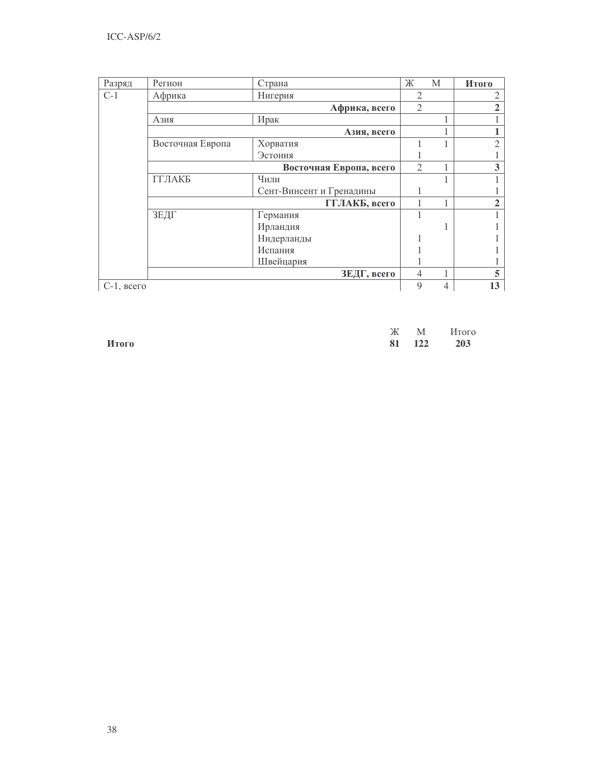| Разряд | Регион | Страна | Ж | М | Итого |
|---|---|---|---|---|---|
| С-1 | Африка | Нигерия | 2 | | 2 |
| | | **Африка, всего** | 2 | | **2** |
| | Азия | Ирак | | 1 | 1 |
| | | **Азия, всего** | | 1 | **1** |
| | Восточная Европа | Хорватия | 1 | 1 | 2 |
| | | Эстония | 1 | | 1 |
| | | **Восточная Европа, всего** | 2 | 1 | **3** |
| | ГГЛАКБ | Чили | | 1 | 1 |
| | | Сент-Винсент и Гренадины | 1 | | 1 |
| | | **ГГЛАКБ, всего** | 1 | 1 | **2** |
| | ЗЕДГ | Германия | 1 | | 1 |
| | | Ирландия | | 1 | 1 |
| | | Нидерланды | 1 | | 1 |
| | | Испания | 1 | | 1 |
| | | Швейцария | 1 | | 1 |
| | | **ЗЕДГ, всего** | 4 | 1 | **5** |
| С-1, всего | | | 9 | 4 | **13** |

| | Ж | М | Итого |
|---|---|---|---|
| **Итого** | **81** | **122** | **203** |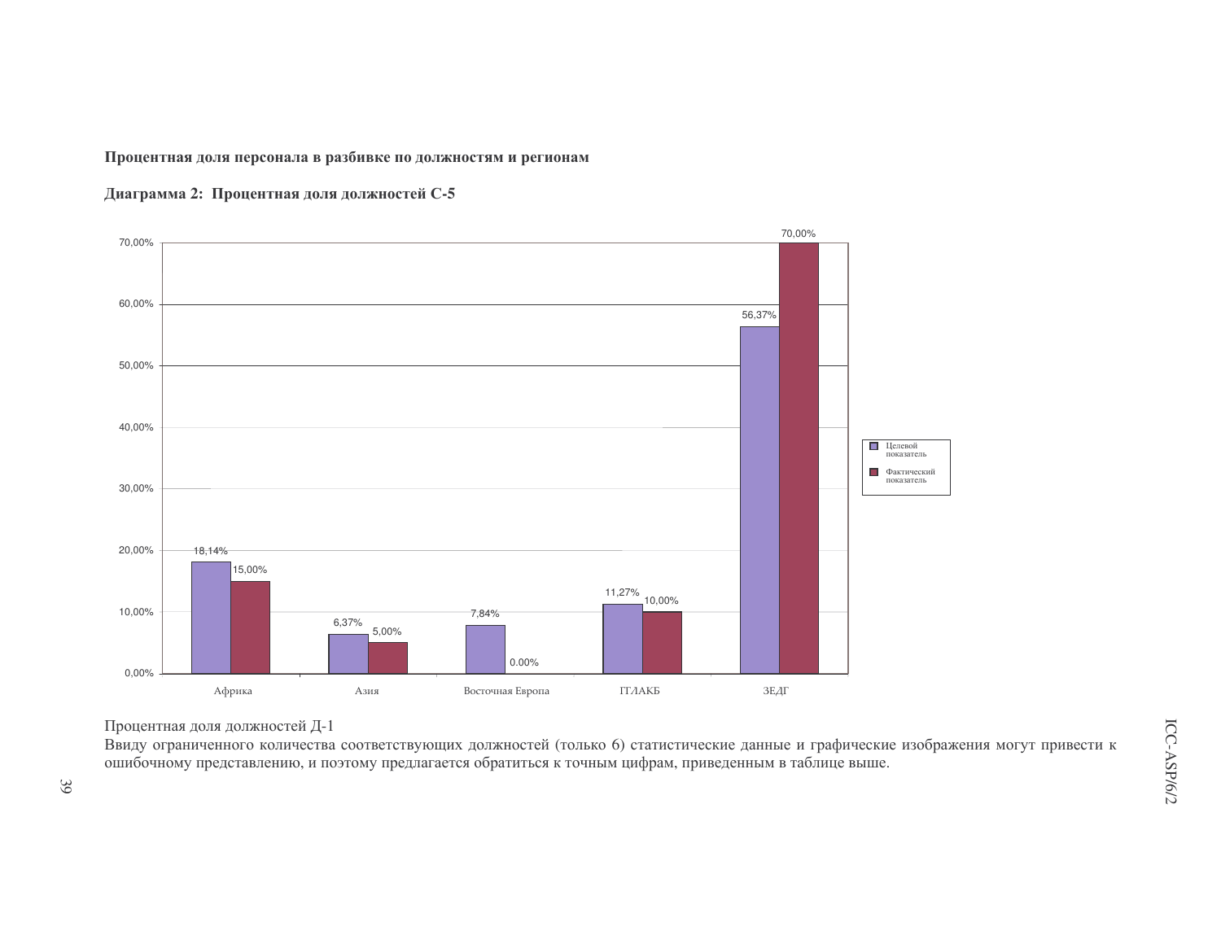**Процентная доля персонала в разбивке по должностям и регионам**

**Диаграмма 2: Процентная доля должностей С-5**

| Регион | Целевой показатель | Фактический показатель |
|---|---|---|
| Африка | 18,14% | 15,00% |
| Азия | 6,37% | 5,00% |
| Восточная Европа | 7,84% | 0.00% |
| ГГЛАКБ | 11,27% | 10,00% |
| ЗЕДГ | 56,37% | 70,00% |

Процентная доля должностей Д-1

Ввиду ограниченного количества соответствующих должностей (только 6) статистические данные и графические изображения могут привести к ошибочному представлению, и поэтому предлагается обратиться к точным цифрам, приведенным в таблице выше.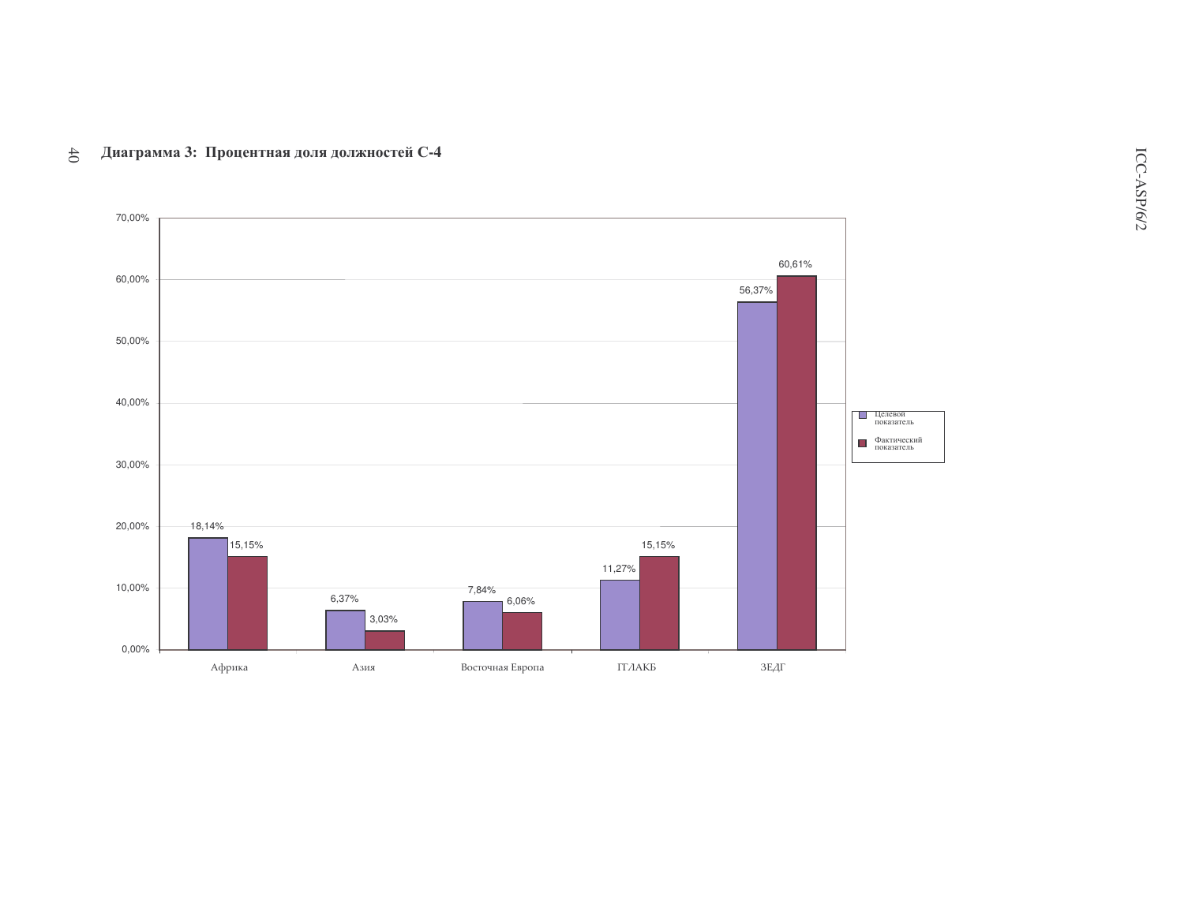**Диаграмма 3: Процентная доля должностей С-4**

| | Целевой показатель | Фактический показатель |
|---|---|---|
| Африка | 18,14% | 15,15% |
| Азия | 6,37% | 3,03% |
| Восточная Европа | 7,84% | 6,06% |
| ГГЛАКБ | 11,27% | 15,15% |
| ЗЕДГ | 56,37% | 60,61% |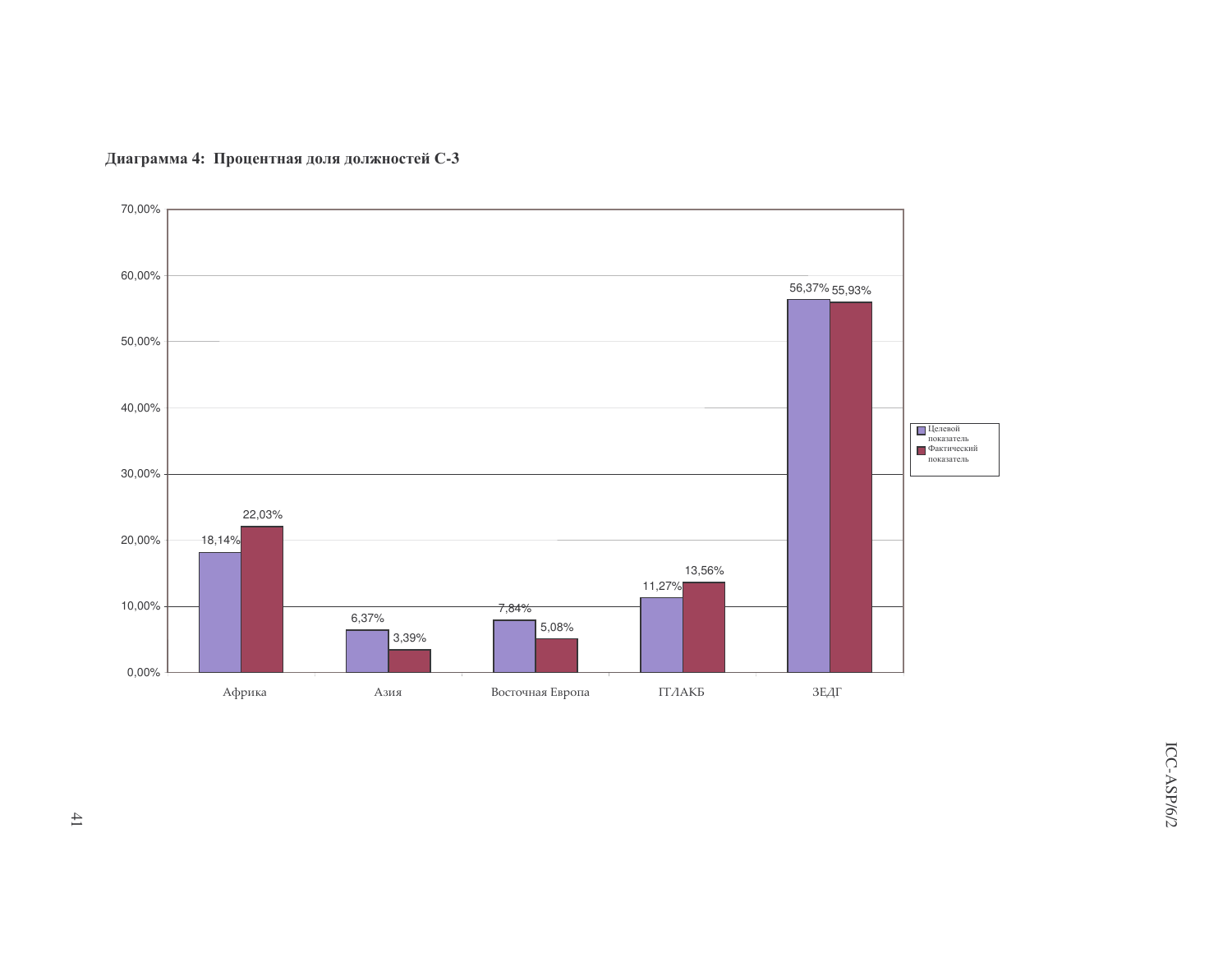**Диаграмма 4: Процентная доля должностей С-3**

| | Целевой показатель | Фактический показатель |
|---|---|---|
| Африка | 18,14% | 22,03% |
| Азия | 6,37% | 3,39% |
| Восточная Европа | 7,84% | 5,08% |
| ГГЛАКБ | 11,27% | 13,56% |
| ЗЕДГ | 56,37% | 55,93% |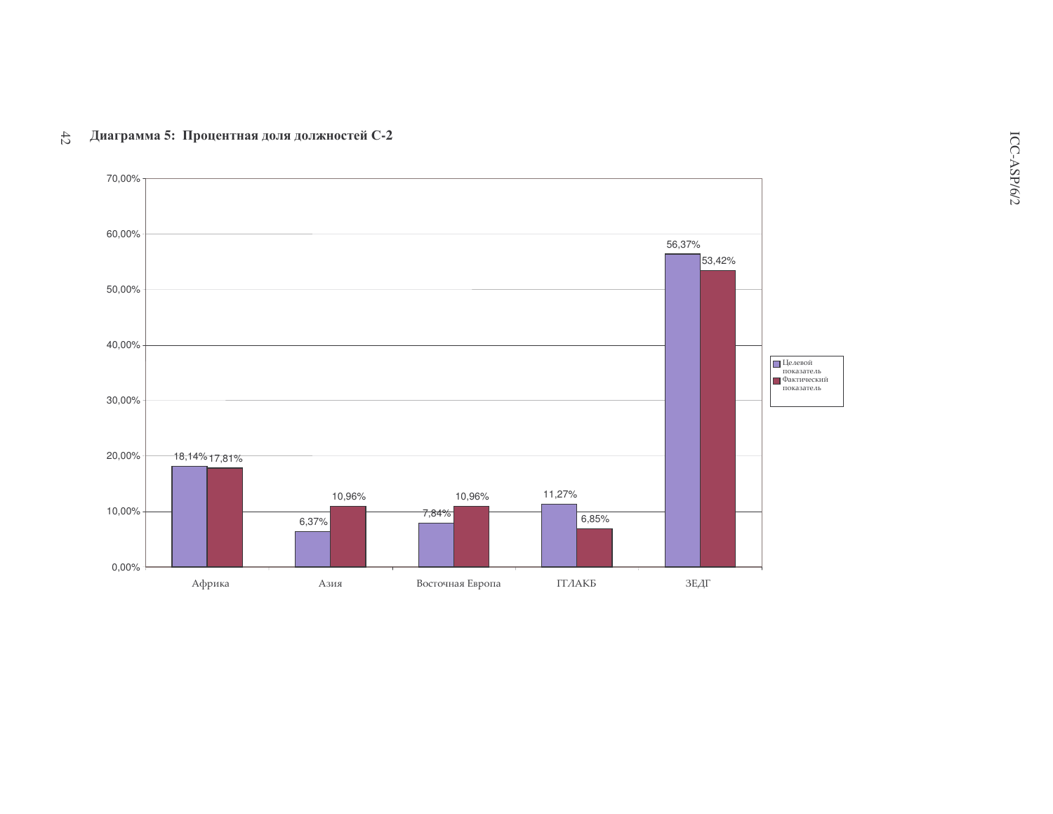**Диаграмма 5: Процентная доля должностей С-2**

| | Целевой показатель | Фактический показатель |
|---|---|---|
| Африка | 18,14% | 17,81% |
| Азия | 6,37% | 10,96% |
| Восточная Европа | 7,84% | 10,96% |
| ГГЛАКБ | 11,27% | 6,85% |
| ЗЕДГ | 56,37% | 53,42% |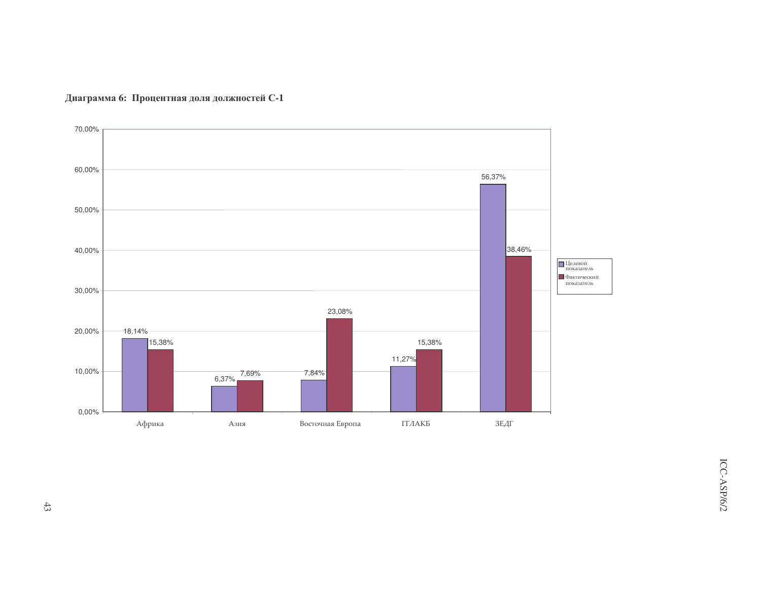**Диаграмма 6: Процентная доля должностей С-1**

| | Целевой показатель | Фактический показатель |
|---|---|---|
| Африка | 18,14% | 15,38% |
| Азия | 6,37% | 7,69% |
| Восточная Европа | 7,84% | 23,08% |
| ГГЛАКБ | 11,27% | 15,38% |
| ЗЕДГ | 56,37% | 38,46% |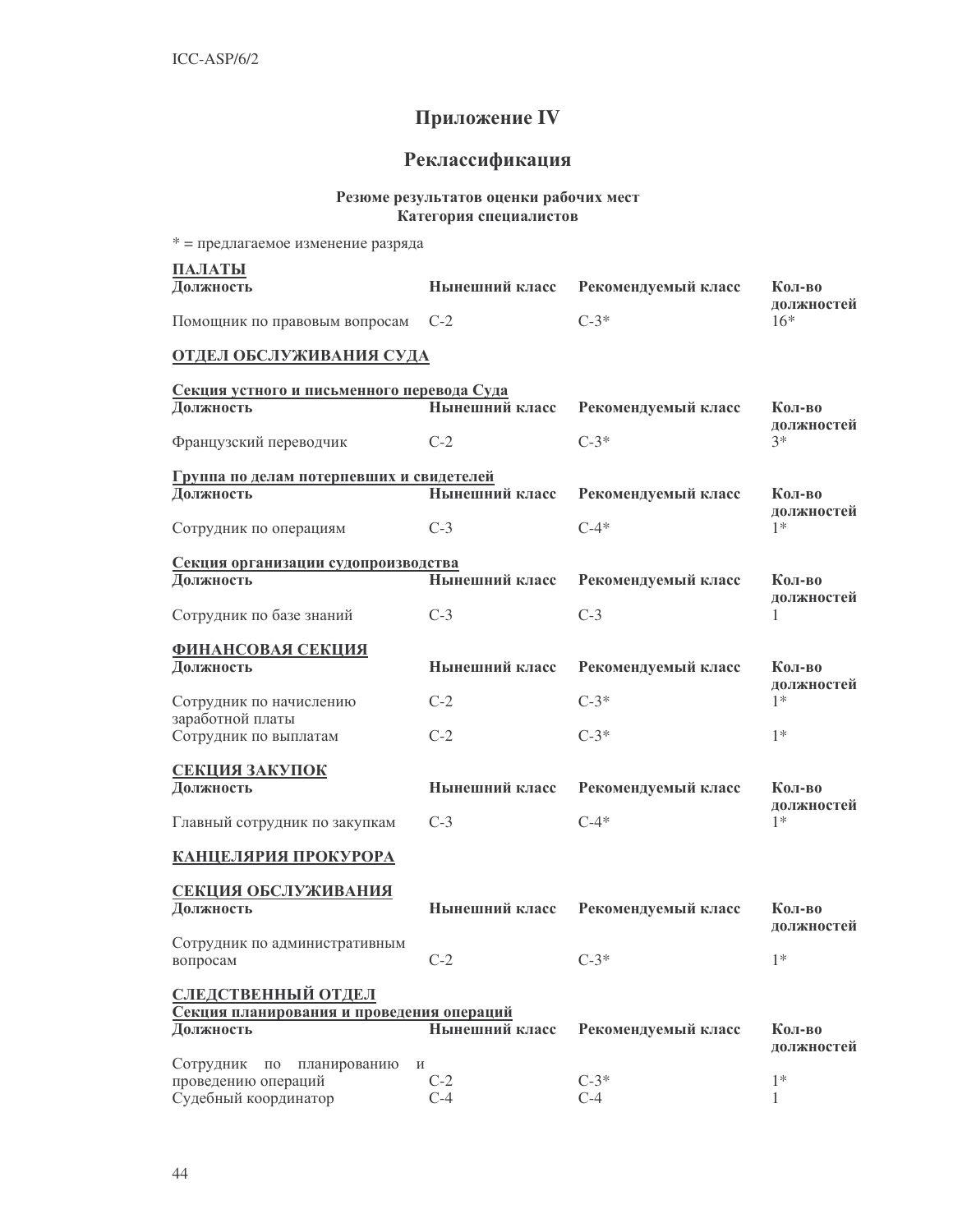# Приложение IV

## Реклассификация

**Резюме результатов оценки рабочих мест**
**Категория специалистов**

* = предлагаемое изменение разряда

**ПАЛАТЫ**

| Должность | Нынешний класс | Рекомендуемый класс | Кол-во должностей |
|---|---|---|---|
| Помощник по правовым вопросам | С-2 | С-3* | 16* |

**ОТДЕЛ ОБСЛУЖИВАНИЯ СУДА**

**Секция устного и письменного перевода Суда**

| Должность | Нынешний класс | Рекомендуемый класс | Кол-во должностей |
|---|---|---|---|
| Французский переводчик | С-2 | С-3* | 3* |

**Группа по делам потерпевших и свидетелей**

| Должность | Нынешний класс | Рекомендуемый класс | Кол-во должностей |
|---|---|---|---|
| Сотрудник по операциям | С-3 | С-4* | 1* |

**Секция организации судопроизводства**

| Должность | Нынешний класс | Рекомендуемый класс | Кол-во должностей |
|---|---|---|---|
| Сотрудник по базе знаний | С-3 | С-3 | 1 |

**ФИНАНСОВАЯ СЕКЦИЯ**

| Должность | Нынешний класс | Рекомендуемый класс | Кол-во должностей |
|---|---|---|---|
| Сотрудник по начислению заработной платы | С-2 | С-3* | 1* |
| Сотрудник по выплатам | С-2 | С-3* | 1* |

**СЕКЦИЯ ЗАКУПОК**

| Должность | Нынешний класс | Рекомендуемый класс | Кол-во должностей |
|---|---|---|---|
| Главный сотрудник по закупкам | С-3 | С-4* | 1* |

**КАНЦЕЛЯРИЯ ПРОКУРОРА**

**СЕКЦИЯ ОБСЛУЖИВАНИЯ**

| Должность | Нынешний класс | Рекомендуемый класс | Кол-во должностей |
|---|---|---|---|
| Сотрудник по административным вопросам | С-2 | С-3* | 1* |

**СЛЕДСТВЕННЫЙ ОТДЕЛ**

**Секция планирования и проведения операций**

| Должность | Нынешний класс | Рекомендуемый класс | Кол-во должностей |
|---|---|---|---|
| Сотрудник по планированию и проведению операций | С-2 | С-3* | 1* |
| Судебный координатор | С-4 | С-4 | 1 |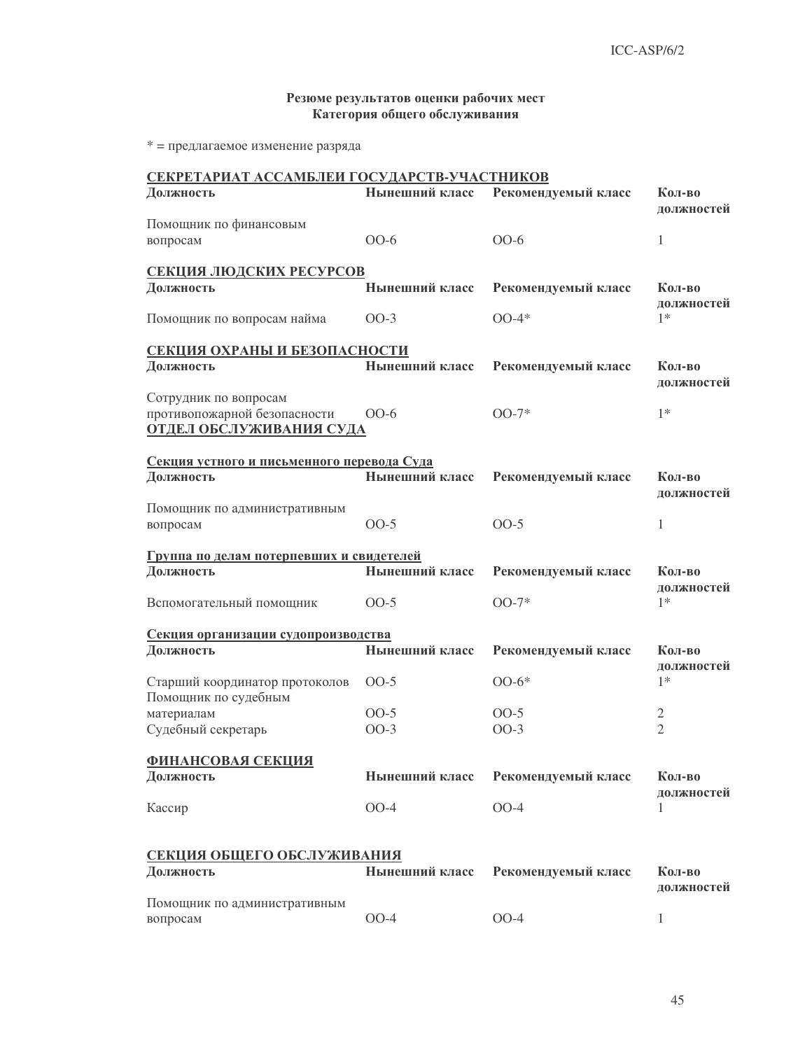**Резюме результатов оценки рабочих мест**
**Категория общего обслуживания**

* = предлагаемое изменение разряда

**СЕКРЕТАРИАТ АССАМБЛЕИ ГОСУДАРСТВ-УЧАСТНИКОВ**

| Должность | Нынешний класс | Рекомендуемый класс | Кол-во должностей |
|---|---|---|---|
| Помощник по финансовым вопросам | ОО-6 | ОО-6 | 1 |

**СЕКЦИЯ ЛЮДСКИХ РЕСУРСОВ**

| Должность | Нынешний класс | Рекомендуемый класс | Кол-во должностей |
|---|---|---|---|
| Помощник по вопросам найма | ОО-3 | ОО-4* | 1* |

**СЕКЦИЯ ОХРАНЫ И БЕЗОПАСНОСТИ**

| Должность | Нынешний класс | Рекомендуемый класс | Кол-во должностей |
|---|---|---|---|
| Сотрудник по вопросам противопожарной безопасности | ОО-6 | ОО-7* | 1* |

**ОТДЕЛ ОБСЛУЖИВАНИЯ СУДА**

**Секция устного и письменного перевода Суда**

| Должность | Нынешний класс | Рекомендуемый класс | Кол-во должностей |
|---|---|---|---|
| Помощник по административным вопросам | ОО-5 | ОО-5 | 1 |

**Группа по делам потерпевших и свидетелей**

| Должность | Нынешний класс | Рекомендуемый класс | Кол-во должностей |
|---|---|---|---|
| Вспомогательный помощник | ОО-5 | ОО-7* | 1* |

**Секция организации судопроизводства**

| Должность | Нынешний класс | Рекомендуемый класс | Кол-во должностей |
|---|---|---|---|
| Старший координатор протоколов | ОО-5 | ОО-6* | 1* |
| Помощник по судебным материалам | ОО-5 | ОО-5 | 2 |
| Судебный секретарь | ОО-3 | ОО-3 | 2 |

**ФИНАНСОВАЯ СЕКЦИЯ**

| Должность | Нынешний класс | Рекомендуемый класс | Кол-во должностей |
|---|---|---|---|
| Кассир | ОО-4 | ОО-4 | 1 |

**СЕКЦИЯ ОБЩЕГО ОБСЛУЖИВАНИЯ**

| Должность | Нынешний класс | Рекомендуемый класс | Кол-во должностей |
|---|---|---|---|
| Помощник по административным вопросам | ОО-4 | ОО-4 | 1 |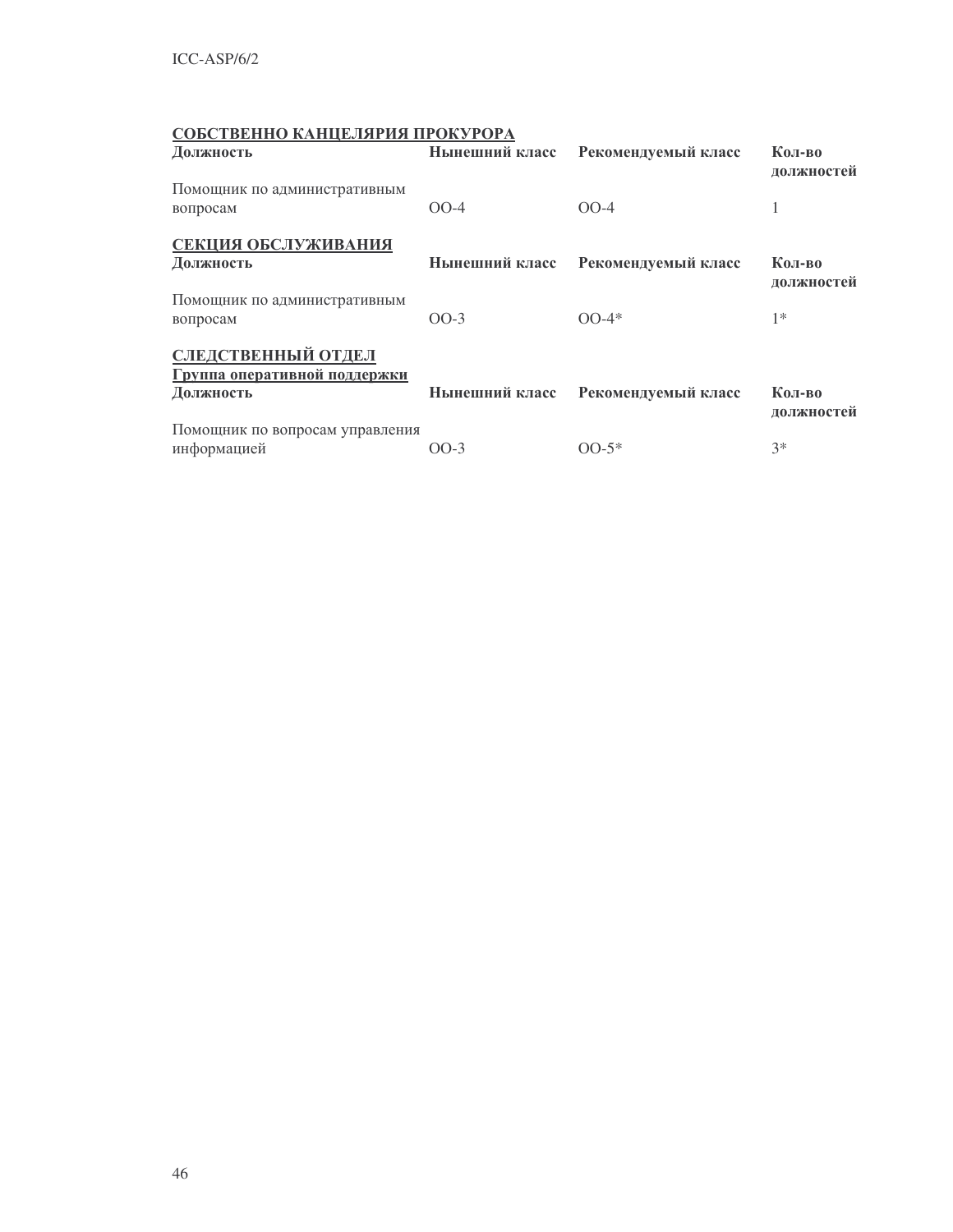**<u>СОБСТВЕННО КАНЦЕЛЯРИЯ ПРОКУРОРА</u>**

| Должность | Нынешний класс | Рекомендуемый класс | Кол-во должностей |
|---|---|---|---|
| Помощник по административным вопросам | ОО-4 | ОО-4 | 1 |

**<u>СЕКЦИЯ ОБСЛУЖИВАНИЯ</u>**

| Должность | Нынешний класс | Рекомендуемый класс | Кол-во должностей |
|---|---|---|---|
| Помощник по административным вопросам | ОО-3 | ОО-4* | 1* |

**<u>СЛЕДСТВЕННЫЙ ОТДЕЛ</u>**

**<u>Группа оперативной поддержки</u>**

| Должность | Нынешний класс | Рекомендуемый класс | Кол-во должностей |
|---|---|---|---|
| Помощник по вопросам управления информацией | ОО-3 | ОО-5* | 3* |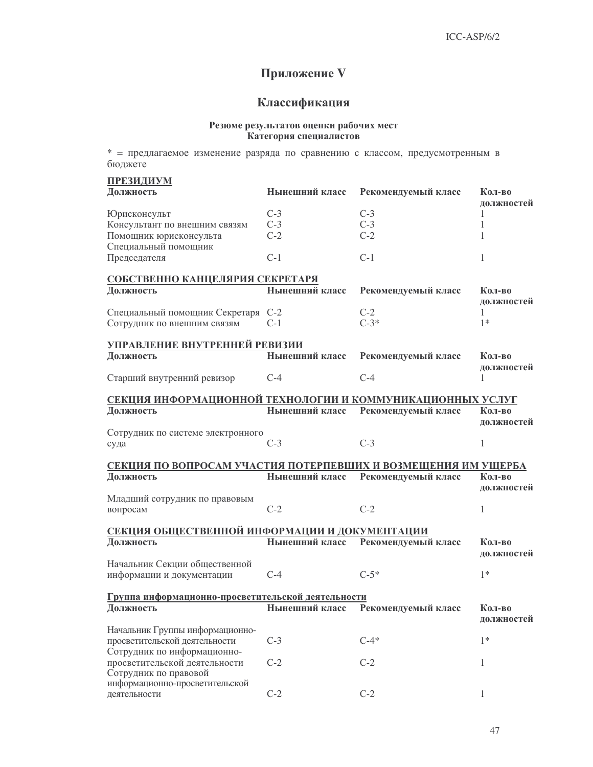# Приложение V

## Классификация

**Резюме результатов оценки рабочих мест**
**Категория специалистов**

* = предлагаемое изменение разряда по сравнению с классом, предусмотренным в бюджете

**ПРЕЗИДИУМ**

| Должность | Нынешний класс | Рекомендуемый класс | Кол-во должностей |
|---|---|---|---|
| Юрисконсульт | С-3 | С-3 | 1 |
| Консультант по внешним связям | С-3 | С-3 | 1 |
| Помощник юрисконсульта | С-2 | С-2 | 1 |
| Специальный помощник Председателя | С-1 | С-1 | 1 |

**СОБСТВЕННО КАНЦЕЛЯРИЯ СЕКРЕТАРЯ**

| Должность | Нынешний класс | Рекомендуемый класс | Кол-во должностей |
|---|---|---|---|
| Специальный помощник Секретаря | С-2 | С-2 | 1 |
| Сотрудник по внешним связям | С-1 | С-3* | 1* |

**УПРАВЛЕНИЕ ВНУТРЕННЕЙ РЕВИЗИИ**

| Должность | Нынешний класс | Рекомендуемый класс | Кол-во должностей |
|---|---|---|---|
| Старший внутренний ревизор | С-4 | С-4 | 1 |

**СЕКЦИЯ ИНФОРМАЦИОННОЙ ТЕХНОЛОГИИ И КОММУНИКАЦИОННЫХ УСЛУГ**

| Должность | Нынешний класс | Рекомендуемый класс | Кол-во должностей |
|---|---|---|---|
| Сотрудник по системе электронного суда | С-3 | С-3 | 1 |

**СЕКЦИЯ ПО ВОПРОСАМ УЧАСТИЯ ПОТЕРПЕВШИХ И ВОЗМЕЩЕНИЯ ИМ УЩЕРБА**

| Должность | Нынешний класс | Рекомендуемый класс | Кол-во должностей |
|---|---|---|---|
| Младший сотрудник по правовым вопросам | С-2 | С-2 | 1 |

**СЕКЦИЯ ОБЩЕСТВЕННОЙ ИНФОРМАЦИИ И ДОКУМЕНТАЦИИ**

| Должность | Нынешний класс | Рекомендуемый класс | Кол-во должностей |
|---|---|---|---|
| Начальник Секции общественной информации и документации | С-4 | С-5* | 1* |

**Группа информационно-просветительской деятельности**

| Должность | Нынешний класс | Рекомендуемый класс | Кол-во должностей |
|---|---|---|---|
| Начальник Группы информационно-просветительской деятельности | С-3 | С-4* | 1* |
| Сотрудник по информационно-просветительской деятельности | С-2 | С-2 | 1 |
| Сотрудник по правовой информационно-просветительской деятельности | С-2 | С-2 | 1 |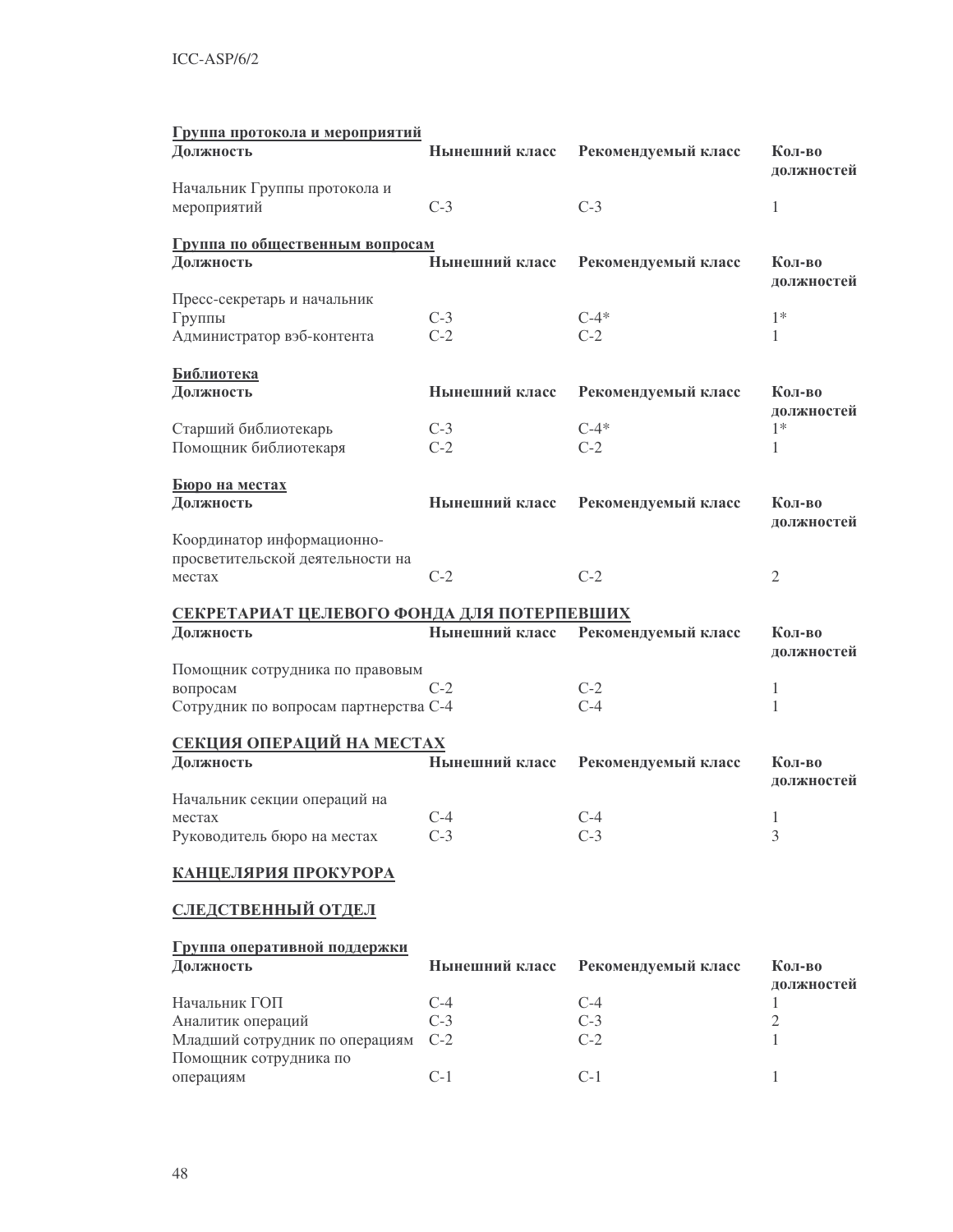**Группа протокола и мероприятий**

| Должность | Нынешний класс | Рекомендуемый класс | Кол-во должностей |
|---|---|---|---|
| Начальник Группы протокола и мероприятий | С-3 | С-3 | 1 |

**Группа по общественным вопросам**

| Должность | Нынешний класс | Рекомендуемый класс | Кол-во должностей |
|---|---|---|---|
| Пресс-секретарь и начальник Группы | С-3 | С-4* | 1* |
| Администратор вэб-контента | С-2 | С-2 | 1 |

**Библиотека**

| Должность | Нынешний класс | Рекомендуемый класс | Кол-во должностей |
|---|---|---|---|
| Старший библиотекарь | С-3 | С-4* | 1* |
| Помощник библиотекаря | С-2 | С-2 | 1 |

**Бюро на местах**

| Должность | Нынешний класс | Рекомендуемый класс | Кол-во должностей |
|---|---|---|---|
| Координатор информационно-просветительской деятельности на местах | С-2 | С-2 | 2 |

**СЕКРЕТАРИАТ ЦЕЛЕВОГО ФОНДА ДЛЯ ПОТЕРПЕВШИХ**

| Должность | Нынешний класс | Рекомендуемый класс | Кол-во должностей |
|---|---|---|---|
| Помощник сотрудника по правовым вопросам | С-2 | С-2 | 1 |
| Сотрудник по вопросам партнерства | С-4 | С-4 | 1 |

**СЕКЦИЯ ОПЕРАЦИЙ НА МЕСТАХ**

| Должность | Нынешний класс | Рекомендуемый класс | Кол-во должностей |
|---|---|---|---|
| Начальник секции операций на местах | С-4 | С-4 | 1 |
| Руководитель бюро на местах | С-3 | С-3 | 3 |

**КАНЦЕЛЯРИЯ ПРОКУРОРА**

**СЛЕДСТВЕННЫЙ ОТДЕЛ**

**Группа оперативной поддержки**

| Должность | Нынешний класс | Рекомендуемый класс | Кол-во должностей |
|---|---|---|---|
| Начальник ГОП | С-4 | С-4 | 1 |
| Аналитик операций | С-3 | С-3 | 2 |
| Младший сотрудник по операциям | С-2 | С-2 | 1 |
| Помощник сотрудника по операциям | С-1 | С-1 | 1 |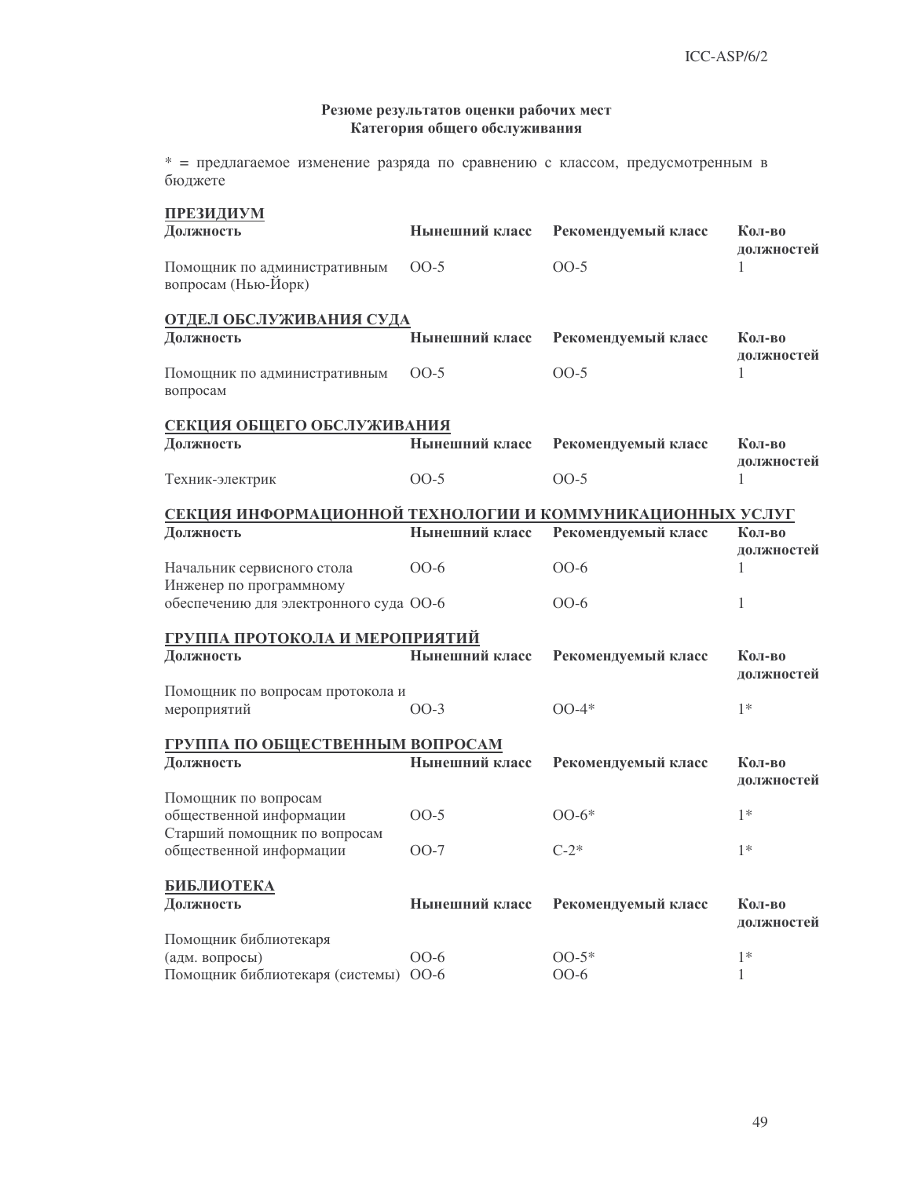**Резюме результатов оценки рабочих мест**
**Категория общего обслуживания**

* = предлагаемое изменение разряда по сравнению с классом, предусмотренным в бюджете

**ПРЕЗИДИУМ**

| Должность | Нынешний класс | Рекомендуемый класс | Кол-во должностей |
|---|---|---|---|
| Помощник по административным вопросам (Нью-Йорк) | ОО-5 | ОО-5 | 1 |

**ОТДЕЛ ОБСЛУЖИВАНИЯ СУДА**

| Должность | Нынешний класс | Рекомендуемый класс | Кол-во должностей |
|---|---|---|---|
| Помощник по административным вопросам | ОО-5 | ОО-5 | 1 |

**СЕКЦИЯ ОБЩЕГО ОБСЛУЖИВАНИЯ**

| Должность | Нынешний класс | Рекомендуемый класс | Кол-во должностей |
|---|---|---|---|
| Техник-электрик | ОО-5 | ОО-5 | 1 |

**СЕКЦИЯ ИНФОРМАЦИОННОЙ ТЕХНОЛОГИИ И КОММУНИКАЦИОННЫХ УСЛУГ**

| Должность | Нынешний класс | Рекомендуемый класс | Кол-во должностей |
|---|---|---|---|
| Начальник сервисного стола | ОО-6 | ОО-6 | 1 |
| Инженер по программному обеспечению для электронного суда | ОО-6 | ОО-6 | 1 |

**ГРУППА ПРОТОКОЛА И МЕРОПРИЯТИЙ**

| Должность | Нынешний класс | Рекомендуемый класс | Кол-во должностей |
|---|---|---|---|
| Помощник по вопросам протокола и мероприятий | ОО-3 | ОО-4* | 1* |

**ГРУППА ПО ОБЩЕСТВЕННЫМ ВОПРОСАМ**

| Должность | Нынешний класс | Рекомендуемый класс | Кол-во должностей |
|---|---|---|---|
| Помощник по вопросам общественной информации | ОО-5 | ОО-6* | 1* |
| Старший помощник по вопросам общественной информации | ОО-7 | С-2* | 1* |

**БИБЛИОТЕКА**

| Должность | Нынешний класс | Рекомендуемый класс | Кол-во должностей |
|---|---|---|---|
| Помощник библиотекаря (адм. вопросы) | ОО-6 | ОО-5* | 1* |
| Помощник библиотекаря (системы) | ОО-6 | ОО-6 | 1 |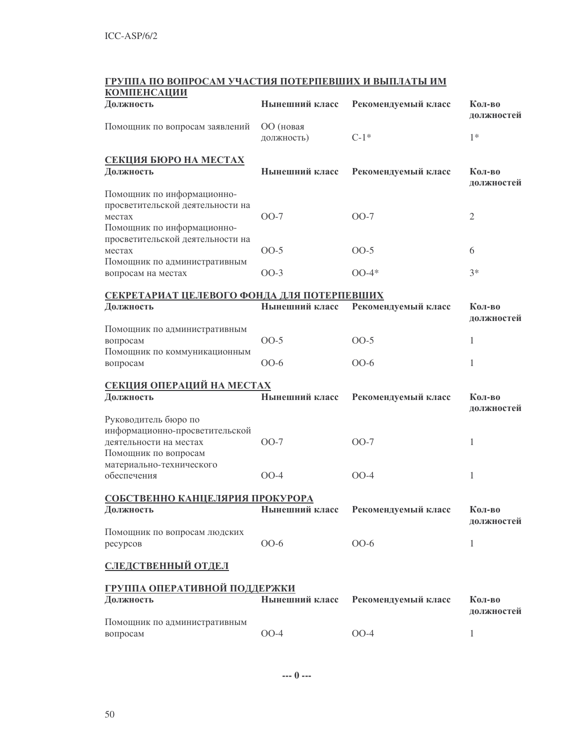**ГРУППА ПО ВОПРОСАМ УЧАСТИЯ ПОТЕРПЕВШИХ И ВЫПЛАТЫ ИМ КОМПЕНСАЦИИ**

| Должность | Нынешний класс | Рекомендуемый класс | Кол-во должностей |
|---|---|---|---|
| Помощник по вопросам заявлений | ОО (новая должность) | С-1* | 1* |

**СЕКЦИЯ БЮРО НА МЕСТАХ**

| Должность | Нынешний класс | Рекомендуемый класс | Кол-во должностей |
|---|---|---|---|
| Помощник по информационно-просветительской деятельности на местах | ОО-7 | ОО-7 | 2 |
| Помощник по информационно-просветительской деятельности на местах | ОО-5 | ОО-5 | 6 |
| Помощник по административным вопросам на местах | ОО-3 | ОО-4* | 3* |

**СЕКРЕТАРИАТ ЦЕЛЕВОГО ФОНДА ДЛЯ ПОТЕРПЕВШИХ**

| Должность | Нынешний класс | Рекомендуемый класс | Кол-во должностей |
|---|---|---|---|
| Помощник по административным вопросам | ОО-5 | ОО-5 | 1 |
| Помощник по коммуникационным вопросам | ОО-6 | ОО-6 | 1 |

**СЕКЦИЯ ОПЕРАЦИЙ НА МЕСТАХ**

| Должность | Нынешний класс | Рекомендуемый класс | Кол-во должностей |
|---|---|---|---|
| Руководитель бюро по информационно-просветительской деятельности на местах | ОО-7 | ОО-7 | 1 |
| Помощник по вопросам материально-технического обеспечения | ОО-4 | ОО-4 | 1 |

**СОБСТВЕННО КАНЦЕЛЯРИЯ ПРОКУРОРА**

| Должность | Нынешний класс | Рекомендуемый класс | Кол-во должностей |
|---|---|---|---|
| Помощник по вопросам людских ресурсов | ОО-6 | ОО-6 | 1 |

**СЛЕДСТВЕННЫЙ ОТДЕЛ**

**ГРУППА ОПЕРАТИВНОЙ ПОДДЕРЖКИ**

| Должность | Нынешний класс | Рекомендуемый класс | Кол-во должностей |
|---|---|---|---|
| Помощник по административным вопросам | ОО-4 | ОО-4 | 1 |

--- 0 ---